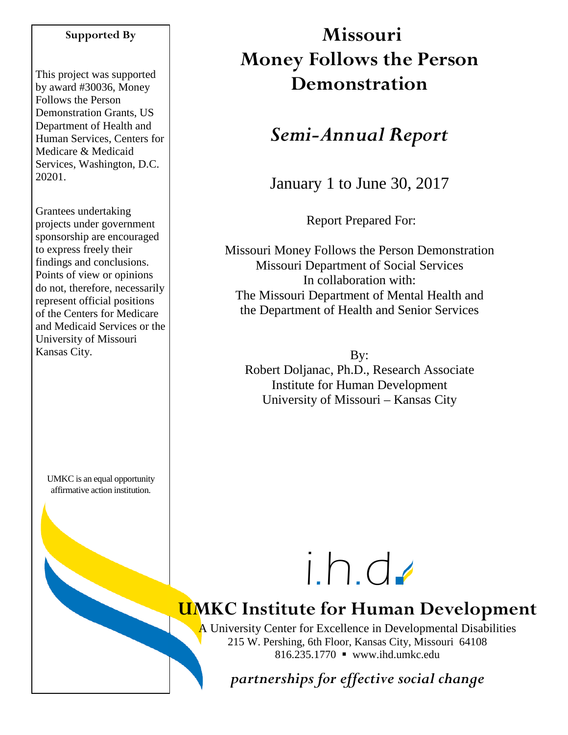# Missouri Money Follows the Person Demonstration

## *Semi-Annual Report*

January 1 to June 30, 2017

Report Prepared For:

Missouri Money Follows the Person Demonstration
Missouri Department of Social Services
In collaboration with:
The Missouri Department of Mental Health and
the Department of Health and Senior Services

By:
Robert Doljanac, Ph.D., Research Associate
Institute for Human Development
University of Missouri – Kansas City

**Supported By**

This project was supported by award #30036, Money Follows the Person Demonstration Grants, US Department of Health and Human Services, Centers for Medicare & Medicaid Services, Washington, D.C. 20201.

Grantees undertaking projects under government sponsorship are encouraged to express freely their findings and conclusions. Points of view or opinions do not, therefore, necessarily represent official positions of the Centers for Medicare and Medicaid Services or the University of Missouri Kansas City.

UMKC is an equal opportunity affirmative action institution.

i.h.d.

**UMKC Institute for Human Development**

A University Center for Excellence in Developmental Disabilities
215 W. Pershing, 6th Floor, Kansas City, Missouri 64108
816.235.1770 ▪ www.ihd.umkc.edu

*partnerships for effective social change*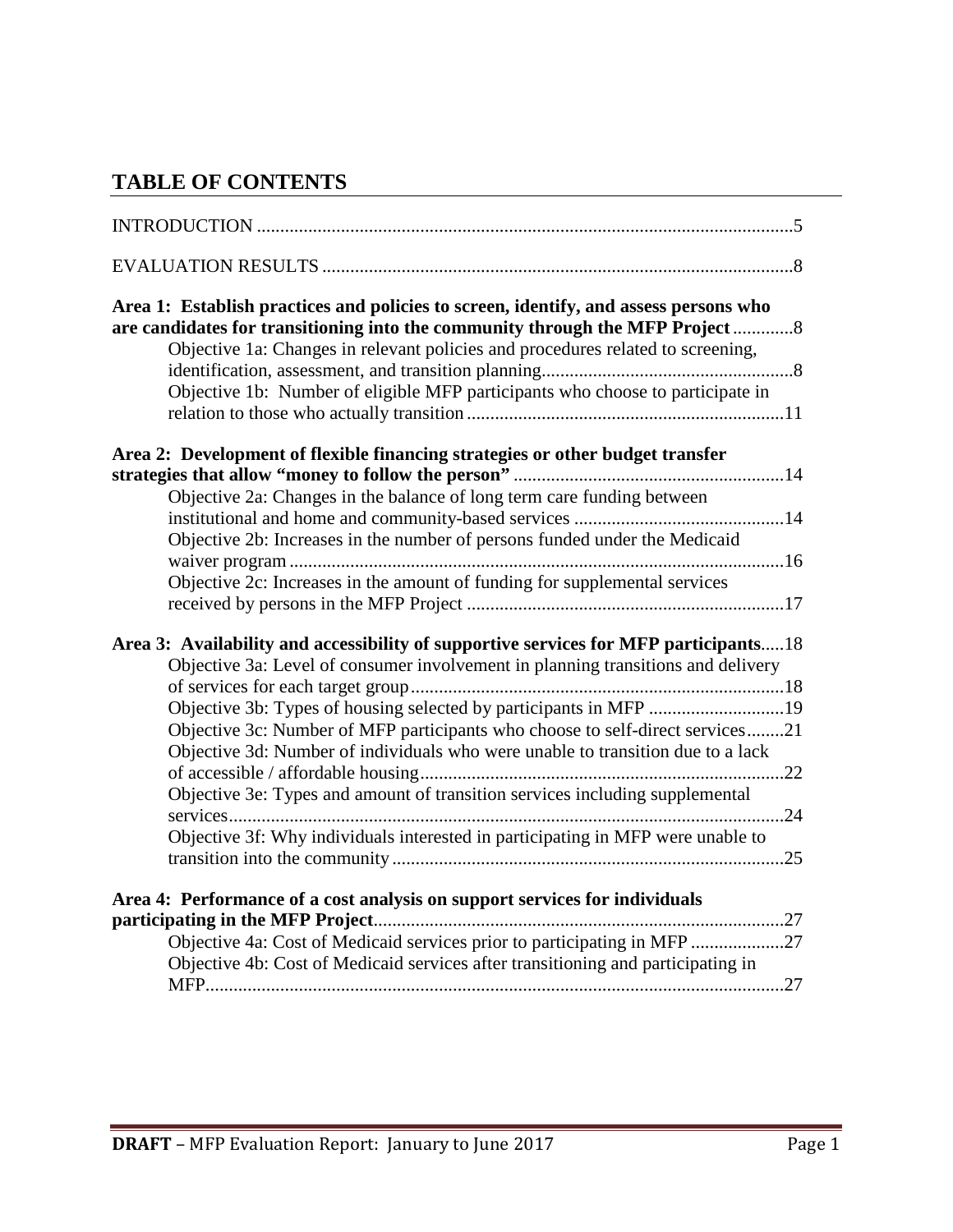## TABLE OF CONTENTS

INTRODUCTION ....................................................................................................................5

EVALUATION RESULTS .....................................................................................................8

**Area 1: Establish practices and policies to screen, identify, and assess persons who are candidates for transitioning into the community through the MFP Project** .............8

- Objective 1a: Changes in relevant policies and procedures related to screening, identification, assessment, and transition planning.....................................................8
- Objective 1b: Number of eligible MFP participants who choose to participate in relation to those who actually transition ...................................................................11

**Area 2: Development of flexible financing strategies or other budget transfer strategies that allow "money to follow the person"** .........................................................14

- Objective 2a: Changes in the balance of long term care funding between institutional and home and community-based services ............................................14
- Objective 2b: Increases in the number of persons funded under the Medicaid waiver program .........................................................................................................16
- Objective 2c: Increases in the amount of funding for supplemental services received by persons in the MFP Project ...................................................................17

**Area 3: Availability and accessibility of supportive services for MFP participants**.....18

- Objective 3a: Level of consumer involvement in planning transitions and delivery of services for each target group................................................................................18
- Objective 3b: Types of housing selected by participants in MFP .............................19
- Objective 3c: Number of MFP participants who choose to self-direct services........21
- Objective 3d: Number of individuals who were unable to transition due to a lack of accessible / affordable housing.............................................................................22
- Objective 3e: Types and amount of transition services including supplemental services.......................................................................................................................24
- Objective 3f: Why individuals interested in participating in MFP were unable to transition into the community ....................................................................................25

**Area 4: Performance of a cost analysis on support services for individuals participating in the MFP Project**.......................................................................................27

- Objective 4a: Cost of Medicaid services prior to participating in MFP ....................27
- Objective 4b: Cost of Medicaid services after transitioning and participating in MFP............................................................................................................................27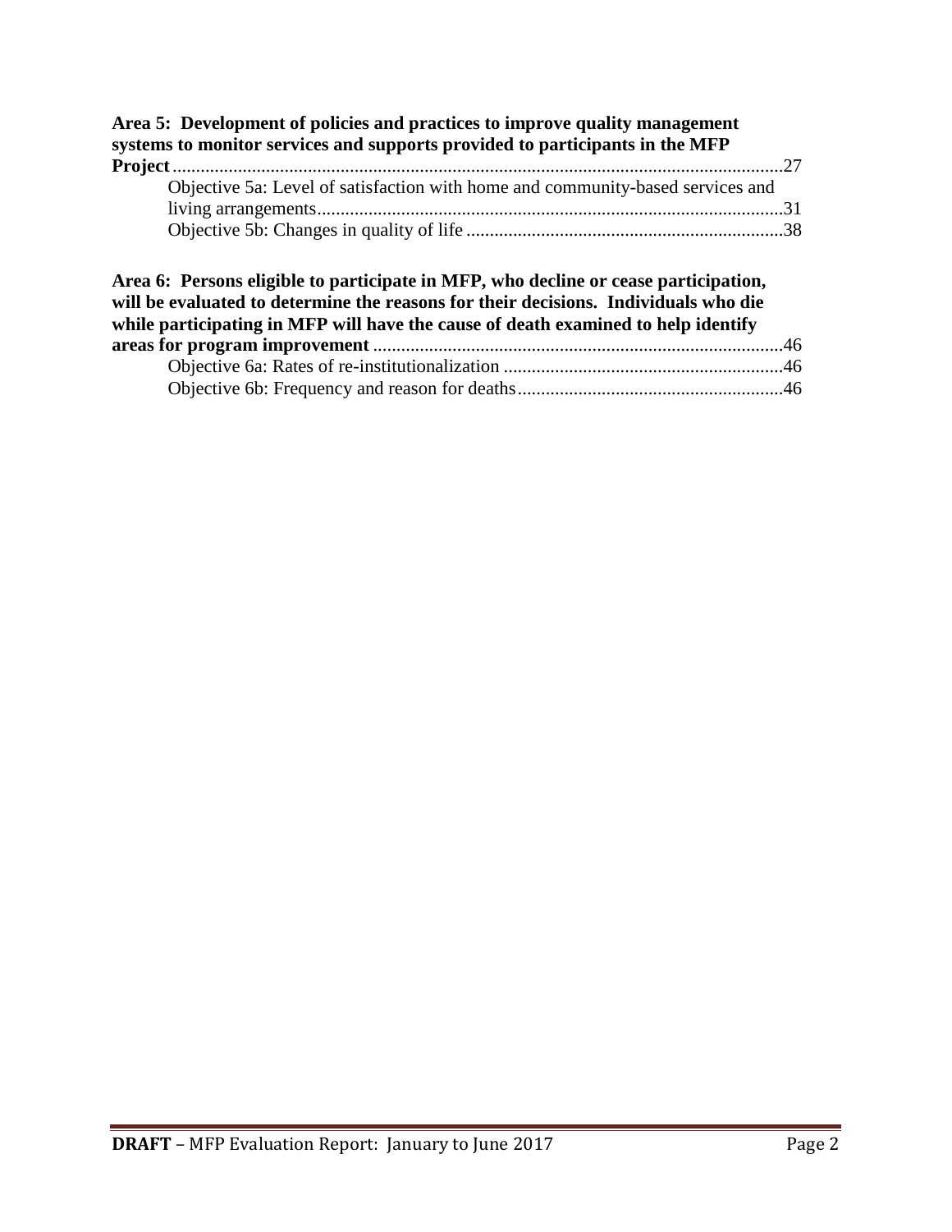**Area 5: Development of policies and practices to improve quality management systems to monitor services and supports provided to participants in the MFP Project** ....................................................................................................................27

- Objective 5a: Level of satisfaction with home and community-based services and living arrangements....................................................................................................31
- Objective 5b: Changes in quality of life ....................................................................38

**Area 6: Persons eligible to participate in MFP, who decline or cease participation, will be evaluated to determine the reasons for their decisions. Individuals who die while participating in MFP will have the cause of death examined to help identify areas for program improvement** .......................................................................................46

- Objective 6a: Rates of re-institutionalization ............................................................46
- Objective 6b: Frequency and reason for deaths.........................................................46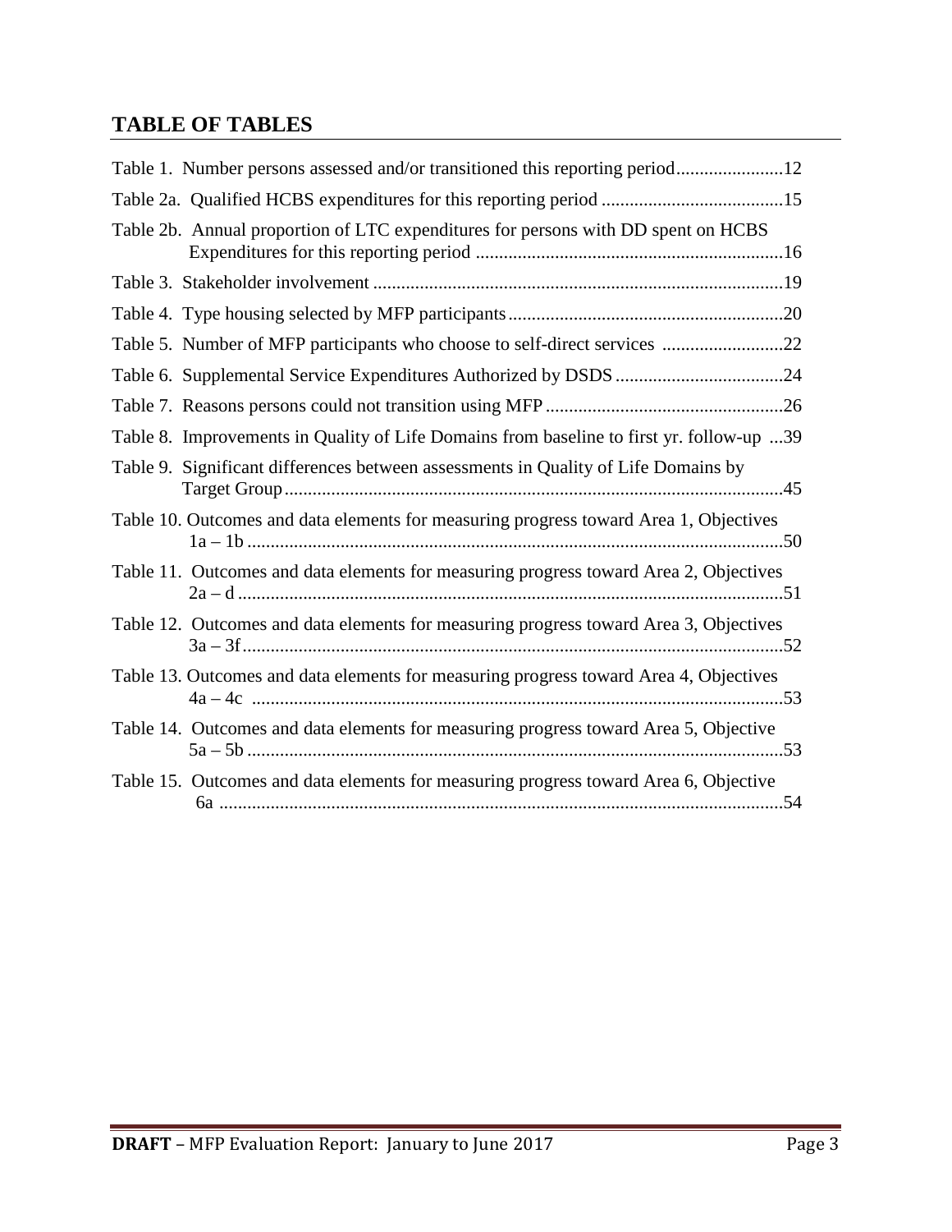## TABLE OF TABLES

Table 1. Number persons assessed and/or transitioned this reporting period.......................12

Table 2a. Qualified HCBS expenditures for this reporting period .......................................15

Table 2b. Annual proportion of LTC expenditures for persons with DD spent on HCBS Expenditures for this reporting period ..................................................................16

Table 3. Stakeholder involvement ........................................................................................19

Table 4. Type housing selected by MFP participants...........................................................20

Table 5. Number of MFP participants who choose to self-direct services ..........................22

Table 6. Supplemental Service Expenditures Authorized by DSDS ....................................24

Table 7. Reasons persons could not transition using MFP ...................................................26

Table 8. Improvements in Quality of Life Domains from baseline to first yr. follow-up ...39

Table 9. Significant differences between assessments in Quality of Life Domains by Target Group...........................................................................................................45

Table 10. Outcomes and data elements for measuring progress toward Area 1, Objectives 1a – 1b ..................................................................................................................50

Table 11. Outcomes and data elements for measuring progress toward Area 2, Objectives 2a – d .....................................................................................................................51

Table 12. Outcomes and data elements for measuring progress toward Area 3, Objectives 3a – 3f....................................................................................................................52

Table 13. Outcomes and data elements for measuring progress toward Area 4, Objectives 4a – 4c .................................................................................................................53

Table 14. Outcomes and data elements for measuring progress toward Area 5, Objective 5a – 5b ..................................................................................................................53

Table 15. Outcomes and data elements for measuring progress toward Area 6, Objective 6a ........................................................................................................................54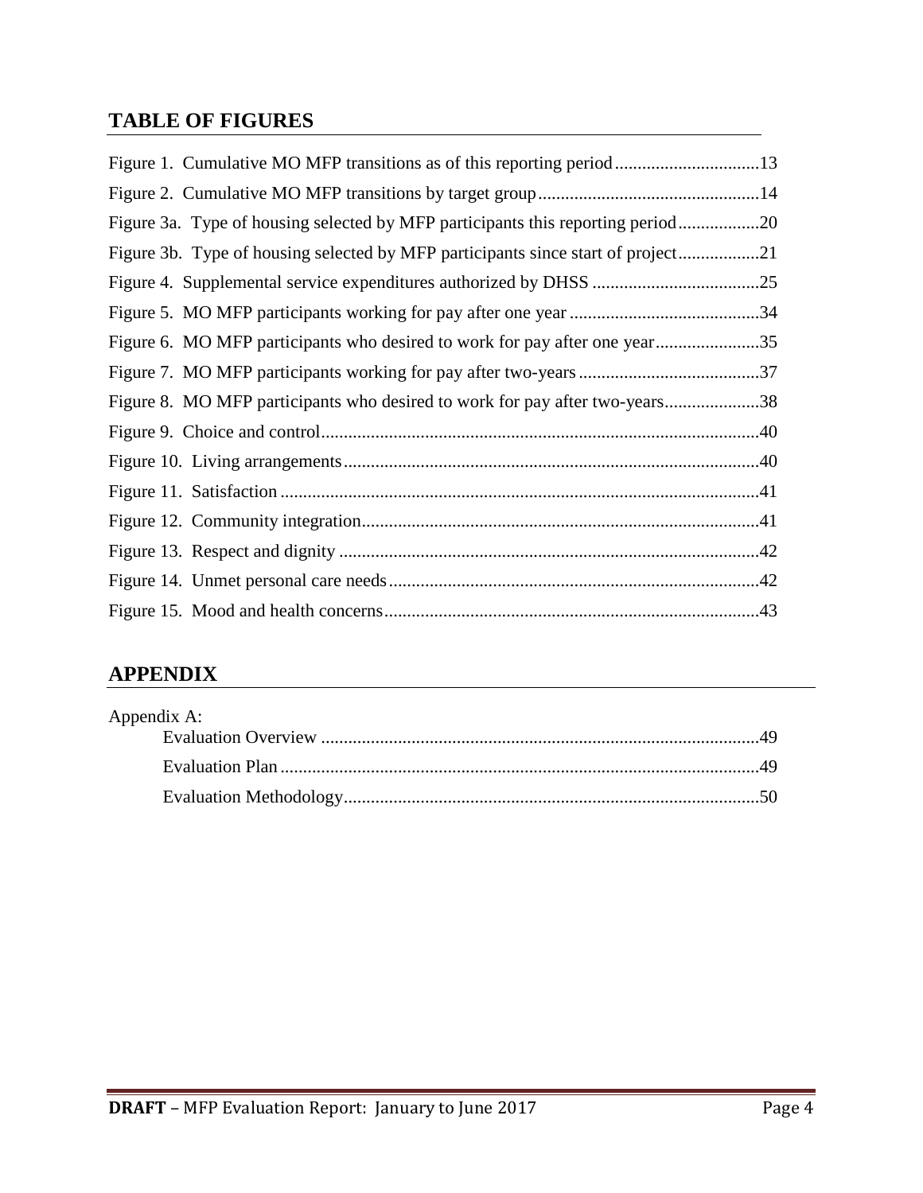## TABLE OF FIGURES

Figure 1. Cumulative MO MFP transitions as of this reporting period ................................13

Figure 2. Cumulative MO MFP transitions by target group .................................................14

Figure 3a. Type of housing selected by MFP participants this reporting period ..................20

Figure 3b. Type of housing selected by MFP participants since start of project ..................21

Figure 4. Supplemental service expenditures authorized by DHSS .....................................25

Figure 5. MO MFP participants working for pay after one year ..........................................34

Figure 6. MO MFP participants who desired to work for pay after one year .......................35

Figure 7. MO MFP participants working for pay after two-years ........................................37

Figure 8. MO MFP participants who desired to work for pay after two-years .....................38

Figure 9. Choice and control ................................................................................................40

Figure 10. Living arrangements ...........................................................................................40

Figure 11. Satisfaction .........................................................................................................41

Figure 12. Community integration .......................................................................................41

Figure 13. Respect and dignity ............................................................................................42

Figure 14. Unmet personal care needs .................................................................................42

Figure 15. Mood and health concerns ..................................................................................43

## APPENDIX

Appendix A:

- Evaluation Overview .................................................................................................49
- Evaluation Plan .........................................................................................................49
- Evaluation Methodology ............................................................................................50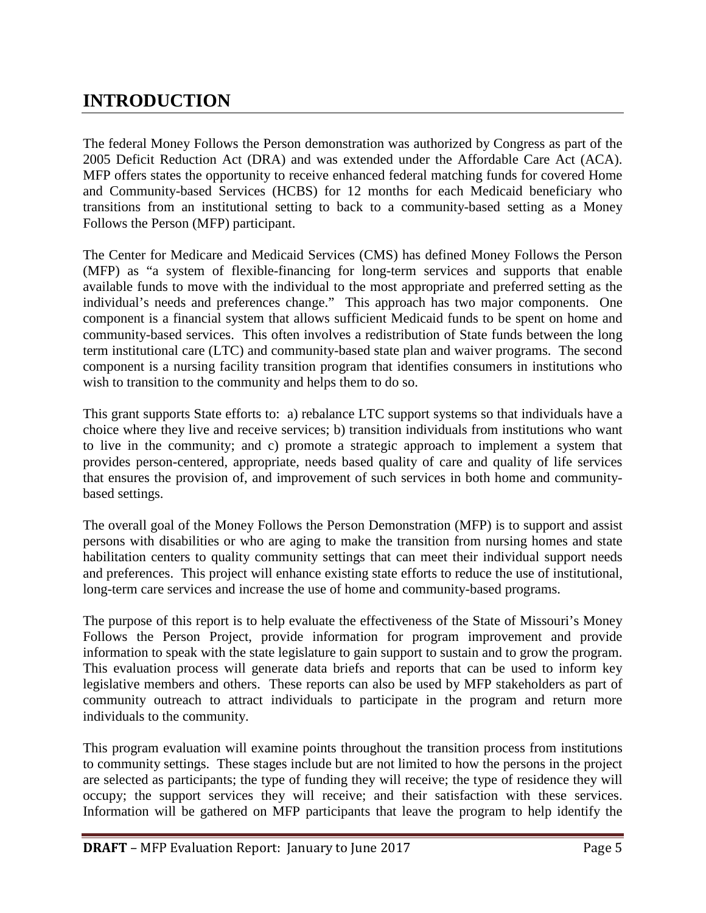# INTRODUCTION

The federal Money Follows the Person demonstration was authorized by Congress as part of the 2005 Deficit Reduction Act (DRA) and was extended under the Affordable Care Act (ACA). MFP offers states the opportunity to receive enhanced federal matching funds for covered Home and Community-based Services (HCBS) for 12 months for each Medicaid beneficiary who transitions from an institutional setting to back to a community-based setting as a Money Follows the Person (MFP) participant.

The Center for Medicare and Medicaid Services (CMS) has defined Money Follows the Person (MFP) as "a system of flexible-financing for long-term services and supports that enable available funds to move with the individual to the most appropriate and preferred setting as the individual's needs and preferences change." This approach has two major components. One component is a financial system that allows sufficient Medicaid funds to be spent on home and community-based services. This often involves a redistribution of State funds between the long term institutional care (LTC) and community-based state plan and waiver programs. The second component is a nursing facility transition program that identifies consumers in institutions who wish to transition to the community and helps them to do so.

This grant supports State efforts to: a) rebalance LTC support systems so that individuals have a choice where they live and receive services; b) transition individuals from institutions who want to live in the community; and c) promote a strategic approach to implement a system that provides person-centered, appropriate, needs based quality of care and quality of life services that ensures the provision of, and improvement of such services in both home and community-based settings.

The overall goal of the Money Follows the Person Demonstration (MFP) is to support and assist persons with disabilities or who are aging to make the transition from nursing homes and state habilitation centers to quality community settings that can meet their individual support needs and preferences. This project will enhance existing state efforts to reduce the use of institutional, long-term care services and increase the use of home and community-based programs.

The purpose of this report is to help evaluate the effectiveness of the State of Missouri's Money Follows the Person Project, provide information for program improvement and provide information to speak with the state legislature to gain support to sustain and to grow the program. This evaluation process will generate data briefs and reports that can be used to inform key legislative members and others. These reports can also be used by MFP stakeholders as part of community outreach to attract individuals to participate in the program and return more individuals to the community.

This program evaluation will examine points throughout the transition process from institutions to community settings. These stages include but are not limited to how the persons in the project are selected as participants; the type of funding they will receive; the type of residence they will occupy; the support services they will receive; and their satisfaction with these services. Information will be gathered on MFP participants that leave the program to help identify the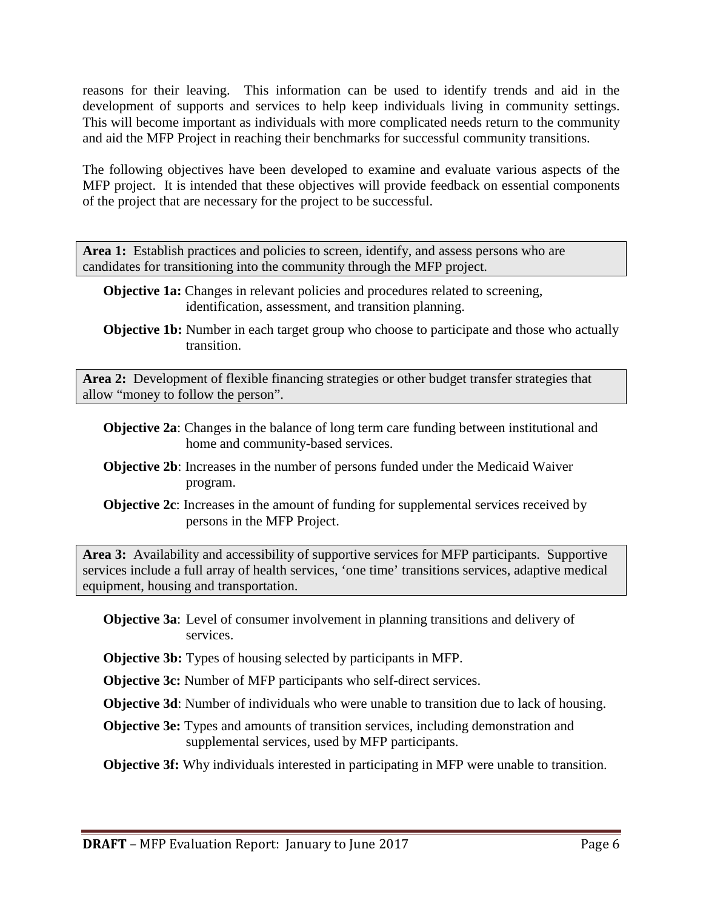reasons for their leaving. This information can be used to identify trends and aid in the development of supports and services to help keep individuals living in community settings. This will become important as individuals with more complicated needs return to the community and aid the MFP Project in reaching their benchmarks for successful community transitions.

The following objectives have been developed to examine and evaluate various aspects of the MFP project. It is intended that these objectives will provide feedback on essential components of the project that are necessary for the project to be successful.

**Area 1:** Establish practices and policies to screen, identify, and assess persons who are candidates for transitioning into the community through the MFP project.

**Objective 1a:** Changes in relevant policies and procedures related to screening, identification, assessment, and transition planning.

**Objective 1b:** Number in each target group who choose to participate and those who actually transition.

**Area 2:** Development of flexible financing strategies or other budget transfer strategies that allow "money to follow the person".

**Objective 2a**: Changes in the balance of long term care funding between institutional and home and community-based services.

**Objective 2b**: Increases in the number of persons funded under the Medicaid Waiver program.

**Objective 2c**: Increases in the amount of funding for supplemental services received by persons in the MFP Project.

**Area 3:** Availability and accessibility of supportive services for MFP participants. Supportive services include a full array of health services, 'one time' transitions services, adaptive medical equipment, housing and transportation.

**Objective 3a**: Level of consumer involvement in planning transitions and delivery of services.

**Objective 3b:** Types of housing selected by participants in MFP.

**Objective 3c:** Number of MFP participants who self-direct services.

**Objective 3d**: Number of individuals who were unable to transition due to lack of housing.

**Objective 3e:** Types and amounts of transition services, including demonstration and supplemental services, used by MFP participants.

**Objective 3f:** Why individuals interested in participating in MFP were unable to transition.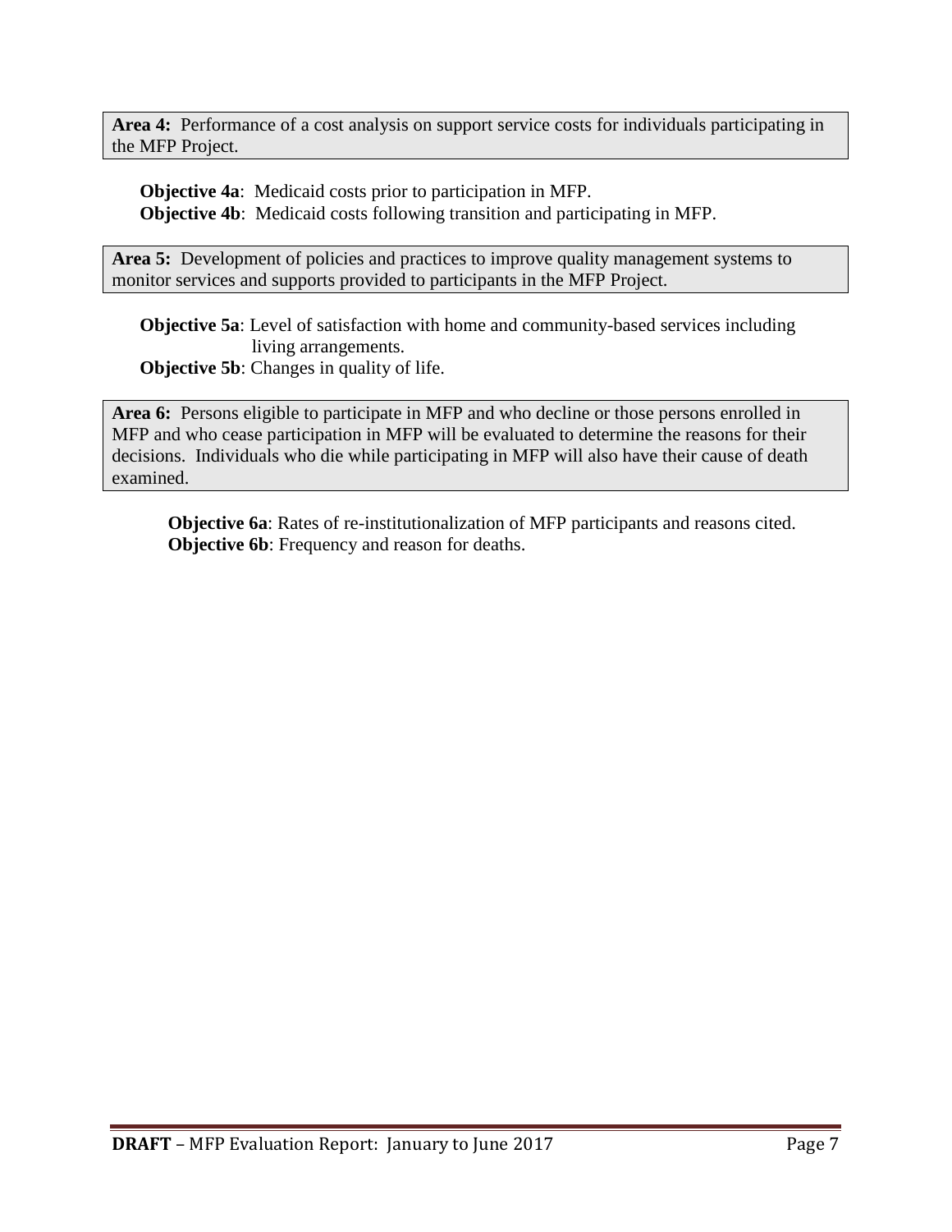**Area 4:** Performance of a cost analysis on support service costs for individuals participating in the MFP Project.

**Objective 4a**: Medicaid costs prior to participation in MFP.
**Objective 4b**: Medicaid costs following transition and participating in MFP.

**Area 5:** Development of policies and practices to improve quality management systems to monitor services and supports provided to participants in the MFP Project.

**Objective 5a**: Level of satisfaction with home and community-based services including living arrangements.
**Objective 5b**: Changes in quality of life.

**Area 6:** Persons eligible to participate in MFP and who decline or those persons enrolled in MFP and who cease participation in MFP will be evaluated to determine the reasons for their decisions. Individuals who die while participating in MFP will also have their cause of death examined.

**Objective 6a**: Rates of re-institutionalization of MFP participants and reasons cited.
**Objective 6b**: Frequency and reason for deaths.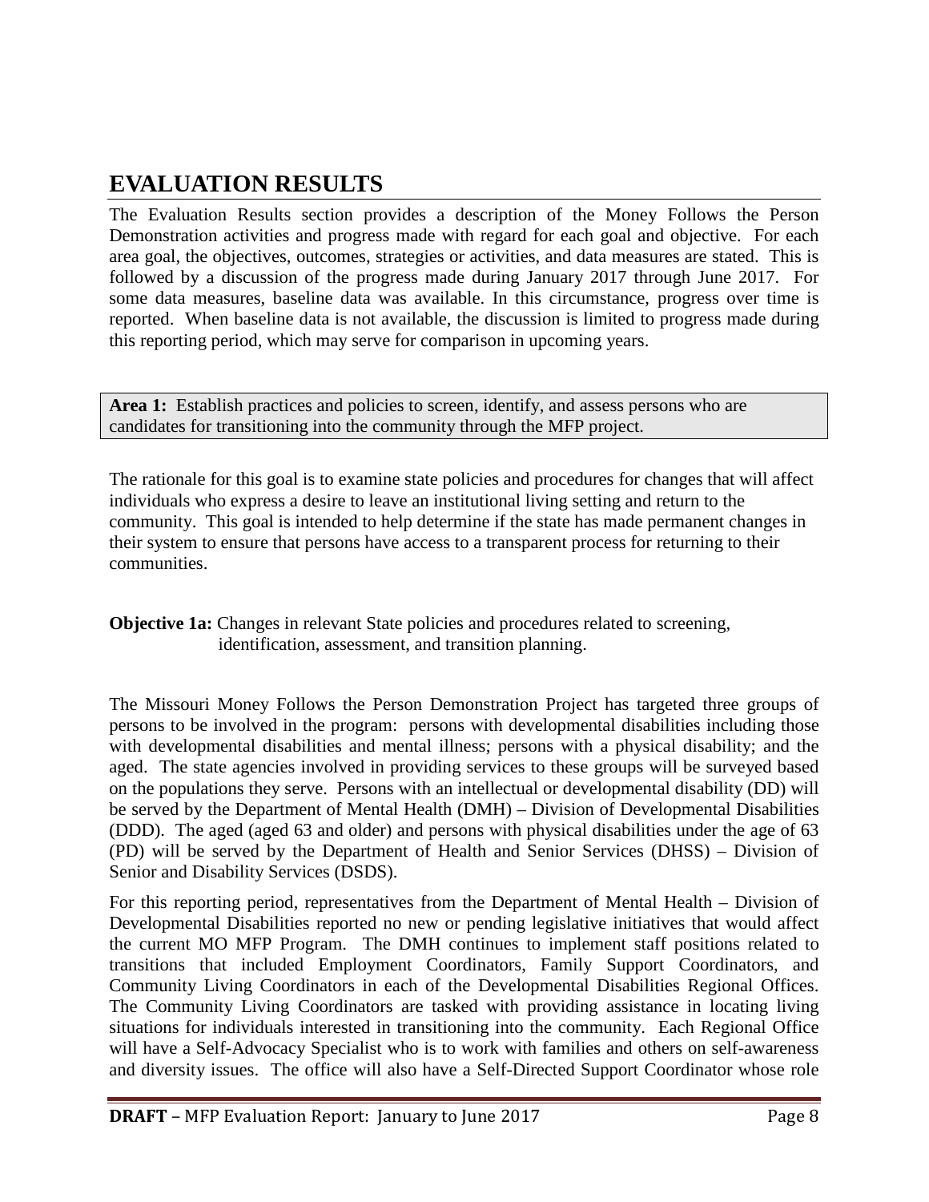# EVALUATION RESULTS

The Evaluation Results section provides a description of the Money Follows the Person Demonstration activities and progress made with regard for each goal and objective. For each area goal, the objectives, outcomes, strategies or activities, and data measures are stated. This is followed by a discussion of the progress made during January 2017 through June 2017. For some data measures, baseline data was available. In this circumstance, progress over time is reported. When baseline data is not available, the discussion is limited to progress made during this reporting period, which may serve for comparison in upcoming years.

**Area 1:** Establish practices and policies to screen, identify, and assess persons who are candidates for transitioning into the community through the MFP project.

The rationale for this goal is to examine state policies and procedures for changes that will affect individuals who express a desire to leave an institutional living setting and return to the community. This goal is intended to help determine if the state has made permanent changes in their system to ensure that persons have access to a transparent process for returning to their communities.

**Objective 1a:** Changes in relevant State policies and procedures related to screening, identification, assessment, and transition planning.

The Missouri Money Follows the Person Demonstration Project has targeted three groups of persons to be involved in the program: persons with developmental disabilities including those with developmental disabilities and mental illness; persons with a physical disability; and the aged. The state agencies involved in providing services to these groups will be surveyed based on the populations they serve. Persons with an intellectual or developmental disability (DD) will be served by the Department of Mental Health (DMH) – Division of Developmental Disabilities (DDD). The aged (aged 63 and older) and persons with physical disabilities under the age of 63 (PD) will be served by the Department of Health and Senior Services (DHSS) – Division of Senior and Disability Services (DSDS).

For this reporting period, representatives from the Department of Mental Health – Division of Developmental Disabilities reported no new or pending legislative initiatives that would affect the current MO MFP Program. The DMH continues to implement staff positions related to transitions that included Employment Coordinators, Family Support Coordinators, and Community Living Coordinators in each of the Developmental Disabilities Regional Offices. The Community Living Coordinators are tasked with providing assistance in locating living situations for individuals interested in transitioning into the community. Each Regional Office will have a Self-Advocacy Specialist who is to work with families and others on self-awareness and diversity issues. The office will also have a Self-Directed Support Coordinator whose role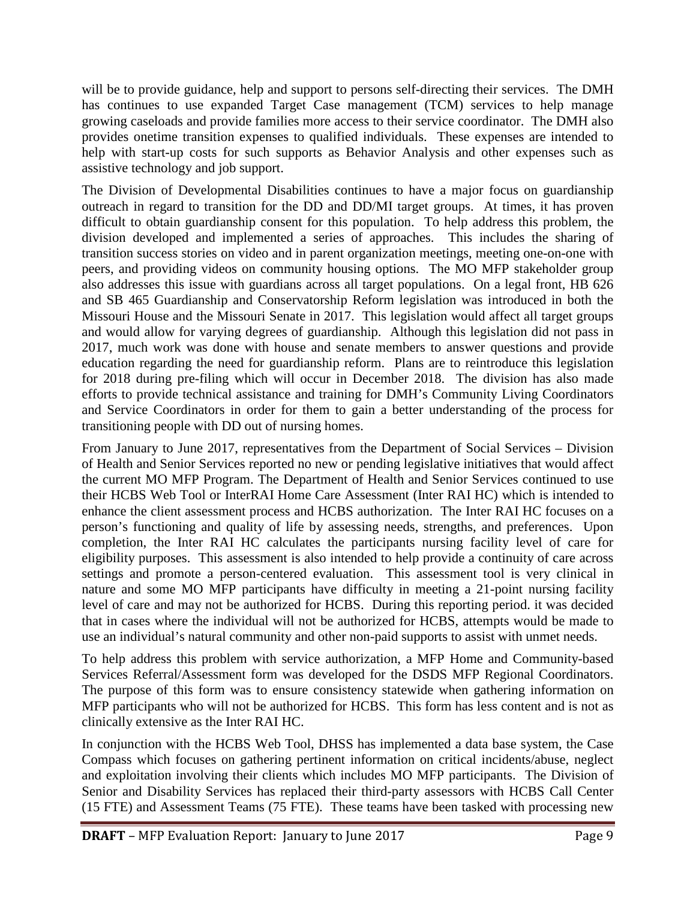will be to provide guidance, help and support to persons self-directing their services. The DMH has continues to use expanded Target Case management (TCM) services to help manage growing caseloads and provide families more access to their service coordinator. The DMH also provides onetime transition expenses to qualified individuals. These expenses are intended to help with start-up costs for such supports as Behavior Analysis and other expenses such as assistive technology and job support.

The Division of Developmental Disabilities continues to have a major focus on guardianship outreach in regard to transition for the DD and DD/MI target groups. At times, it has proven difficult to obtain guardianship consent for this population. To help address this problem, the division developed and implemented a series of approaches. This includes the sharing of transition success stories on video and in parent organization meetings, meeting one-on-one with peers, and providing videos on community housing options. The MO MFP stakeholder group also addresses this issue with guardians across all target populations. On a legal front, HB 626 and SB 465 Guardianship and Conservatorship Reform legislation was introduced in both the Missouri House and the Missouri Senate in 2017. This legislation would affect all target groups and would allow for varying degrees of guardianship. Although this legislation did not pass in 2017, much work was done with house and senate members to answer questions and provide education regarding the need for guardianship reform. Plans are to reintroduce this legislation for 2018 during pre-filing which will occur in December 2018. The division has also made efforts to provide technical assistance and training for DMH's Community Living Coordinators and Service Coordinators in order for them to gain a better understanding of the process for transitioning people with DD out of nursing homes.

From January to June 2017, representatives from the Department of Social Services – Division of Health and Senior Services reported no new or pending legislative initiatives that would affect the current MO MFP Program. The Department of Health and Senior Services continued to use their HCBS Web Tool or InterRAI Home Care Assessment (Inter RAI HC) which is intended to enhance the client assessment process and HCBS authorization. The Inter RAI HC focuses on a person's functioning and quality of life by assessing needs, strengths, and preferences. Upon completion, the Inter RAI HC calculates the participants nursing facility level of care for eligibility purposes. This assessment is also intended to help provide a continuity of care across settings and promote a person-centered evaluation. This assessment tool is very clinical in nature and some MO MFP participants have difficulty in meeting a 21-point nursing facility level of care and may not be authorized for HCBS. During this reporting period. it was decided that in cases where the individual will not be authorized for HCBS, attempts would be made to use an individual's natural community and other non-paid supports to assist with unmet needs.

To help address this problem with service authorization, a MFP Home and Community-based Services Referral/Assessment form was developed for the DSDS MFP Regional Coordinators. The purpose of this form was to ensure consistency statewide when gathering information on MFP participants who will not be authorized for HCBS. This form has less content and is not as clinically extensive as the Inter RAI HC.

In conjunction with the HCBS Web Tool, DHSS has implemented a data base system, the Case Compass which focuses on gathering pertinent information on critical incidents/abuse, neglect and exploitation involving their clients which includes MO MFP participants. The Division of Senior and Disability Services has replaced their third-party assessors with HCBS Call Center (15 FTE) and Assessment Teams (75 FTE). These teams have been tasked with processing new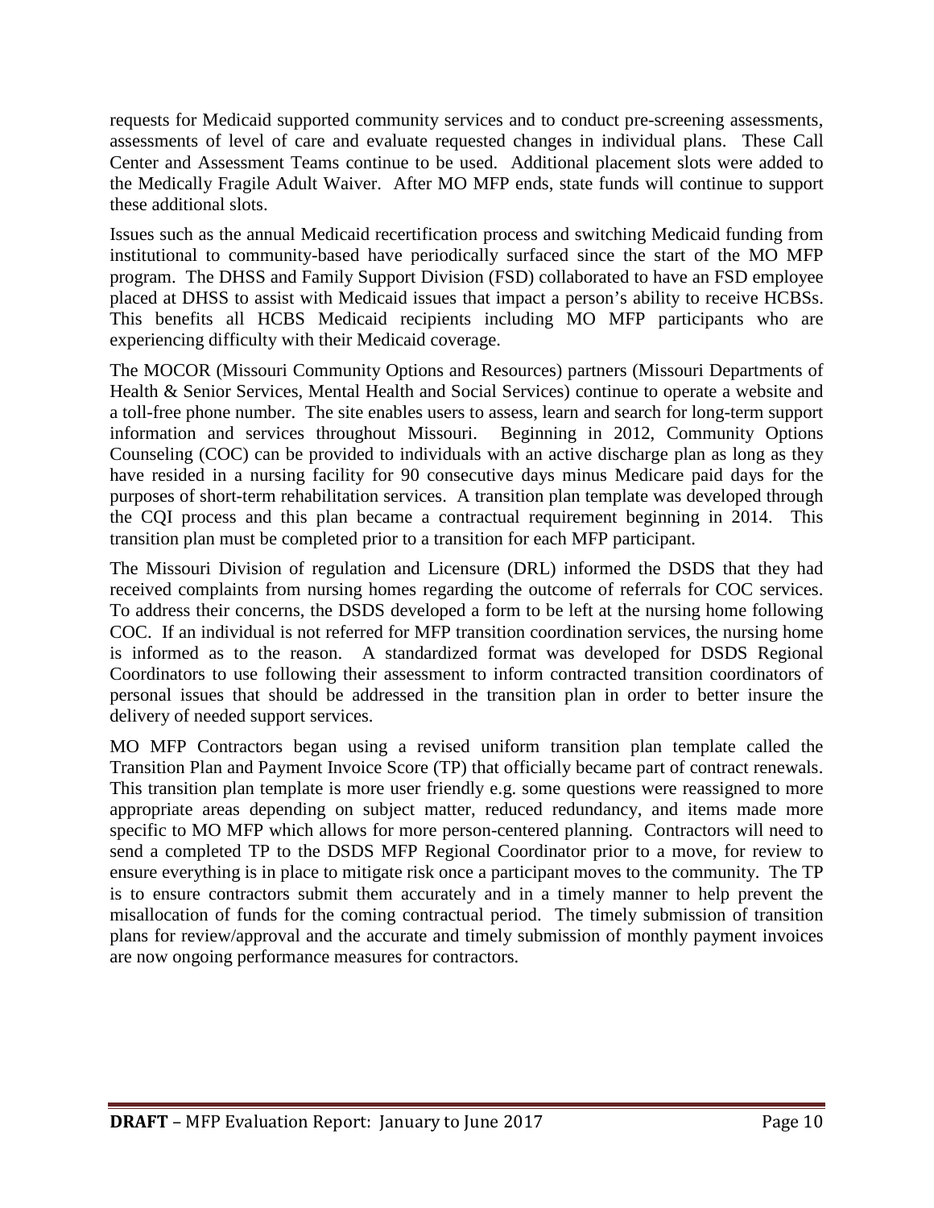requests for Medicaid supported community services and to conduct pre-screening assessments, assessments of level of care and evaluate requested changes in individual plans. These Call Center and Assessment Teams continue to be used. Additional placement slots were added to the Medically Fragile Adult Waiver. After MO MFP ends, state funds will continue to support these additional slots.

Issues such as the annual Medicaid recertification process and switching Medicaid funding from institutional to community-based have periodically surfaced since the start of the MO MFP program. The DHSS and Family Support Division (FSD) collaborated to have an FSD employee placed at DHSS to assist with Medicaid issues that impact a person's ability to receive HCBSs. This benefits all HCBS Medicaid recipients including MO MFP participants who are experiencing difficulty with their Medicaid coverage.

The MOCOR (Missouri Community Options and Resources) partners (Missouri Departments of Health & Senior Services, Mental Health and Social Services) continue to operate a website and a toll-free phone number. The site enables users to assess, learn and search for long-term support information and services throughout Missouri. Beginning in 2012, Community Options Counseling (COC) can be provided to individuals with an active discharge plan as long as they have resided in a nursing facility for 90 consecutive days minus Medicare paid days for the purposes of short-term rehabilitation services. A transition plan template was developed through the CQI process and this plan became a contractual requirement beginning in 2014. This transition plan must be completed prior to a transition for each MFP participant.

The Missouri Division of regulation and Licensure (DRL) informed the DSDS that they had received complaints from nursing homes regarding the outcome of referrals for COC services. To address their concerns, the DSDS developed a form to be left at the nursing home following COC. If an individual is not referred for MFP transition coordination services, the nursing home is informed as to the reason. A standardized format was developed for DSDS Regional Coordinators to use following their assessment to inform contracted transition coordinators of personal issues that should be addressed in the transition plan in order to better insure the delivery of needed support services.

MO MFP Contractors began using a revised uniform transition plan template called the Transition Plan and Payment Invoice Score (TP) that officially became part of contract renewals. This transition plan template is more user friendly e.g. some questions were reassigned to more appropriate areas depending on subject matter, reduced redundancy, and items made more specific to MO MFP which allows for more person-centered planning. Contractors will need to send a completed TP to the DSDS MFP Regional Coordinator prior to a move, for review to ensure everything is in place to mitigate risk once a participant moves to the community. The TP is to ensure contractors submit them accurately and in a timely manner to help prevent the misallocation of funds for the coming contractual period. The timely submission of transition plans for review/approval and the accurate and timely submission of monthly payment invoices are now ongoing performance measures for contractors.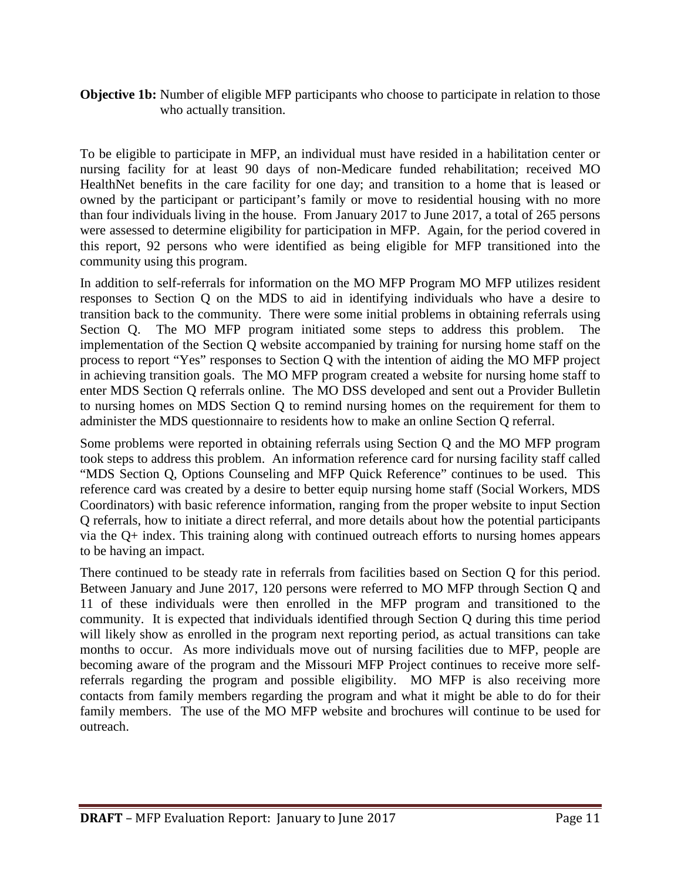**Objective 1b:** Number of eligible MFP participants who choose to participate in relation to those who actually transition.

To be eligible to participate in MFP, an individual must have resided in a habilitation center or nursing facility for at least 90 days of non-Medicare funded rehabilitation; received MO HealthNet benefits in the care facility for one day; and transition to a home that is leased or owned by the participant or participant's family or move to residential housing with no more than four individuals living in the house. From January 2017 to June 2017, a total of 265 persons were assessed to determine eligibility for participation in MFP. Again, for the period covered in this report, 92 persons who were identified as being eligible for MFP transitioned into the community using this program.

In addition to self-referrals for information on the MO MFP Program MO MFP utilizes resident responses to Section Q on the MDS to aid in identifying individuals who have a desire to transition back to the community. There were some initial problems in obtaining referrals using Section Q. The MO MFP program initiated some steps to address this problem. The implementation of the Section Q website accompanied by training for nursing home staff on the process to report "Yes" responses to Section Q with the intention of aiding the MO MFP project in achieving transition goals. The MO MFP program created a website for nursing home staff to enter MDS Section Q referrals online. The MO DSS developed and sent out a Provider Bulletin to nursing homes on MDS Section Q to remind nursing homes on the requirement for them to administer the MDS questionnaire to residents how to make an online Section Q referral.

Some problems were reported in obtaining referrals using Section Q and the MO MFP program took steps to address this problem. An information reference card for nursing facility staff called "MDS Section Q, Options Counseling and MFP Quick Reference" continues to be used. This reference card was created by a desire to better equip nursing home staff (Social Workers, MDS Coordinators) with basic reference information, ranging from the proper website to input Section Q referrals, how to initiate a direct referral, and more details about how the potential participants via the Q+ index. This training along with continued outreach efforts to nursing homes appears to be having an impact.

There continued to be steady rate in referrals from facilities based on Section Q for this period. Between January and June 2017, 120 persons were referred to MO MFP through Section Q and 11 of these individuals were then enrolled in the MFP program and transitioned to the community. It is expected that individuals identified through Section Q during this time period will likely show as enrolled in the program next reporting period, as actual transitions can take months to occur. As more individuals move out of nursing facilities due to MFP, people are becoming aware of the program and the Missouri MFP Project continues to receive more self-referrals regarding the program and possible eligibility. MO MFP is also receiving more contacts from family members regarding the program and what it might be able to do for their family members. The use of the MO MFP website and brochures will continue to be used for outreach.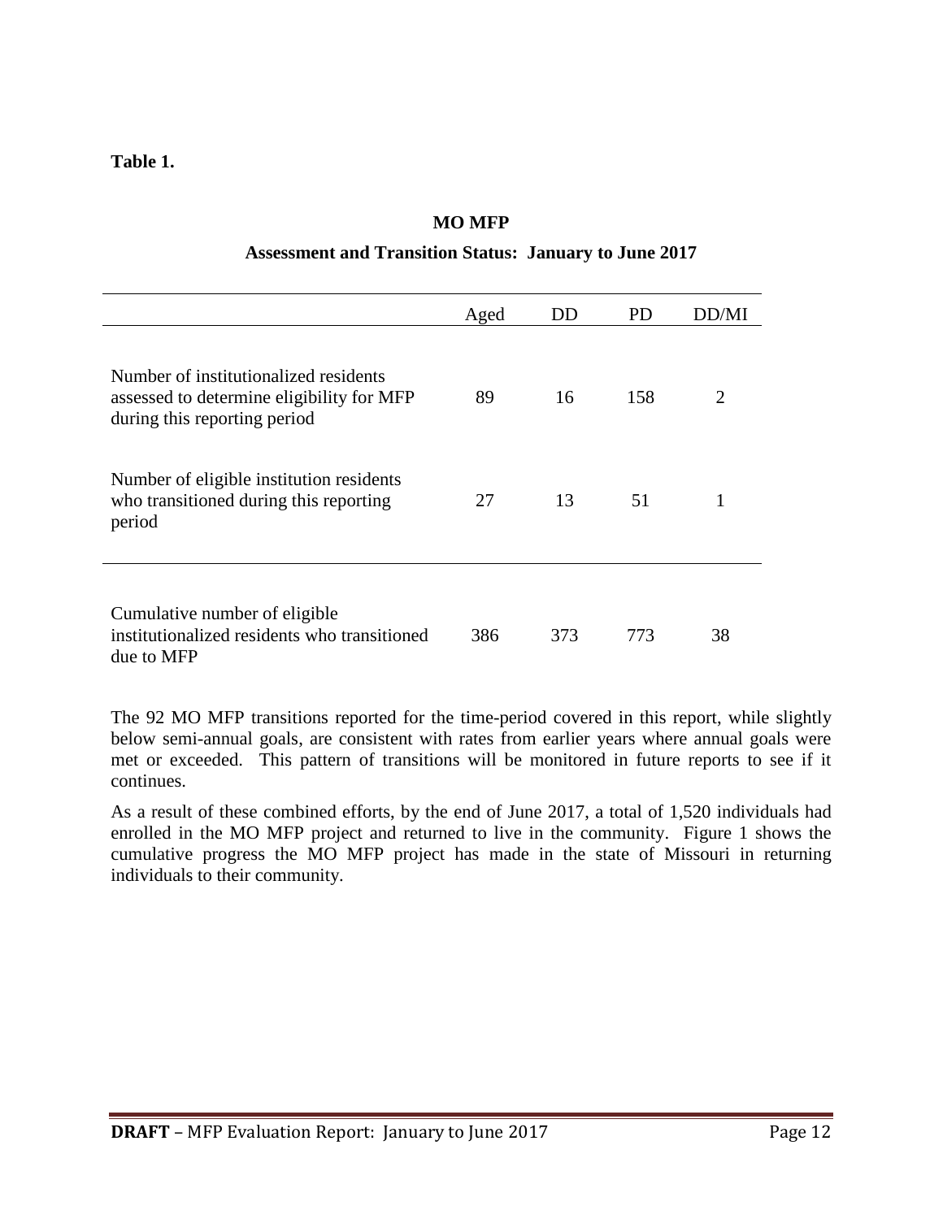**Table 1.**

**MO MFP**

**Assessment and Transition Status: January to June 2017**

| | Aged | DD | PD | DD/MI |
|---|---|---|---|---|
| Number of institutionalized residents assessed to determine eligibility for MFP during this reporting period | 89 | 16 | 158 | 2 |
| Number of eligible institution residents who transitioned during this reporting period | 27 | 13 | 51 | 1 |
| Cumulative number of eligible institutionalized residents who transitioned due to MFP | 386 | 373 | 773 | 38 |

The 92 MO MFP transitions reported for the time-period covered in this report, while slightly below semi-annual goals, are consistent with rates from earlier years where annual goals were met or exceeded. This pattern of transitions will be monitored in future reports to see if it continues.

As a result of these combined efforts, by the end of June 2017, a total of 1,520 individuals had enrolled in the MO MFP project and returned to live in the community. Figure 1 shows the cumulative progress the MO MFP project has made in the state of Missouri in returning individuals to their community.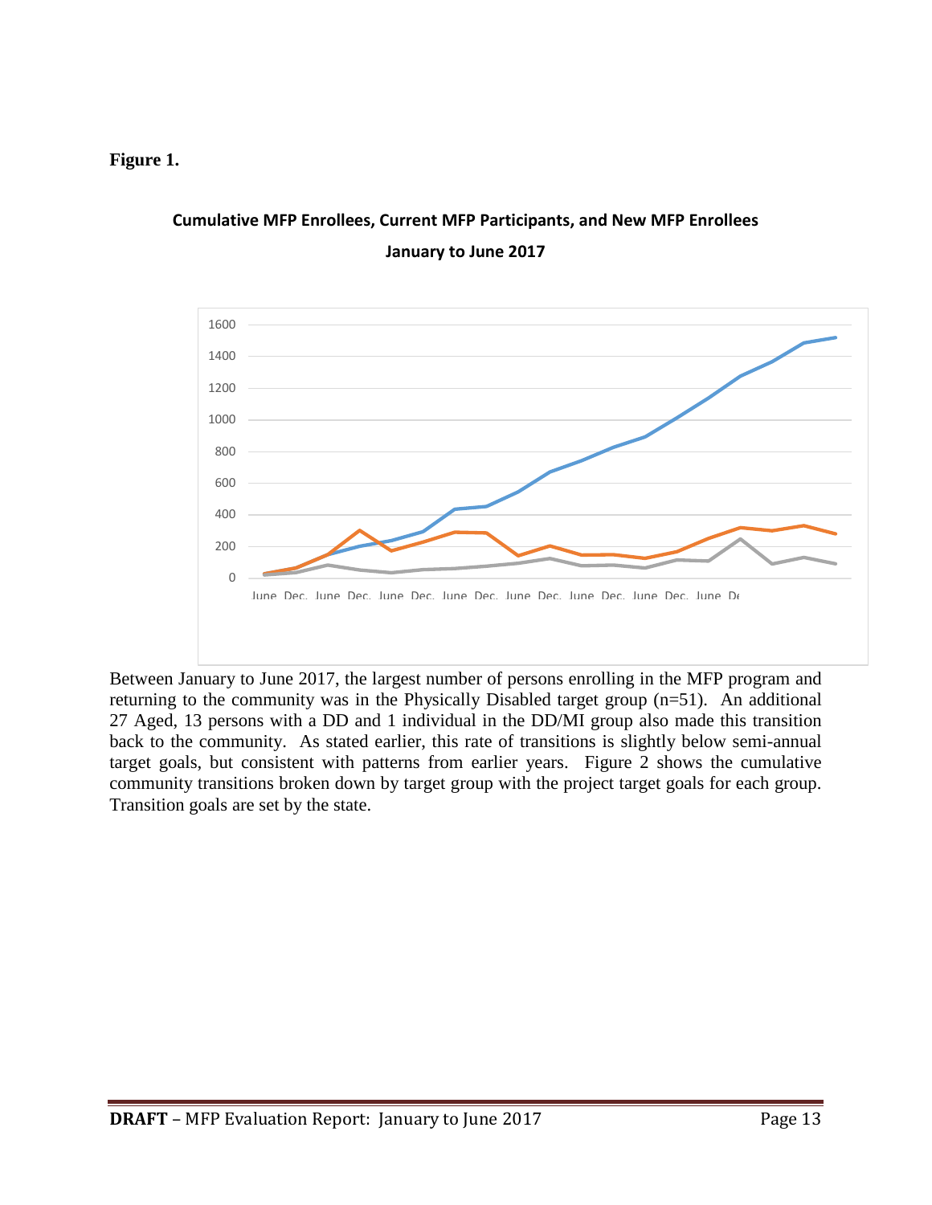**Figure 1.**

**Cumulative MFP Enrollees, Current MFP Participants, and New MFP Enrollees**

**January to June 2017**

Between January to June 2017, the largest number of persons enrolling in the MFP program and returning to the community was in the Physically Disabled target group (n=51). An additional 27 Aged, 13 persons with a DD and 1 individual in the DD/MI group also made this transition back to the community. As stated earlier, this rate of transitions is slightly below semi-annual target goals, but consistent with patterns from earlier years. Figure 2 shows the cumulative community transitions broken down by target group with the project target goals for each group. Transition goals are set by the state.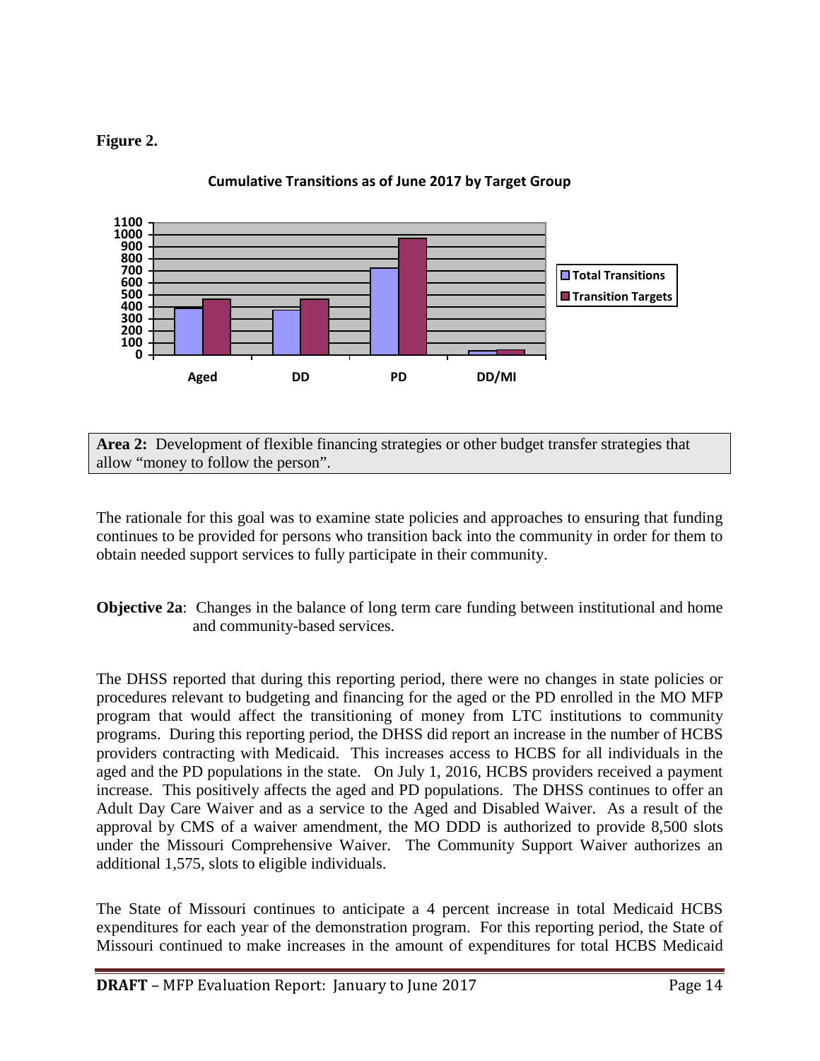**Figure 2.**

**Cumulative Transitions as of June 2017 by Target Group**

**Area 2:** Development of flexible financing strategies or other budget transfer strategies that allow "money to follow the person".

The rationale for this goal was to examine state policies and approaches to ensuring that funding continues to be provided for persons who transition back into the community in order for them to obtain needed support services to fully participate in their community.

**Objective 2a**: Changes in the balance of long term care funding between institutional and home and community-based services.

The DHSS reported that during this reporting period, there were no changes in state policies or procedures relevant to budgeting and financing for the aged or the PD enrolled in the MO MFP program that would affect the transitioning of money from LTC institutions to community programs. During this reporting period, the DHSS did report an increase in the number of HCBS providers contracting with Medicaid. This increases access to HCBS for all individuals in the aged and the PD populations in the state. On July 1, 2016, HCBS providers received a payment increase. This positively affects the aged and PD populations. The DHSS continues to offer an Adult Day Care Waiver and as a service to the Aged and Disabled Waiver. As a result of the approval by CMS of a waiver amendment, the MO DDD is authorized to provide 8,500 slots under the Missouri Comprehensive Waiver. The Community Support Waiver authorizes an additional 1,575, slots to eligible individuals.

The State of Missouri continues to anticipate a 4 percent increase in total Medicaid HCBS expenditures for each year of the demonstration program. For this reporting period, the State of Missouri continued to make increases in the amount of expenditures for total HCBS Medicaid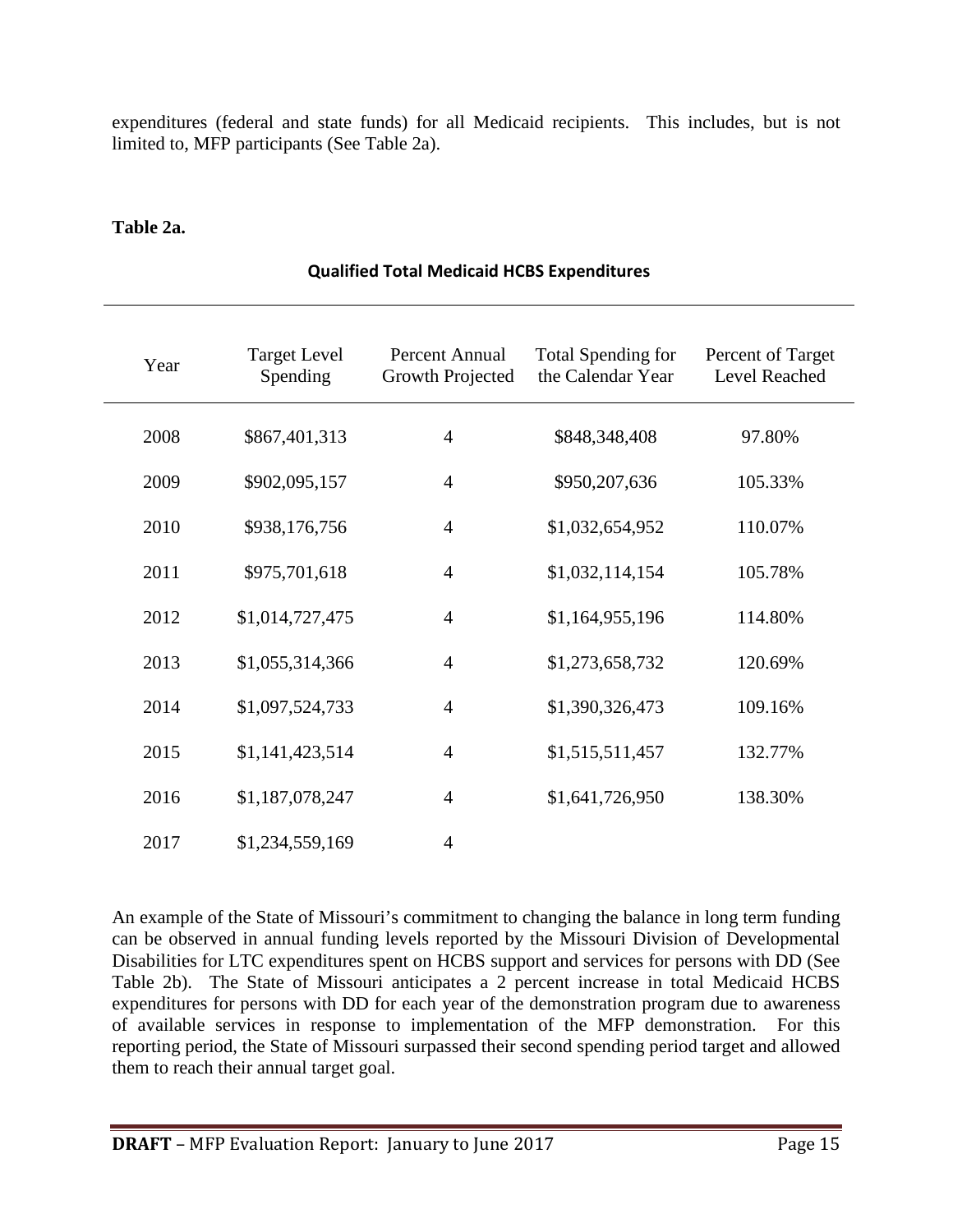expenditures (federal and state funds) for all Medicaid recipients. This includes, but is not limited to, MFP participants (See Table 2a).

**Table 2a.**

**Qualified Total Medicaid HCBS Expenditures**

| Year | Target Level Spending | Percent Annual Growth Projected | Total Spending for the Calendar Year | Percent of Target Level Reached |
|---|---|---|---|---|
| 2008 | $867,401,313 | 4 | $848,348,408 | 97.80% |
| 2009 | $902,095,157 | 4 | $950,207,636 | 105.33% |
| 2010 | $938,176,756 | 4 | $1,032,654,952 | 110.07% |
| 2011 | $975,701,618 | 4 | $1,032,114,154 | 105.78% |
| 2012 | $1,014,727,475 | 4 | $1,164,955,196 | 114.80% |
| 2013 | $1,055,314,366 | 4 | $1,273,658,732 | 120.69% |
| 2014 | $1,097,524,733 | 4 | $1,390,326,473 | 109.16% |
| 2015 | $1,141,423,514 | 4 | $1,515,511,457 | 132.77% |
| 2016 | $1,187,078,247 | 4 | $1,641,726,950 | 138.30% |
| 2017 | $1,234,559,169 | 4 | | |

An example of the State of Missouri's commitment to changing the balance in long term funding can be observed in annual funding levels reported by the Missouri Division of Developmental Disabilities for LTC expenditures spent on HCBS support and services for persons with DD (See Table 2b). The State of Missouri anticipates a 2 percent increase in total Medicaid HCBS expenditures for persons with DD for each year of the demonstration program due to awareness of available services in response to implementation of the MFP demonstration. For this reporting period, the State of Missouri surpassed their second spending period target and allowed them to reach their annual target goal.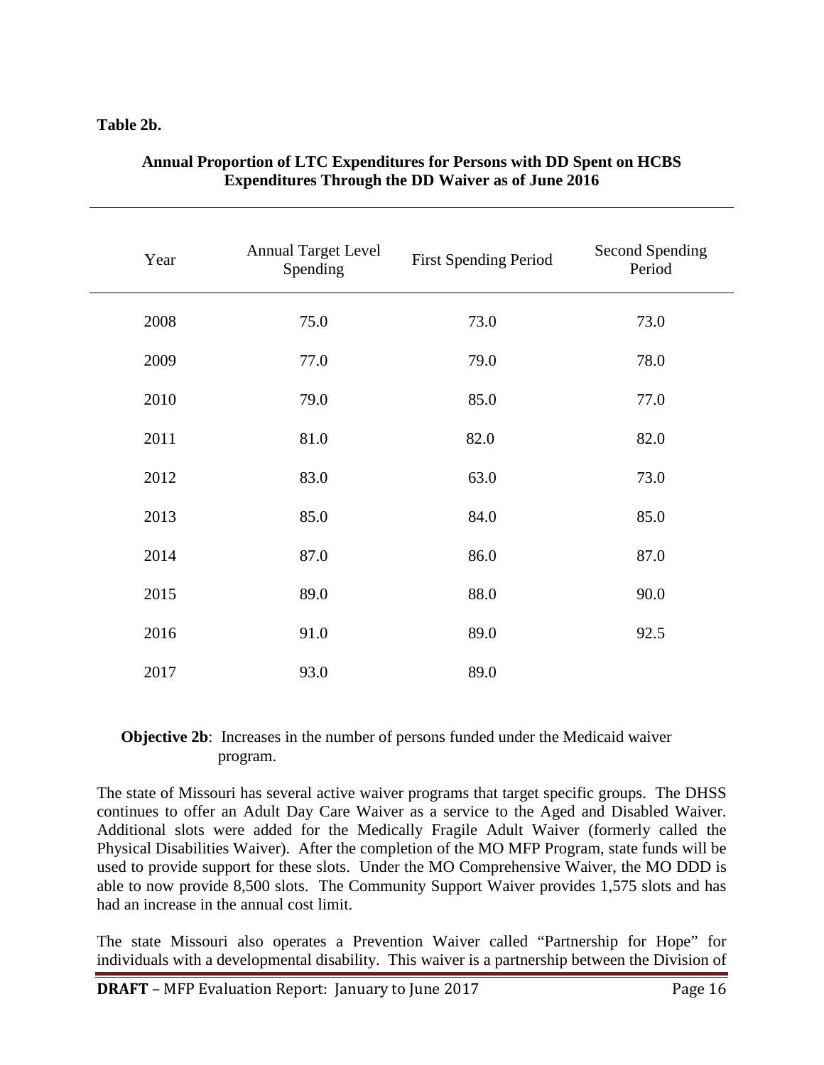**Table 2b.**

**Annual Proportion of LTC Expenditures for Persons with DD Spent on HCBS Expenditures Through the DD Waiver as of June 2016**

| Year | Annual Target Level Spending | First Spending Period | Second Spending Period |
|---|---|---|---|
| 2008 | 75.0 | 73.0 | 73.0 |
| 2009 | 77.0 | 79.0 | 78.0 |
| 2010 | 79.0 | 85.0 | 77.0 |
| 2011 | 81.0 | 82.0 | 82.0 |
| 2012 | 83.0 | 63.0 | 73.0 |
| 2013 | 85.0 | 84.0 | 85.0 |
| 2014 | 87.0 | 86.0 | 87.0 |
| 2015 | 89.0 | 88.0 | 90.0 |
| 2016 | 91.0 | 89.0 | 92.5 |
| 2017 | 93.0 | 89.0 | |

**Objective 2b**: Increases in the number of persons funded under the Medicaid waiver program.

The state of Missouri has several active waiver programs that target specific groups. The DHSS continues to offer an Adult Day Care Waiver as a service to the Aged and Disabled Waiver. Additional slots were added for the Medically Fragile Adult Waiver (formerly called the Physical Disabilities Waiver). After the completion of the MO MFP Program, state funds will be used to provide support for these slots. Under the MO Comprehensive Waiver, the MO DDD is able to now provide 8,500 slots. The Community Support Waiver provides 1,575 slots and has had an increase in the annual cost limit.

The state Missouri also operates a Prevention Waiver called "Partnership for Hope" for individuals with a developmental disability. This waiver is a partnership between the Division of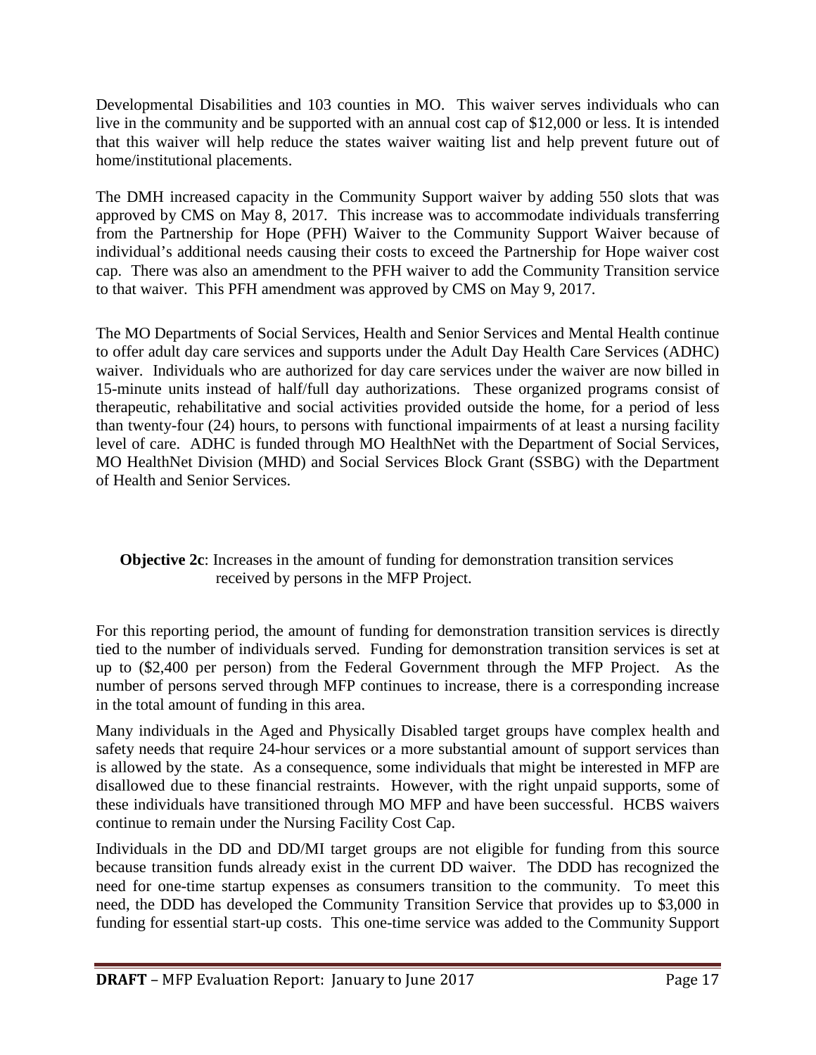Developmental Disabilities and 103 counties in MO. This waiver serves individuals who can live in the community and be supported with an annual cost cap of $12,000 or less. It is intended that this waiver will help reduce the states waiver waiting list and help prevent future out of home/institutional placements.

The DMH increased capacity in the Community Support waiver by adding 550 slots that was approved by CMS on May 8, 2017. This increase was to accommodate individuals transferring from the Partnership for Hope (PFH) Waiver to the Community Support Waiver because of individual's additional needs causing their costs to exceed the Partnership for Hope waiver cost cap. There was also an amendment to the PFH waiver to add the Community Transition service to that waiver. This PFH amendment was approved by CMS on May 9, 2017.

The MO Departments of Social Services, Health and Senior Services and Mental Health continue to offer adult day care services and supports under the Adult Day Health Care Services (ADHC) waiver. Individuals who are authorized for day care services under the waiver are now billed in 15-minute units instead of half/full day authorizations. These organized programs consist of therapeutic, rehabilitative and social activities provided outside the home, for a period of less than twenty-four (24) hours, to persons with functional impairments of at least a nursing facility level of care. ADHC is funded through MO HealthNet with the Department of Social Services, MO HealthNet Division (MHD) and Social Services Block Grant (SSBG) with the Department of Health and Senior Services.

**Objective 2c**: Increases in the amount of funding for demonstration transition services received by persons in the MFP Project.

For this reporting period, the amount of funding for demonstration transition services is directly tied to the number of individuals served. Funding for demonstration transition services is set at up to ($2,400 per person) from the Federal Government through the MFP Project. As the number of persons served through MFP continues to increase, there is a corresponding increase in the total amount of funding in this area.

Many individuals in the Aged and Physically Disabled target groups have complex health and safety needs that require 24-hour services or a more substantial amount of support services than is allowed by the state. As a consequence, some individuals that might be interested in MFP are disallowed due to these financial restraints. However, with the right unpaid supports, some of these individuals have transitioned through MO MFP and have been successful. HCBS waivers continue to remain under the Nursing Facility Cost Cap.

Individuals in the DD and DD/MI target groups are not eligible for funding from this source because transition funds already exist in the current DD waiver. The DDD has recognized the need for one-time startup expenses as consumers transition to the community. To meet this need, the DDD has developed the Community Transition Service that provides up to $3,000 in funding for essential start-up costs. This one-time service was added to the Community Support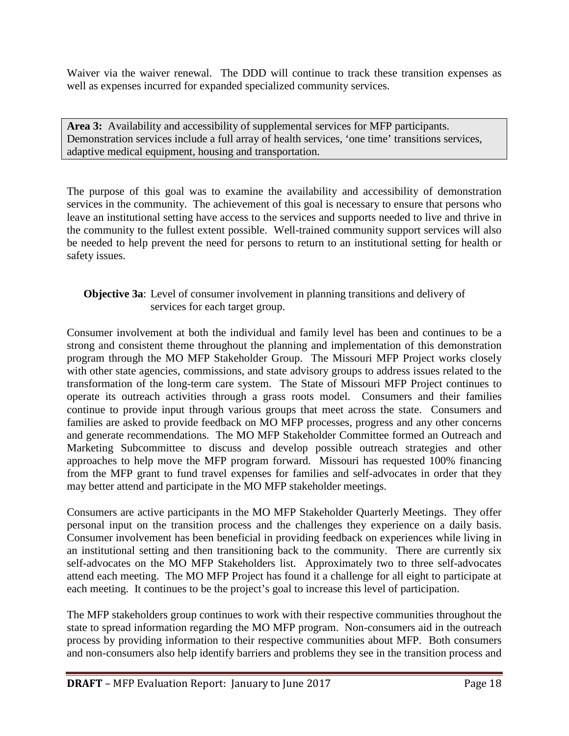Waiver via the waiver renewal. The DDD will continue to track these transition expenses as well as expenses incurred for expanded specialized community services.

**Area 3:** Availability and accessibility of supplemental services for MFP participants. Demonstration services include a full array of health services, 'one time' transitions services, adaptive medical equipment, housing and transportation.

The purpose of this goal was to examine the availability and accessibility of demonstration services in the community. The achievement of this goal is necessary to ensure that persons who leave an institutional setting have access to the services and supports needed to live and thrive in the community to the fullest extent possible. Well-trained community support services will also be needed to help prevent the need for persons to return to an institutional setting for health or safety issues.

**Objective 3a**: Level of consumer involvement in planning transitions and delivery of services for each target group.

Consumer involvement at both the individual and family level has been and continues to be a strong and consistent theme throughout the planning and implementation of this demonstration program through the MO MFP Stakeholder Group. The Missouri MFP Project works closely with other state agencies, commissions, and state advisory groups to address issues related to the transformation of the long-term care system. The State of Missouri MFP Project continues to operate its outreach activities through a grass roots model. Consumers and their families continue to provide input through various groups that meet across the state. Consumers and families are asked to provide feedback on MO MFP processes, progress and any other concerns and generate recommendations. The MO MFP Stakeholder Committee formed an Outreach and Marketing Subcommittee to discuss and develop possible outreach strategies and other approaches to help move the MFP program forward. Missouri has requested 100% financing from the MFP grant to fund travel expenses for families and self-advocates in order that they may better attend and participate in the MO MFP stakeholder meetings.

Consumers are active participants in the MO MFP Stakeholder Quarterly Meetings. They offer personal input on the transition process and the challenges they experience on a daily basis. Consumer involvement has been beneficial in providing feedback on experiences while living in an institutional setting and then transitioning back to the community. There are currently six self-advocates on the MO MFP Stakeholders list. Approximately two to three self-advocates attend each meeting. The MO MFP Project has found it a challenge for all eight to participate at each meeting. It continues to be the project's goal to increase this level of participation.

The MFP stakeholders group continues to work with their respective communities throughout the state to spread information regarding the MO MFP program. Non-consumers aid in the outreach process by providing information to their respective communities about MFP. Both consumers and non-consumers also help identify barriers and problems they see in the transition process and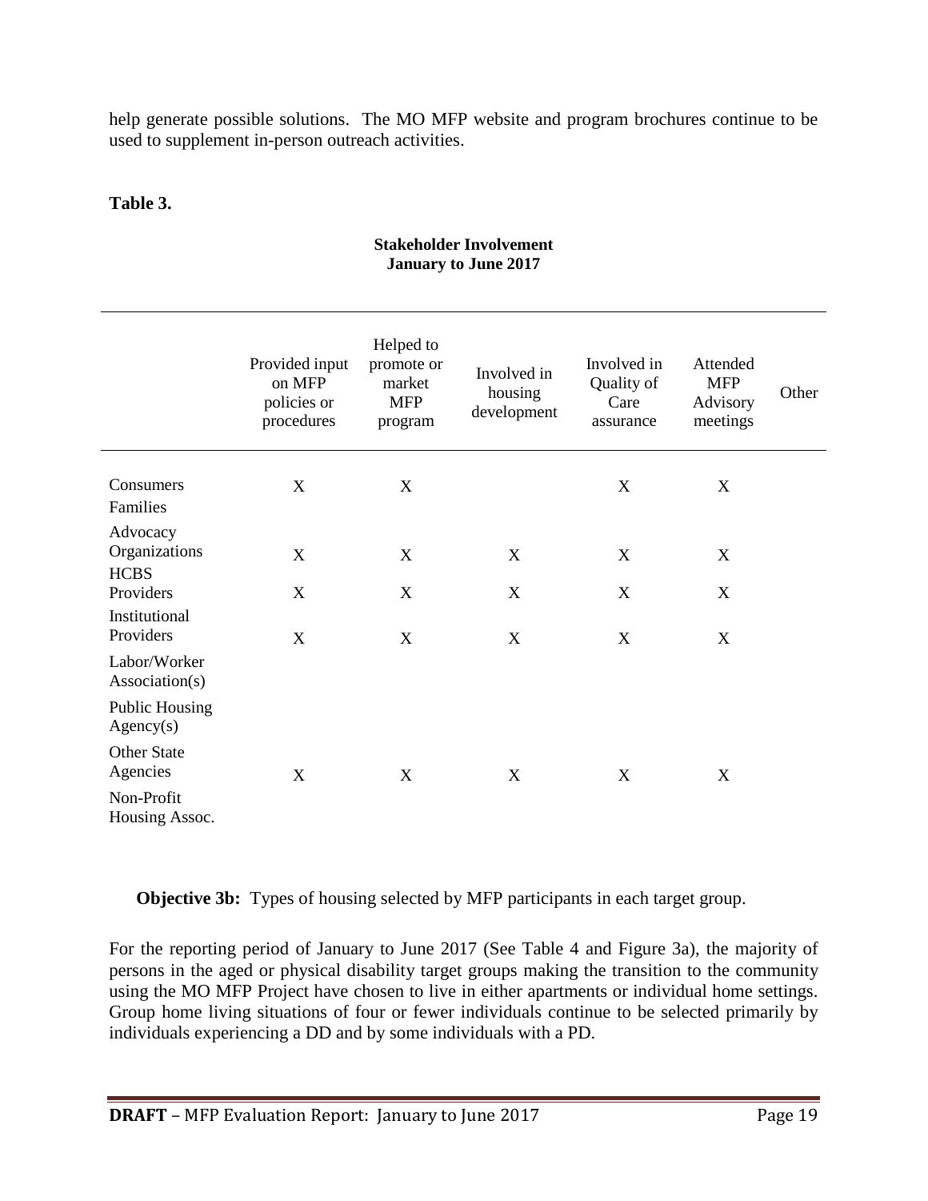help generate possible solutions. The MO MFP website and program brochures continue to be used to supplement in-person outreach activities.

**Table 3.**

**Stakeholder Involvement**
**January to June 2017**

| | Provided input on MFP policies or procedures | Helped to promote or market MFP program | Involved in housing development | Involved in Quality of Care assurance | Attended MFP Advisory meetings | Other |
|---|---|---|---|---|---|---|
| Consumers Families | X | X | | X | X | |
| Advocacy Organizations | X | X | X | X | X | |
| HCBS Providers | X | X | X | X | X | |
| Institutional Providers | X | X | X | X | X | |
| Labor/Worker Association(s) | | | | | | |
| Public Housing Agency(s) | | | | | | |
| Other State Agencies | X | X | X | X | X | |
| Non-Profit Housing Assoc. | | | | | | |

**Objective 3b:** Types of housing selected by MFP participants in each target group.

For the reporting period of January to June 2017 (See Table 4 and Figure 3a), the majority of persons in the aged or physical disability target groups making the transition to the community using the MO MFP Project have chosen to live in either apartments or individual home settings. Group home living situations of four or fewer individuals continue to be selected primarily by individuals experiencing a DD and by some individuals with a PD.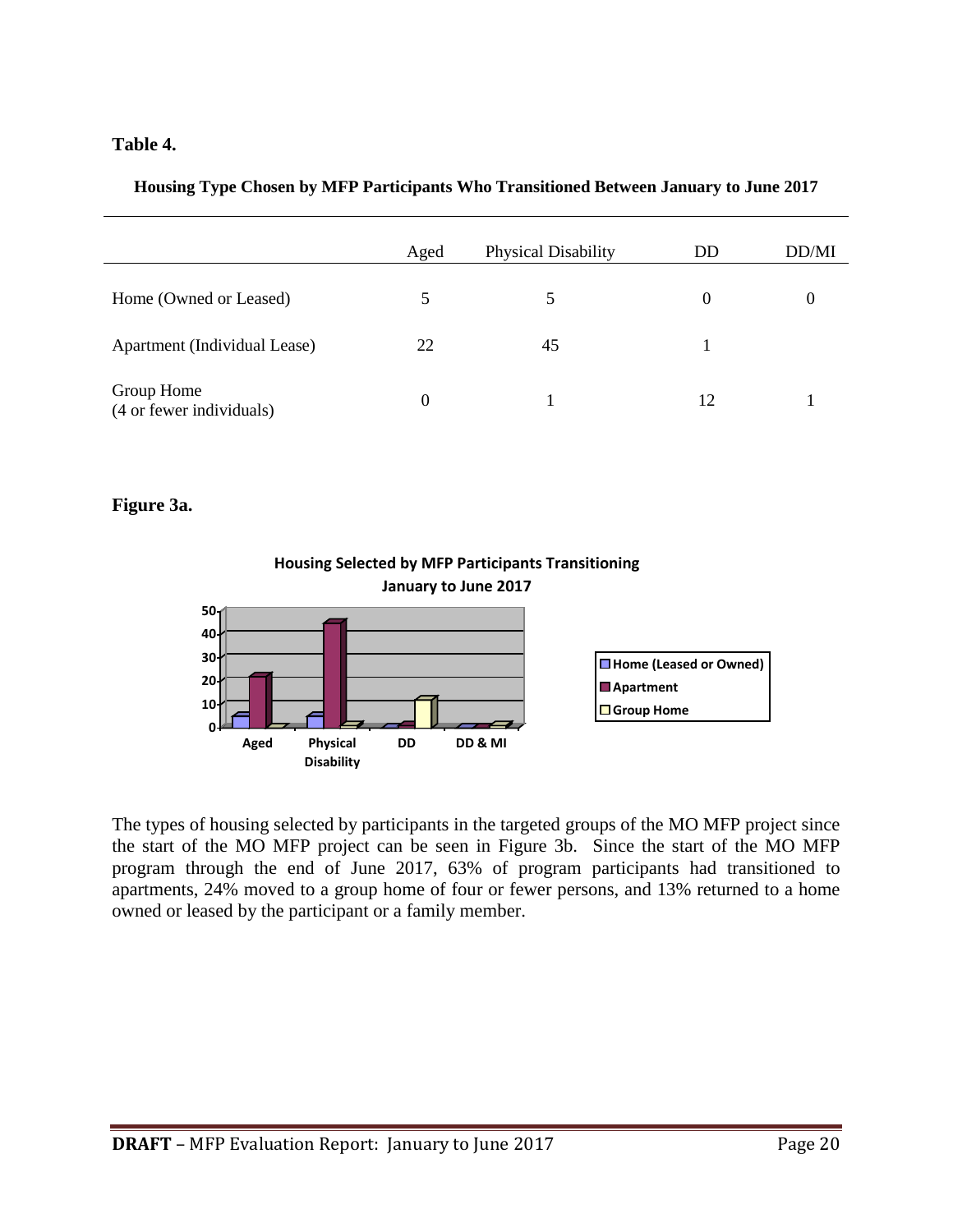**Table 4.**

**Housing Type Chosen by MFP Participants Who Transitioned Between January to June 2017**

| | Aged | Physical Disability | DD | DD/MI |
|---|---|---|---|---|
| Home (Owned or Leased) | 5 | 5 | 0 | 0 |
| Apartment (Individual Lease) | 22 | 45 | 1 | |
| Group Home (4 or fewer individuals) | 0 | 1 | 12 | 1 |

**Figure 3a.**

**Housing Selected by MFP Participants Transitioning January to June 2017**

The types of housing selected by participants in the targeted groups of the MO MFP project since the start of the MO MFP project can be seen in Figure 3b. Since the start of the MO MFP program through the end of June 2017, 63% of program participants had transitioned to apartments, 24% moved to a group home of four or fewer persons, and 13% returned to a home owned or leased by the participant or a family member.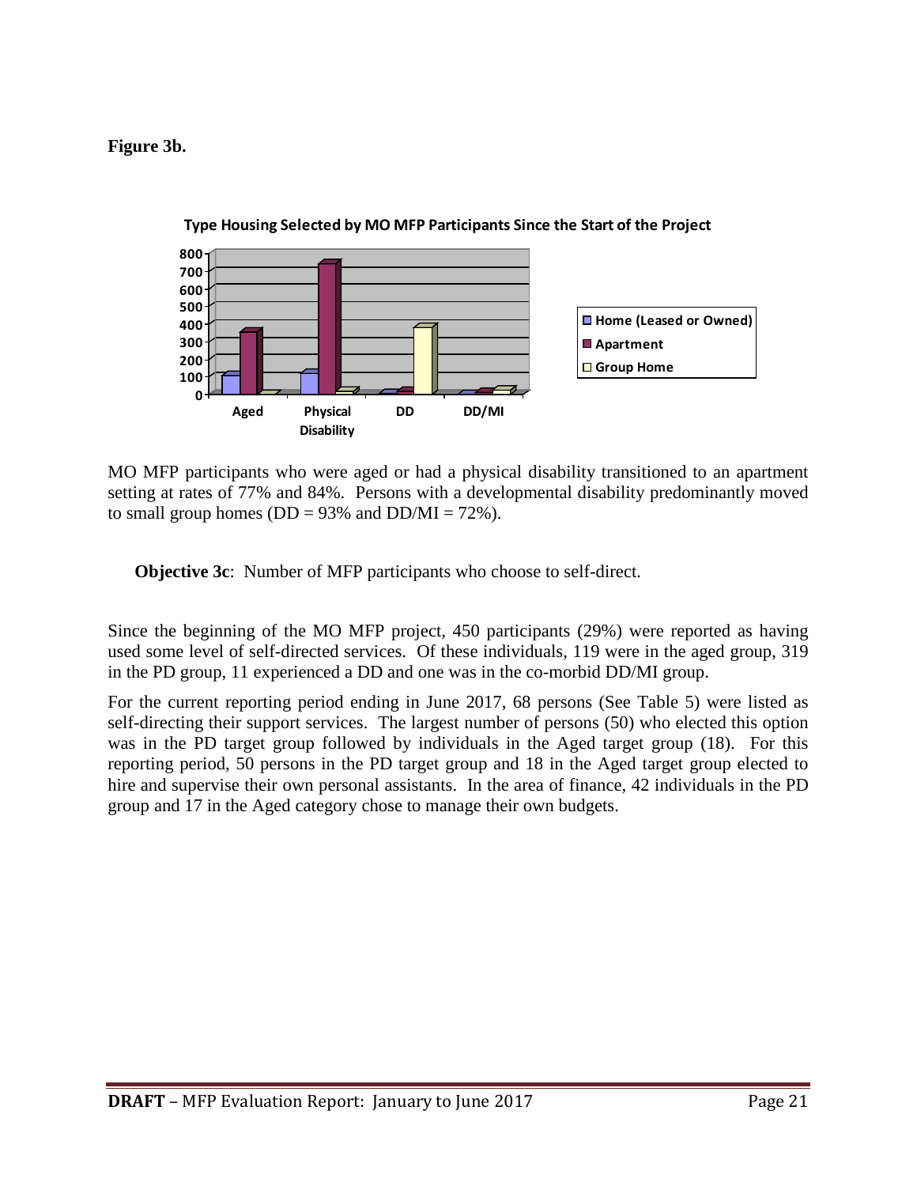**Figure 3b.**

**Type Housing Selected by MO MFP Participants Since the Start of the Project**

MO MFP participants who were aged or had a physical disability transitioned to an apartment setting at rates of 77% and 84%. Persons with a developmental disability predominantly moved to small group homes (DD = 93% and DD/MI = 72%).

**Objective 3c**: Number of MFP participants who choose to self-direct.

Since the beginning of the MO MFP project, 450 participants (29%) were reported as having used some level of self-directed services. Of these individuals, 119 were in the aged group, 319 in the PD group, 11 experienced a DD and one was in the co-morbid DD/MI group.

For the current reporting period ending in June 2017, 68 persons (See Table 5) were listed as self-directing their support services. The largest number of persons (50) who elected this option was in the PD target group followed by individuals in the Aged target group (18). For this reporting period, 50 persons in the PD target group and 18 in the Aged target group elected to hire and supervise their own personal assistants. In the area of finance, 42 individuals in the PD group and 17 in the Aged category chose to manage their own budgets.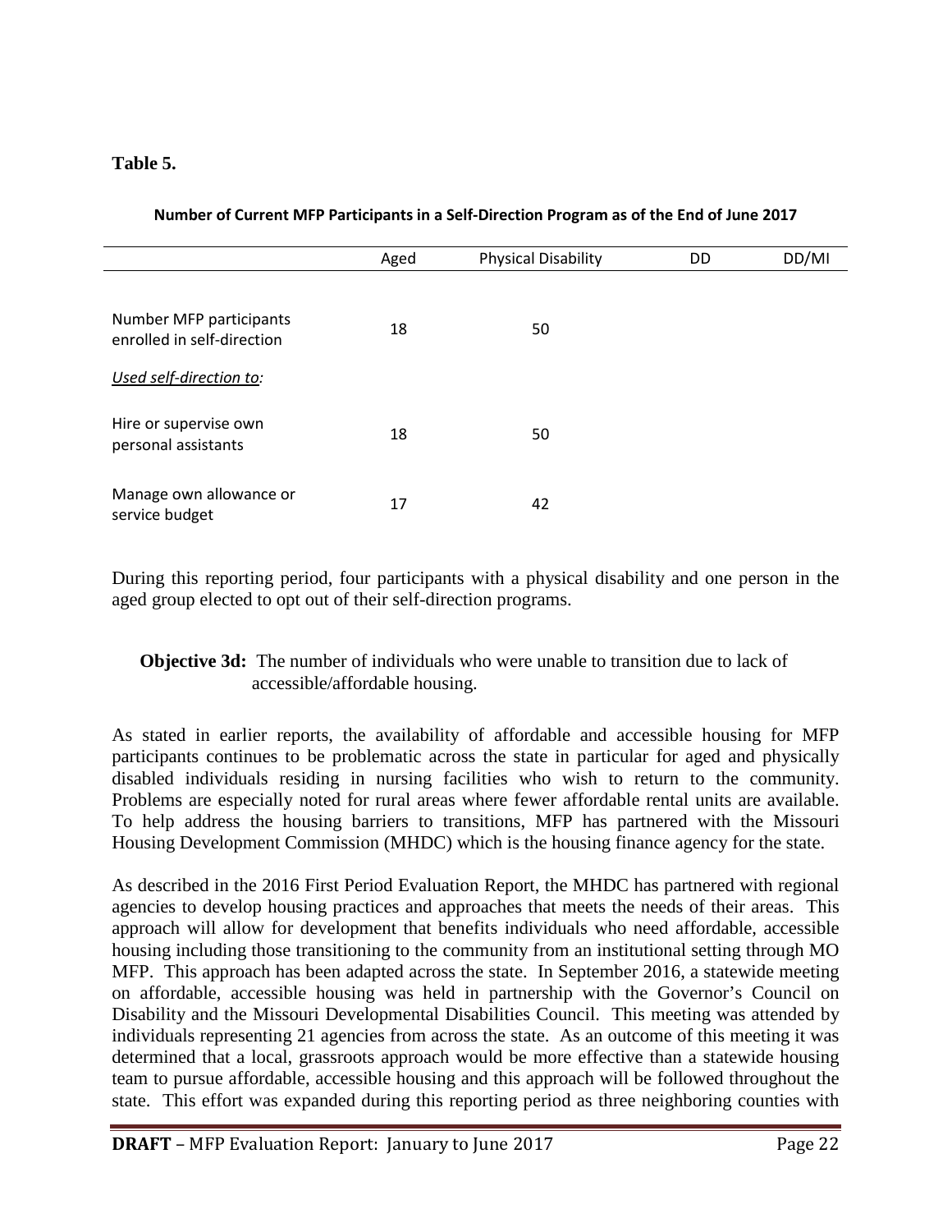**Table 5.**

**Number of Current MFP Participants in a Self-Direction Program as of the End of June 2017**

| | Aged | Physical Disability | DD | DD/MI |
|---|---|---|---|---|
| Number MFP participants enrolled in self-direction | 18 | 50 | | |
| *Used self-direction to:* | | | | |
| Hire or supervise own personal assistants | 18 | 50 | | |
| Manage own allowance or service budget | 17 | 42 | | |

During this reporting period, four participants with a physical disability and one person in the aged group elected to opt out of their self-direction programs.

**Objective 3d:** The number of individuals who were unable to transition due to lack of accessible/affordable housing.

As stated in earlier reports, the availability of affordable and accessible housing for MFP participants continues to be problematic across the state in particular for aged and physically disabled individuals residing in nursing facilities who wish to return to the community. Problems are especially noted for rural areas where fewer affordable rental units are available. To help address the housing barriers to transitions, MFP has partnered with the Missouri Housing Development Commission (MHDC) which is the housing finance agency for the state.

As described in the 2016 First Period Evaluation Report, the MHDC has partnered with regional agencies to develop housing practices and approaches that meets the needs of their areas. This approach will allow for development that benefits individuals who need affordable, accessible housing including those transitioning to the community from an institutional setting through MO MFP. This approach has been adapted across the state. In September 2016, a statewide meeting on affordable, accessible housing was held in partnership with the Governor's Council on Disability and the Missouri Developmental Disabilities Council. This meeting was attended by individuals representing 21 agencies from across the state. As an outcome of this meeting it was determined that a local, grassroots approach would be more effective than a statewide housing team to pursue affordable, accessible housing and this approach will be followed throughout the state. This effort was expanded during this reporting period as three neighboring counties with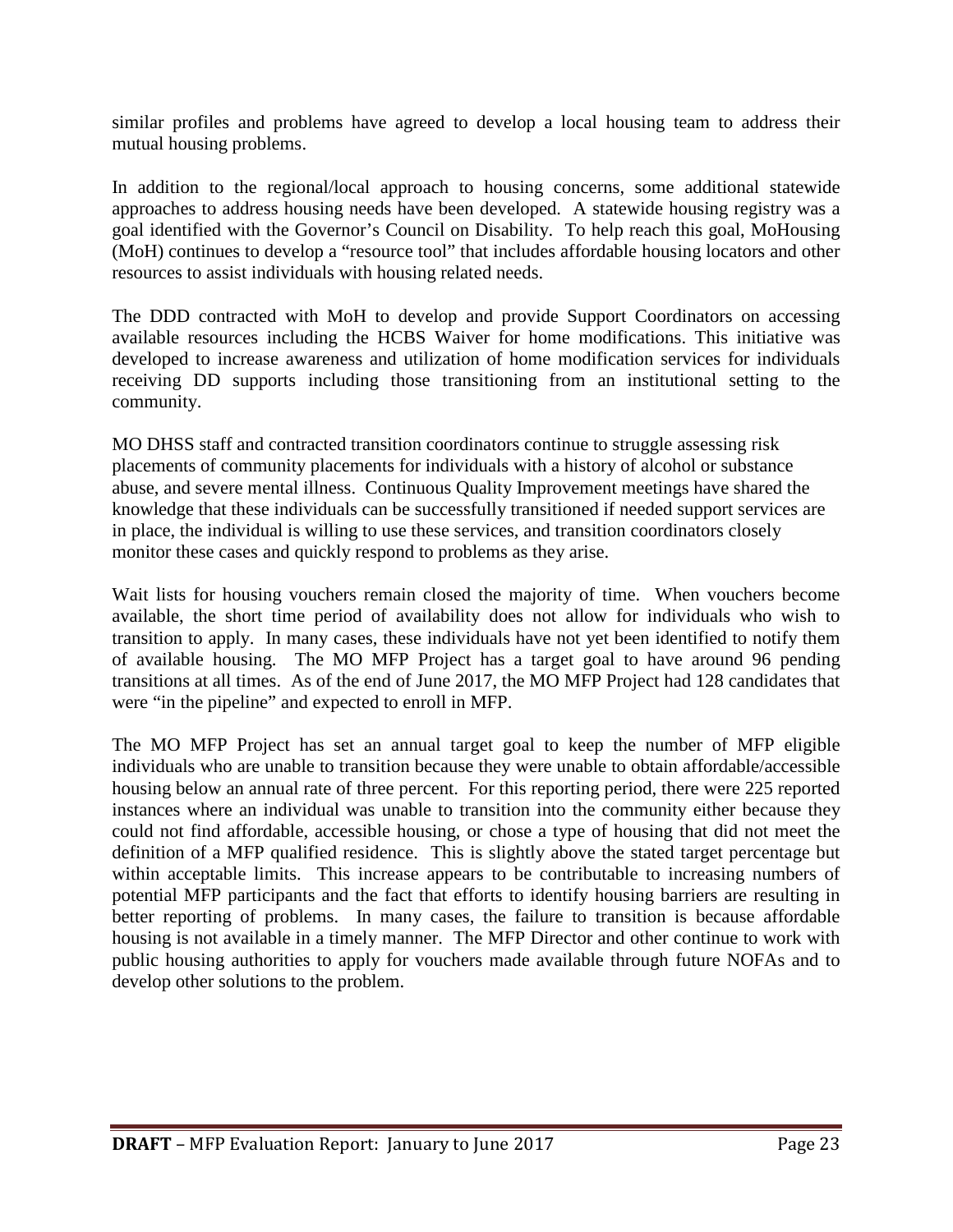similar profiles and problems have agreed to develop a local housing team to address their mutual housing problems.

In addition to the regional/local approach to housing concerns, some additional statewide approaches to address housing needs have been developed. A statewide housing registry was a goal identified with the Governor's Council on Disability. To help reach this goal, MoHousing (MoH) continues to develop a "resource tool" that includes affordable housing locators and other resources to assist individuals with housing related needs.

The DDD contracted with MoH to develop and provide Support Coordinators on accessing available resources including the HCBS Waiver for home modifications. This initiative was developed to increase awareness and utilization of home modification services for individuals receiving DD supports including those transitioning from an institutional setting to the community.

MO DHSS staff and contracted transition coordinators continue to struggle assessing risk placements of community placements for individuals with a history of alcohol or substance abuse, and severe mental illness. Continuous Quality Improvement meetings have shared the knowledge that these individuals can be successfully transitioned if needed support services are in place, the individual is willing to use these services, and transition coordinators closely monitor these cases and quickly respond to problems as they arise.

Wait lists for housing vouchers remain closed the majority of time. When vouchers become available, the short time period of availability does not allow for individuals who wish to transition to apply. In many cases, these individuals have not yet been identified to notify them of available housing. The MO MFP Project has a target goal to have around 96 pending transitions at all times. As of the end of June 2017, the MO MFP Project had 128 candidates that were "in the pipeline" and expected to enroll in MFP.

The MO MFP Project has set an annual target goal to keep the number of MFP eligible individuals who are unable to transition because they were unable to obtain affordable/accessible housing below an annual rate of three percent. For this reporting period, there were 225 reported instances where an individual was unable to transition into the community either because they could not find affordable, accessible housing, or chose a type of housing that did not meet the definition of a MFP qualified residence. This is slightly above the stated target percentage but within acceptable limits. This increase appears to be contributable to increasing numbers of potential MFP participants and the fact that efforts to identify housing barriers are resulting in better reporting of problems. In many cases, the failure to transition is because affordable housing is not available in a timely manner. The MFP Director and other continue to work with public housing authorities to apply for vouchers made available through future NOFAs and to develop other solutions to the problem.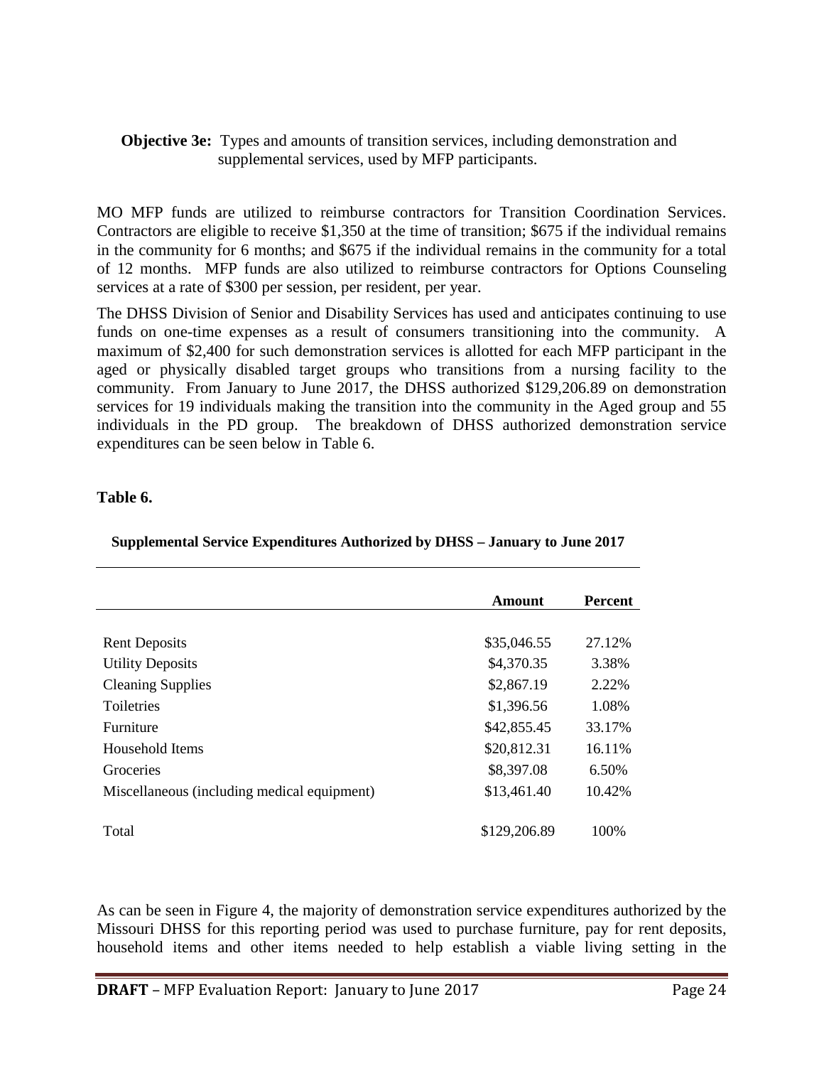**Objective 3e:** Types and amounts of transition services, including demonstration and supplemental services, used by MFP participants.

MO MFP funds are utilized to reimburse contractors for Transition Coordination Services. Contractors are eligible to receive $1,350 at the time of transition; $675 if the individual remains in the community for 6 months; and $675 if the individual remains in the community for a total of 12 months. MFP funds are also utilized to reimburse contractors for Options Counseling services at a rate of $300 per session, per resident, per year.

The DHSS Division of Senior and Disability Services has used and anticipates continuing to use funds on one-time expenses as a result of consumers transitioning into the community. A maximum of $2,400 for such demonstration services is allotted for each MFP participant in the aged or physically disabled target groups who transitions from a nursing facility to the community. From January to June 2017, the DHSS authorized $129,206.89 on demonstration services for 19 individuals making the transition into the community in the Aged group and 55 individuals in the PD group. The breakdown of DHSS authorized demonstration service expenditures can be seen below in Table 6.

**Table 6.**

**Supplemental Service Expenditures Authorized by DHSS – January to June 2017**

| | Amount | Percent |
|---|---|---|
| Rent Deposits | $35,046.55 | 27.12% |
| Utility Deposits | $4,370.35 | 3.38% |
| Cleaning Supplies | $2,867.19 | 2.22% |
| Toiletries | $1,396.56 | 1.08% |
| Furniture | $42,855.45 | 33.17% |
| Household Items | $20,812.31 | 16.11% |
| Groceries | $8,397.08 | 6.50% |
| Miscellaneous (including medical equipment) | $13,461.40 | 10.42% |
| Total | $129,206.89 | 100% |

As can be seen in Figure 4, the majority of demonstration service expenditures authorized by the Missouri DHSS for this reporting period was used to purchase furniture, pay for rent deposits, household items and other items needed to help establish a viable living setting in the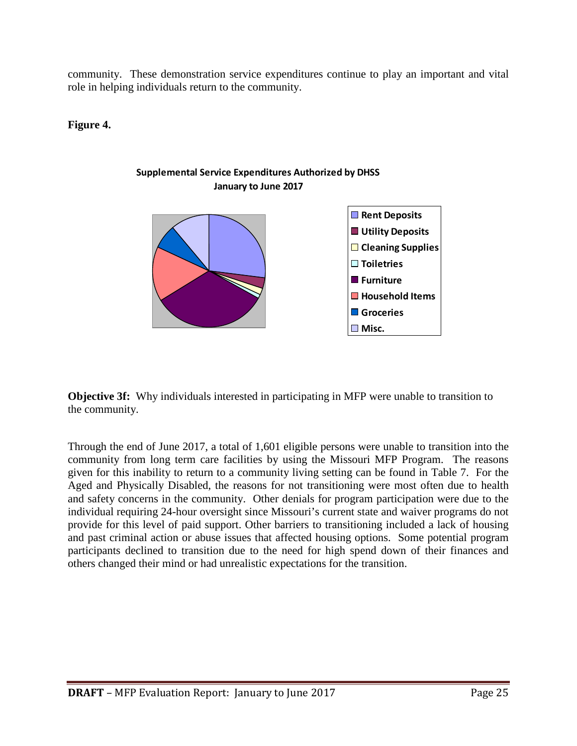community. These demonstration service expenditures continue to play an important and vital role in helping individuals return to the community.

**Figure 4.**

**Supplemental Service Expenditures Authorized by DHSS**
**January to June 2017**

- Rent Deposits
- Utility Deposits
- Cleaning Supplies
- Toiletries
- Furniture
- Household Items
- Groceries
- Misc.

**Objective 3f:** Why individuals interested in participating in MFP were unable to transition to the community.

Through the end of June 2017, a total of 1,601 eligible persons were unable to transition into the community from long term care facilities by using the Missouri MFP Program. The reasons given for this inability to return to a community living setting can be found in Table 7. For the Aged and Physically Disabled, the reasons for not transitioning were most often due to health and safety concerns in the community. Other denials for program participation were due to the individual requiring 24-hour oversight since Missouri's current state and waiver programs do not provide for this level of paid support. Other barriers to transitioning included a lack of housing and past criminal action or abuse issues that affected housing options. Some potential program participants declined to transition due to the need for high spend down of their finances and others changed their mind or had unrealistic expectations for the transition.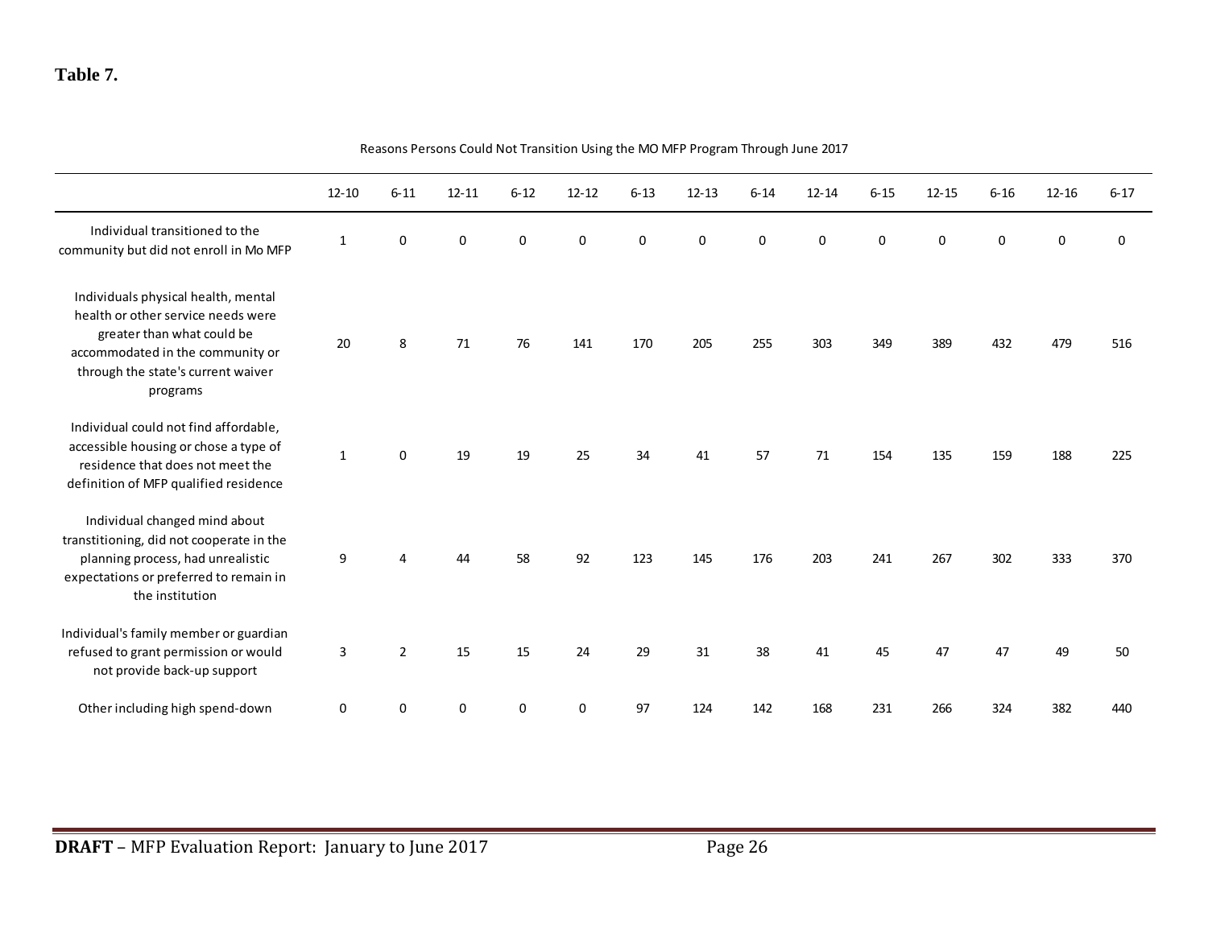**Table 7.**

Reasons Persons Could Not Transition Using the MO MFP Program Through June 2017

| | 12-10 | 6-11 | 12-11 | 6-12 | 12-12 | 6-13 | 12-13 | 6-14 | 12-14 | 6-15 | 12-15 | 6-16 | 12-16 | 6-17 |
|---|---|---|---|---|---|---|---|---|---|---|---|---|---|---|
| Individual transitioned to the community but did not enroll in Mo MFP | 1 | 0 | 0 | 0 | 0 | 0 | 0 | 0 | 0 | 0 | 0 | 0 | 0 | 0 |
| Individuals physical health, mental health or other service needs were greater than what could be accommodated in the community or through the state's current waiver programs | 20 | 8 | 71 | 76 | 141 | 170 | 205 | 255 | 303 | 349 | 389 | 432 | 479 | 516 |
| Individual could not find affordable, accessible housing or chose a type of residence that does not meet the definition of MFP qualified residence | 1 | 0 | 19 | 19 | 25 | 34 | 41 | 57 | 71 | 154 | 135 | 159 | 188 | 225 |
| Individual changed mind about transtitioning, did not cooperate in the planning process, had unrealistic expectations or preferred to remain in the institution | 9 | 4 | 44 | 58 | 92 | 123 | 145 | 176 | 203 | 241 | 267 | 302 | 333 | 370 |
| Individual's family member or guardian refused to grant permission or would not provide back-up support | 3 | 2 | 15 | 15 | 24 | 29 | 31 | 38 | 41 | 45 | 47 | 47 | 49 | 50 |
| Other including high spend-down | 0 | 0 | 0 | 0 | 0 | 97 | 124 | 142 | 168 | 231 | 266 | 324 | 382 | 440 |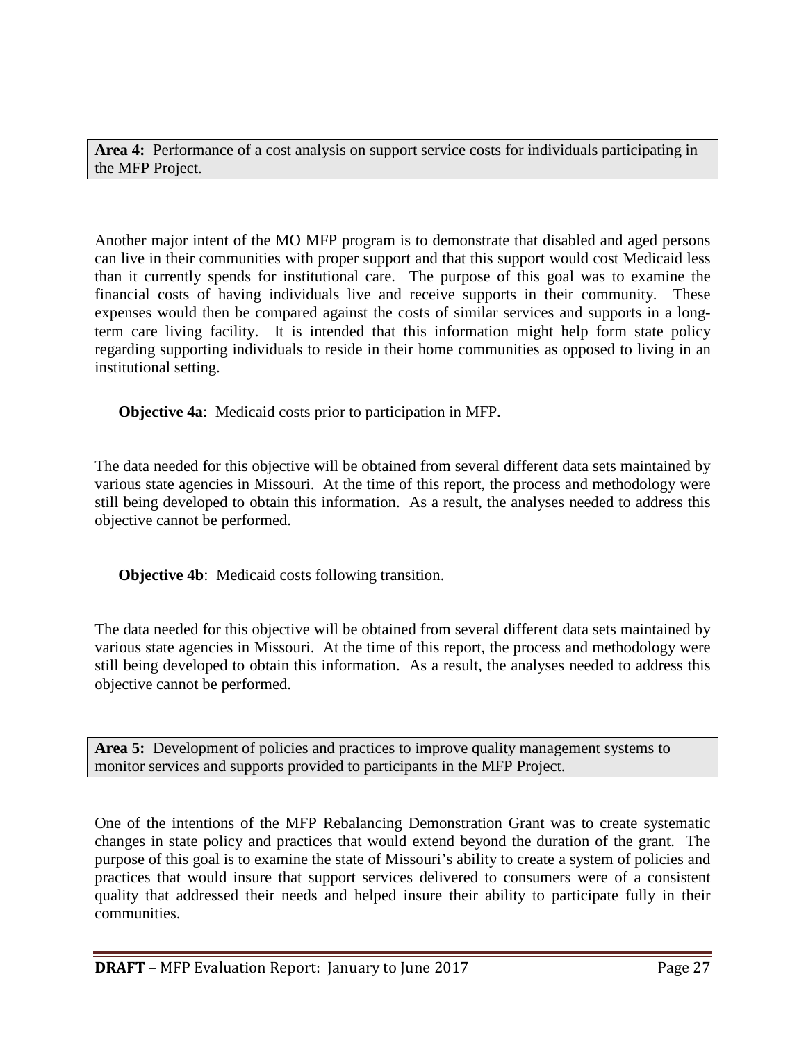**Area 4:** Performance of a cost analysis on support service costs for individuals participating in the MFP Project.

Another major intent of the MO MFP program is to demonstrate that disabled and aged persons can live in their communities with proper support and that this support would cost Medicaid less than it currently spends for institutional care. The purpose of this goal was to examine the financial costs of having individuals live and receive supports in their community. These expenses would then be compared against the costs of similar services and supports in a long-term care living facility. It is intended that this information might help form state policy regarding supporting individuals to reside in their home communities as opposed to living in an institutional setting.

**Objective 4a**: Medicaid costs prior to participation in MFP.

The data needed for this objective will be obtained from several different data sets maintained by various state agencies in Missouri. At the time of this report, the process and methodology were still being developed to obtain this information. As a result, the analyses needed to address this objective cannot be performed.

**Objective 4b**: Medicaid costs following transition.

The data needed for this objective will be obtained from several different data sets maintained by various state agencies in Missouri. At the time of this report, the process and methodology were still being developed to obtain this information. As a result, the analyses needed to address this objective cannot be performed.

**Area 5:** Development of policies and practices to improve quality management systems to monitor services and supports provided to participants in the MFP Project.

One of the intentions of the MFP Rebalancing Demonstration Grant was to create systematic changes in state policy and practices that would extend beyond the duration of the grant. The purpose of this goal is to examine the state of Missouri's ability to create a system of policies and practices that would insure that support services delivered to consumers were of a consistent quality that addressed their needs and helped insure their ability to participate fully in their communities.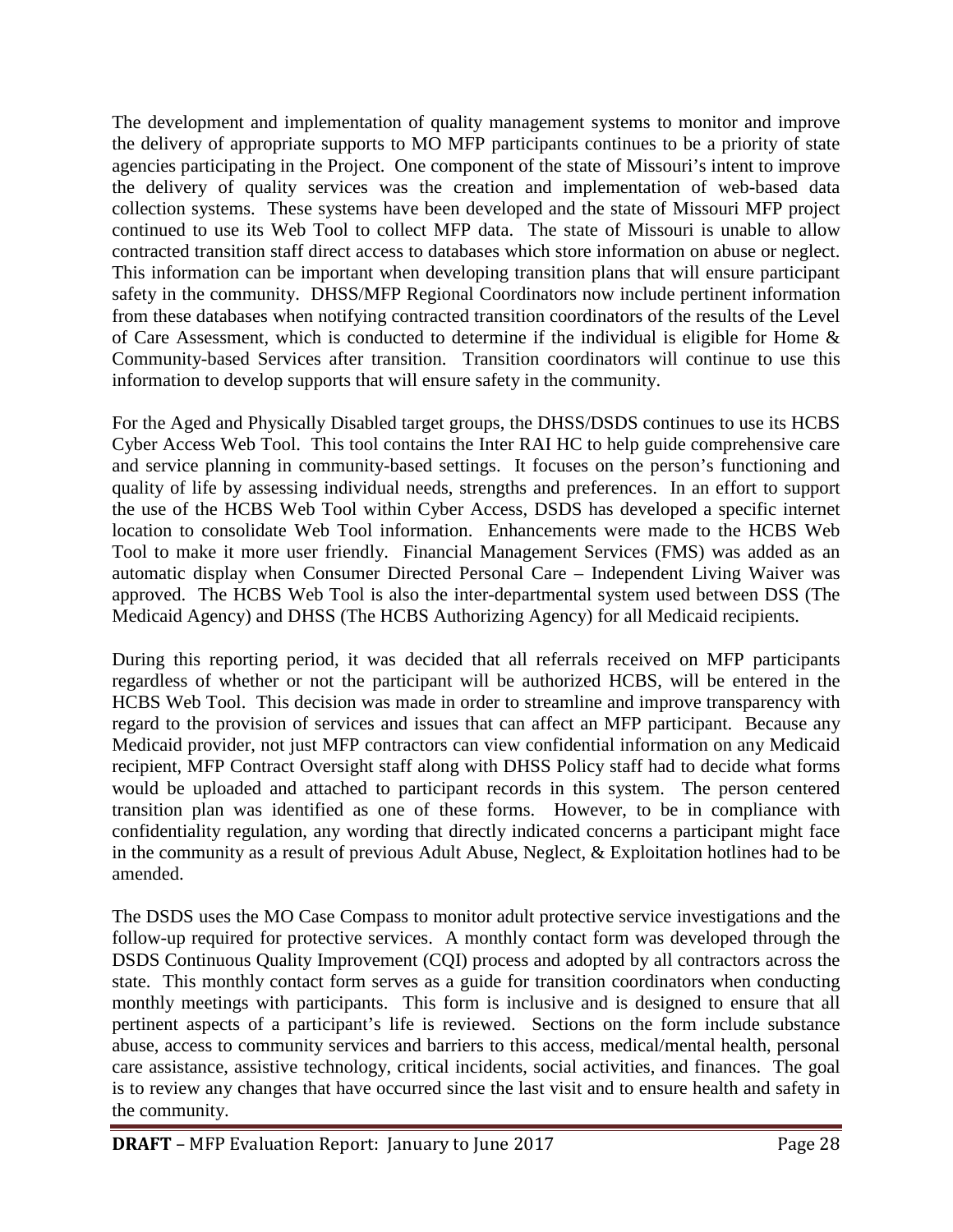The development and implementation of quality management systems to monitor and improve the delivery of appropriate supports to MO MFP participants continues to be a priority of state agencies participating in the Project. One component of the state of Missouri's intent to improve the delivery of quality services was the creation and implementation of web-based data collection systems. These systems have been developed and the state of Missouri MFP project continued to use its Web Tool to collect MFP data. The state of Missouri is unable to allow contracted transition staff direct access to databases which store information on abuse or neglect. This information can be important when developing transition plans that will ensure participant safety in the community. DHSS/MFP Regional Coordinators now include pertinent information from these databases when notifying contracted transition coordinators of the results of the Level of Care Assessment, which is conducted to determine if the individual is eligible for Home & Community-based Services after transition. Transition coordinators will continue to use this information to develop supports that will ensure safety in the community.

For the Aged and Physically Disabled target groups, the DHSS/DSDS continues to use its HCBS Cyber Access Web Tool. This tool contains the Inter RAI HC to help guide comprehensive care and service planning in community-based settings. It focuses on the person's functioning and quality of life by assessing individual needs, strengths and preferences. In an effort to support the use of the HCBS Web Tool within Cyber Access, DSDS has developed a specific internet location to consolidate Web Tool information. Enhancements were made to the HCBS Web Tool to make it more user friendly. Financial Management Services (FMS) was added as an automatic display when Consumer Directed Personal Care – Independent Living Waiver was approved. The HCBS Web Tool is also the inter-departmental system used between DSS (The Medicaid Agency) and DHSS (The HCBS Authorizing Agency) for all Medicaid recipients.

During this reporting period, it was decided that all referrals received on MFP participants regardless of whether or not the participant will be authorized HCBS, will be entered in the HCBS Web Tool. This decision was made in order to streamline and improve transparency with regard to the provision of services and issues that can affect an MFP participant. Because any Medicaid provider, not just MFP contractors can view confidential information on any Medicaid recipient, MFP Contract Oversight staff along with DHSS Policy staff had to decide what forms would be uploaded and attached to participant records in this system. The person centered transition plan was identified as one of these forms. However, to be in compliance with confidentiality regulation, any wording that directly indicated concerns a participant might face in the community as a result of previous Adult Abuse, Neglect, & Exploitation hotlines had to be amended.

The DSDS uses the MO Case Compass to monitor adult protective service investigations and the follow-up required for protective services. A monthly contact form was developed through the DSDS Continuous Quality Improvement (CQI) process and adopted by all contractors across the state. This monthly contact form serves as a guide for transition coordinators when conducting monthly meetings with participants. This form is inclusive and is designed to ensure that all pertinent aspects of a participant's life is reviewed. Sections on the form include substance abuse, access to community services and barriers to this access, medical/mental health, personal care assistance, assistive technology, critical incidents, social activities, and finances. The goal is to review any changes that have occurred since the last visit and to ensure health and safety in the community.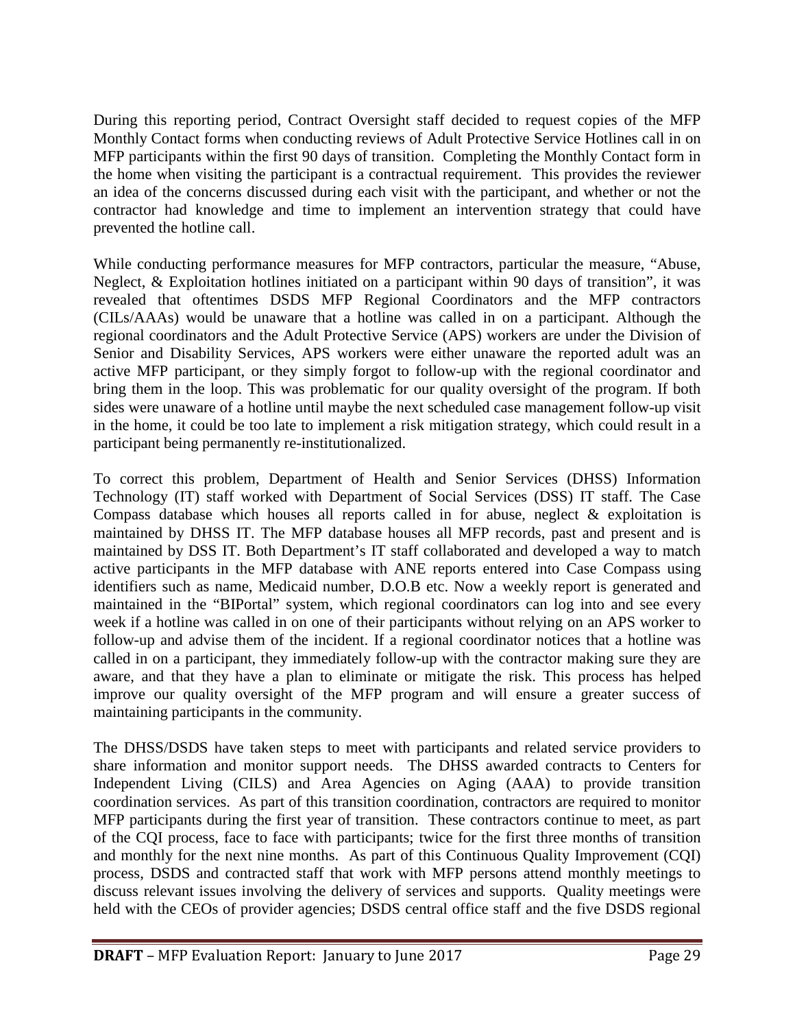During this reporting period, Contract Oversight staff decided to request copies of the MFP Monthly Contact forms when conducting reviews of Adult Protective Service Hotlines call in on MFP participants within the first 90 days of transition. Completing the Monthly Contact form in the home when visiting the participant is a contractual requirement. This provides the reviewer an idea of the concerns discussed during each visit with the participant, and whether or not the contractor had knowledge and time to implement an intervention strategy that could have prevented the hotline call.

While conducting performance measures for MFP contractors, particular the measure, "Abuse, Neglect, & Exploitation hotlines initiated on a participant within 90 days of transition", it was revealed that oftentimes DSDS MFP Regional Coordinators and the MFP contractors (CILs/AAAs) would be unaware that a hotline was called in on a participant. Although the regional coordinators and the Adult Protective Service (APS) workers are under the Division of Senior and Disability Services, APS workers were either unaware the reported adult was an active MFP participant, or they simply forgot to follow-up with the regional coordinator and bring them in the loop. This was problematic for our quality oversight of the program. If both sides were unaware of a hotline until maybe the next scheduled case management follow-up visit in the home, it could be too late to implement a risk mitigation strategy, which could result in a participant being permanently re-institutionalized.

To correct this problem, Department of Health and Senior Services (DHSS) Information Technology (IT) staff worked with Department of Social Services (DSS) IT staff. The Case Compass database which houses all reports called in for abuse, neglect & exploitation is maintained by DHSS IT. The MFP database houses all MFP records, past and present and is maintained by DSS IT. Both Department's IT staff collaborated and developed a way to match active participants in the MFP database with ANE reports entered into Case Compass using identifiers such as name, Medicaid number, D.O.B etc. Now a weekly report is generated and maintained in the "BIPortal" system, which regional coordinators can log into and see every week if a hotline was called in on one of their participants without relying on an APS worker to follow-up and advise them of the incident. If a regional coordinator notices that a hotline was called in on a participant, they immediately follow-up with the contractor making sure they are aware, and that they have a plan to eliminate or mitigate the risk. This process has helped improve our quality oversight of the MFP program and will ensure a greater success of maintaining participants in the community.

The DHSS/DSDS have taken steps to meet with participants and related service providers to share information and monitor support needs. The DHSS awarded contracts to Centers for Independent Living (CILS) and Area Agencies on Aging (AAA) to provide transition coordination services. As part of this transition coordination, contractors are required to monitor MFP participants during the first year of transition. These contractors continue to meet, as part of the CQI process, face to face with participants; twice for the first three months of transition and monthly for the next nine months. As part of this Continuous Quality Improvement (CQI) process, DSDS and contracted staff that work with MFP persons attend monthly meetings to discuss relevant issues involving the delivery of services and supports. Quality meetings were held with the CEOs of provider agencies; DSDS central office staff and the five DSDS regional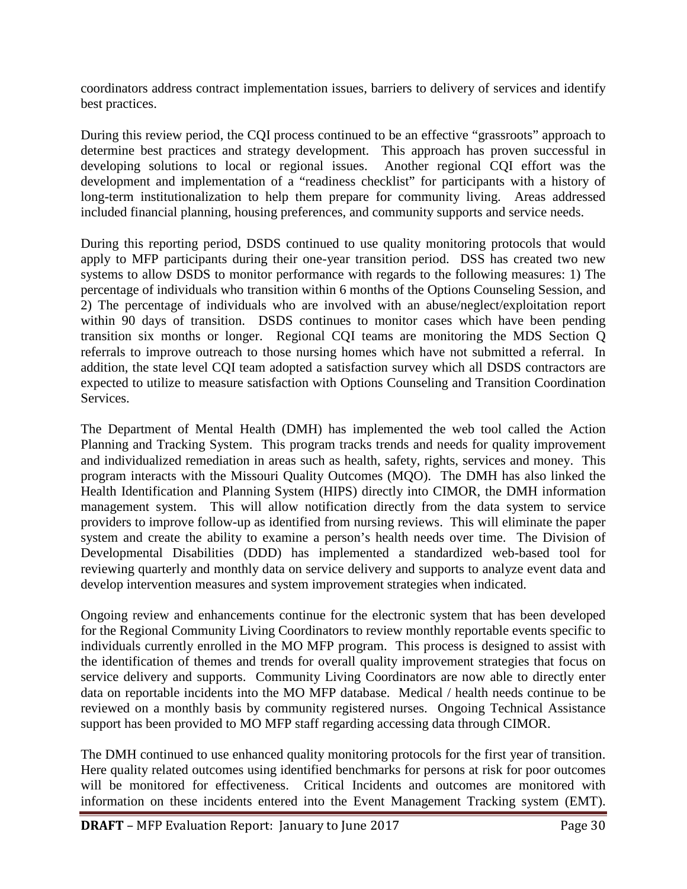coordinators address contract implementation issues, barriers to delivery of services and identify best practices.

During this review period, the CQI process continued to be an effective "grassroots" approach to determine best practices and strategy development. This approach has proven successful in developing solutions to local or regional issues. Another regional CQI effort was the development and implementation of a "readiness checklist" for participants with a history of long-term institutionalization to help them prepare for community living. Areas addressed included financial planning, housing preferences, and community supports and service needs.

During this reporting period, DSDS continued to use quality monitoring protocols that would apply to MFP participants during their one-year transition period. DSS has created two new systems to allow DSDS to monitor performance with regards to the following measures: 1) The percentage of individuals who transition within 6 months of the Options Counseling Session, and 2) The percentage of individuals who are involved with an abuse/neglect/exploitation report within 90 days of transition. DSDS continues to monitor cases which have been pending transition six months or longer. Regional CQI teams are monitoring the MDS Section Q referrals to improve outreach to those nursing homes which have not submitted a referral. In addition, the state level CQI team adopted a satisfaction survey which all DSDS contractors are expected to utilize to measure satisfaction with Options Counseling and Transition Coordination Services.

The Department of Mental Health (DMH) has implemented the web tool called the Action Planning and Tracking System. This program tracks trends and needs for quality improvement and individualized remediation in areas such as health, safety, rights, services and money. This program interacts with the Missouri Quality Outcomes (MQO). The DMH has also linked the Health Identification and Planning System (HIPS) directly into CIMOR, the DMH information management system. This will allow notification directly from the data system to service providers to improve follow-up as identified from nursing reviews. This will eliminate the paper system and create the ability to examine a person's health needs over time. The Division of Developmental Disabilities (DDD) has implemented a standardized web-based tool for reviewing quarterly and monthly data on service delivery and supports to analyze event data and develop intervention measures and system improvement strategies when indicated.

Ongoing review and enhancements continue for the electronic system that has been developed for the Regional Community Living Coordinators to review monthly reportable events specific to individuals currently enrolled in the MO MFP program. This process is designed to assist with the identification of themes and trends for overall quality improvement strategies that focus on service delivery and supports. Community Living Coordinators are now able to directly enter data on reportable incidents into the MO MFP database. Medical / health needs continue to be reviewed on a monthly basis by community registered nurses. Ongoing Technical Assistance support has been provided to MO MFP staff regarding accessing data through CIMOR.

The DMH continued to use enhanced quality monitoring protocols for the first year of transition. Here quality related outcomes using identified benchmarks for persons at risk for poor outcomes will be monitored for effectiveness. Critical Incidents and outcomes are monitored with information on these incidents entered into the Event Management Tracking system (EMT).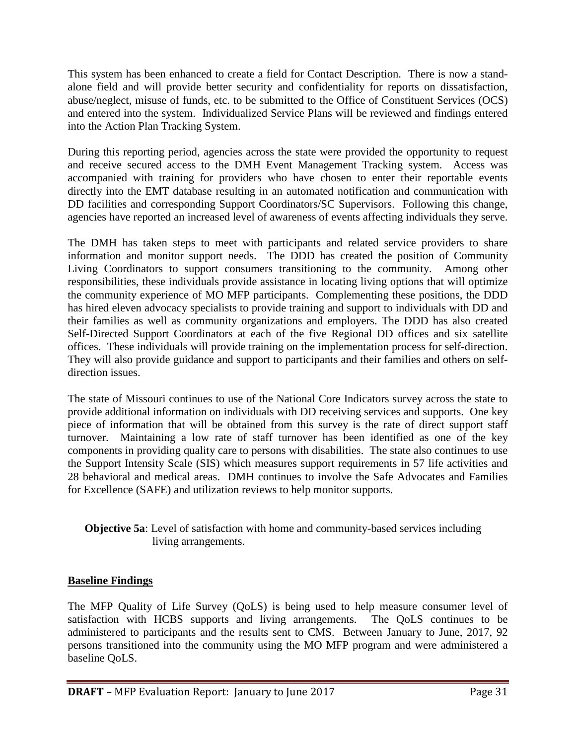This system has been enhanced to create a field for Contact Description. There is now a stand-alone field and will provide better security and confidentiality for reports on dissatisfaction, abuse/neglect, misuse of funds, etc. to be submitted to the Office of Constituent Services (OCS) and entered into the system. Individualized Service Plans will be reviewed and findings entered into the Action Plan Tracking System.

During this reporting period, agencies across the state were provided the opportunity to request and receive secured access to the DMH Event Management Tracking system. Access was accompanied with training for providers who have chosen to enter their reportable events directly into the EMT database resulting in an automated notification and communication with DD facilities and corresponding Support Coordinators/SC Supervisors. Following this change, agencies have reported an increased level of awareness of events affecting individuals they serve.

The DMH has taken steps to meet with participants and related service providers to share information and monitor support needs. The DDD has created the position of Community Living Coordinators to support consumers transitioning to the community. Among other responsibilities, these individuals provide assistance in locating living options that will optimize the community experience of MO MFP participants. Complementing these positions, the DDD has hired eleven advocacy specialists to provide training and support to individuals with DD and their families as well as community organizations and employers. The DDD has also created Self-Directed Support Coordinators at each of the five Regional DD offices and six satellite offices. These individuals will provide training on the implementation process for self-direction. They will also provide guidance and support to participants and their families and others on self-direction issues.

The state of Missouri continues to use of the National Core Indicators survey across the state to provide additional information on individuals with DD receiving services and supports. One key piece of information that will be obtained from this survey is the rate of direct support staff turnover. Maintaining a low rate of staff turnover has been identified as one of the key components in providing quality care to persons with disabilities. The state also continues to use the Support Intensity Scale (SIS) which measures support requirements in 57 life activities and 28 behavioral and medical areas. DMH continues to involve the Safe Advocates and Families for Excellence (SAFE) and utilization reviews to help monitor supports.

**Objective 5a**: Level of satisfaction with home and community-based services including living arrangements.

**Baseline Findings**

The MFP Quality of Life Survey (QoLS) is being used to help measure consumer level of satisfaction with HCBS supports and living arrangements. The QoLS continues to be administered to participants and the results sent to CMS. Between January to June, 2017, 92 persons transitioned into the community using the MO MFP program and were administered a baseline QoLS.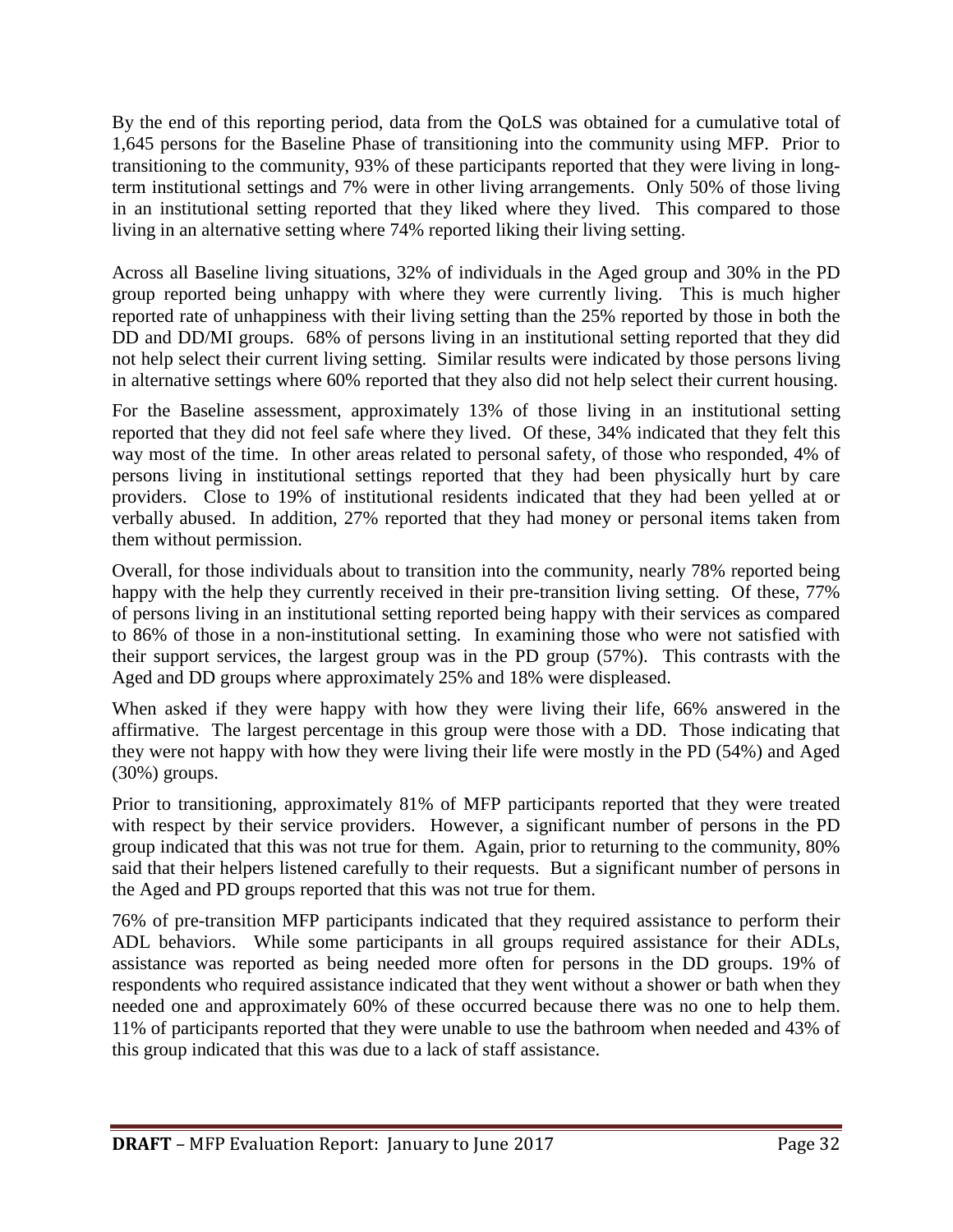By the end of this reporting period, data from the QoLS was obtained for a cumulative total of 1,645 persons for the Baseline Phase of transitioning into the community using MFP. Prior to transitioning to the community, 93% of these participants reported that they were living in long-term institutional settings and 7% were in other living arrangements. Only 50% of those living in an institutional setting reported that they liked where they lived. This compared to those living in an alternative setting where 74% reported liking their living setting.

Across all Baseline living situations, 32% of individuals in the Aged group and 30% in the PD group reported being unhappy with where they were currently living. This is much higher reported rate of unhappiness with their living setting than the 25% reported by those in both the DD and DD/MI groups. 68% of persons living in an institutional setting reported that they did not help select their current living setting. Similar results were indicated by those persons living in alternative settings where 60% reported that they also did not help select their current housing.

For the Baseline assessment, approximately 13% of those living in an institutional setting reported that they did not feel safe where they lived. Of these, 34% indicated that they felt this way most of the time. In other areas related to personal safety, of those who responded, 4% of persons living in institutional settings reported that they had been physically hurt by care providers. Close to 19% of institutional residents indicated that they had been yelled at or verbally abused. In addition, 27% reported that they had money or personal items taken from them without permission.

Overall, for those individuals about to transition into the community, nearly 78% reported being happy with the help they currently received in their pre-transition living setting. Of these, 77% of persons living in an institutional setting reported being happy with their services as compared to 86% of those in a non-institutional setting. In examining those who were not satisfied with their support services, the largest group was in the PD group (57%). This contrasts with the Aged and DD groups where approximately 25% and 18% were displeased.

When asked if they were happy with how they were living their life, 66% answered in the affirmative. The largest percentage in this group were those with a DD. Those indicating that they were not happy with how they were living their life were mostly in the PD (54%) and Aged (30%) groups.

Prior to transitioning, approximately 81% of MFP participants reported that they were treated with respect by their service providers. However, a significant number of persons in the PD group indicated that this was not true for them. Again, prior to returning to the community, 80% said that their helpers listened carefully to their requests. But a significant number of persons in the Aged and PD groups reported that this was not true for them.

76% of pre-transition MFP participants indicated that they required assistance to perform their ADL behaviors. While some participants in all groups required assistance for their ADLs, assistance was reported as being needed more often for persons in the DD groups. 19% of respondents who required assistance indicated that they went without a shower or bath when they needed one and approximately 60% of these occurred because there was no one to help them. 11% of participants reported that they were unable to use the bathroom when needed and 43% of this group indicated that this was due to a lack of staff assistance.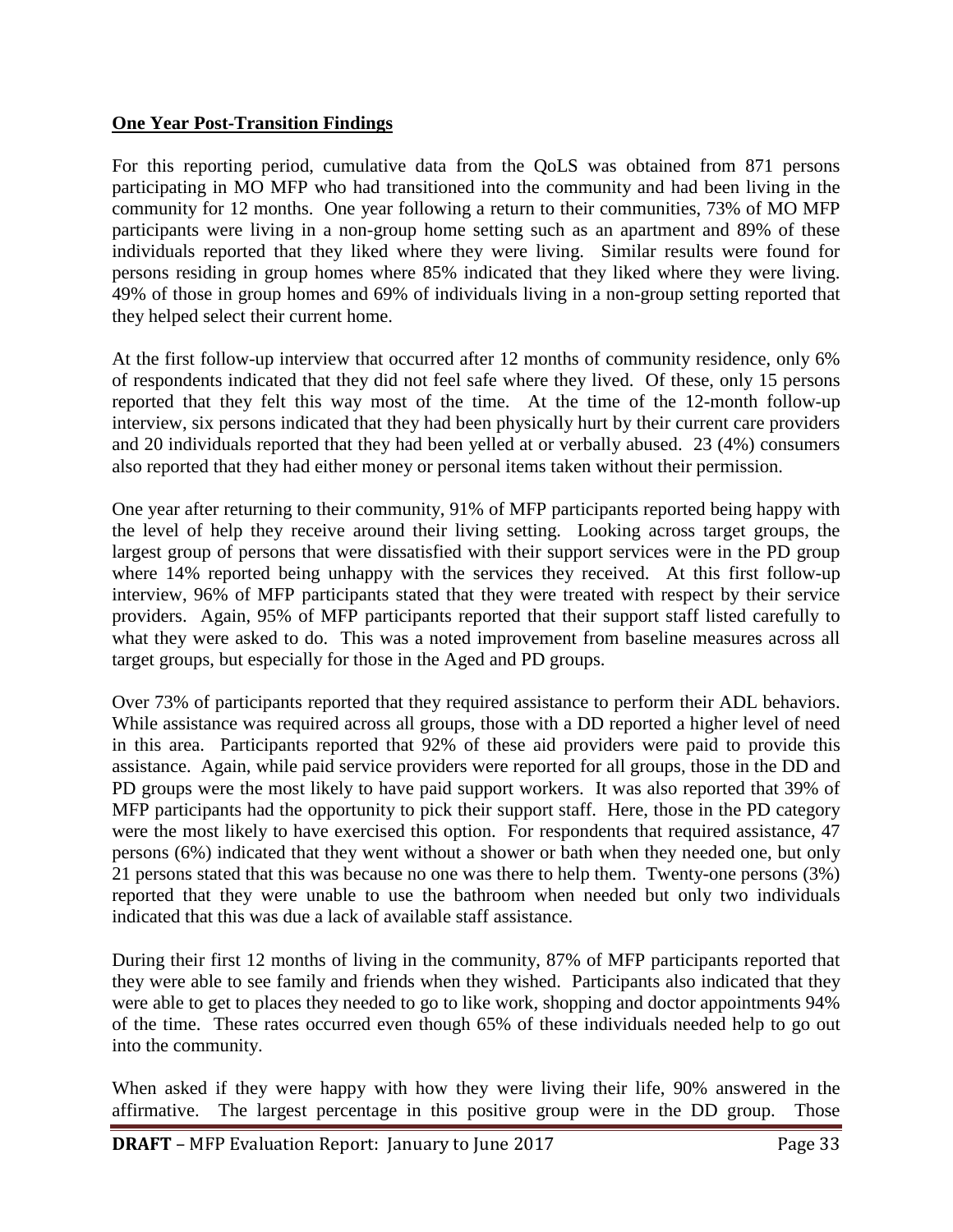**One Year Post-Transition Findings**

For this reporting period, cumulative data from the QoLS was obtained from 871 persons participating in MO MFP who had transitioned into the community and had been living in the community for 12 months. One year following a return to their communities, 73% of MO MFP participants were living in a non-group home setting such as an apartment and 89% of these individuals reported that they liked where they were living. Similar results were found for persons residing in group homes where 85% indicated that they liked where they were living. 49% of those in group homes and 69% of individuals living in a non-group setting reported that they helped select their current home.

At the first follow-up interview that occurred after 12 months of community residence, only 6% of respondents indicated that they did not feel safe where they lived. Of these, only 15 persons reported that they felt this way most of the time. At the time of the 12-month follow-up interview, six persons indicated that they had been physically hurt by their current care providers and 20 individuals reported that they had been yelled at or verbally abused. 23 (4%) consumers also reported that they had either money or personal items taken without their permission.

One year after returning to their community, 91% of MFP participants reported being happy with the level of help they receive around their living setting. Looking across target groups, the largest group of persons that were dissatisfied with their support services were in the PD group where 14% reported being unhappy with the services they received. At this first follow-up interview, 96% of MFP participants stated that they were treated with respect by their service providers. Again, 95% of MFP participants reported that their support staff listed carefully to what they were asked to do. This was a noted improvement from baseline measures across all target groups, but especially for those in the Aged and PD groups.

Over 73% of participants reported that they required assistance to perform their ADL behaviors. While assistance was required across all groups, those with a DD reported a higher level of need in this area. Participants reported that 92% of these aid providers were paid to provide this assistance. Again, while paid service providers were reported for all groups, those in the DD and PD groups were the most likely to have paid support workers. It was also reported that 39% of MFP participants had the opportunity to pick their support staff. Here, those in the PD category were the most likely to have exercised this option. For respondents that required assistance, 47 persons (6%) indicated that they went without a shower or bath when they needed one, but only 21 persons stated that this was because no one was there to help them. Twenty-one persons (3%) reported that they were unable to use the bathroom when needed but only two individuals indicated that this was due a lack of available staff assistance.

During their first 12 months of living in the community, 87% of MFP participants reported that they were able to see family and friends when they wished. Participants also indicated that they were able to get to places they needed to go to like work, shopping and doctor appointments 94% of the time. These rates occurred even though 65% of these individuals needed help to go out into the community.

When asked if they were happy with how they were living their life, 90% answered in the affirmative. The largest percentage in this positive group were in the DD group. Those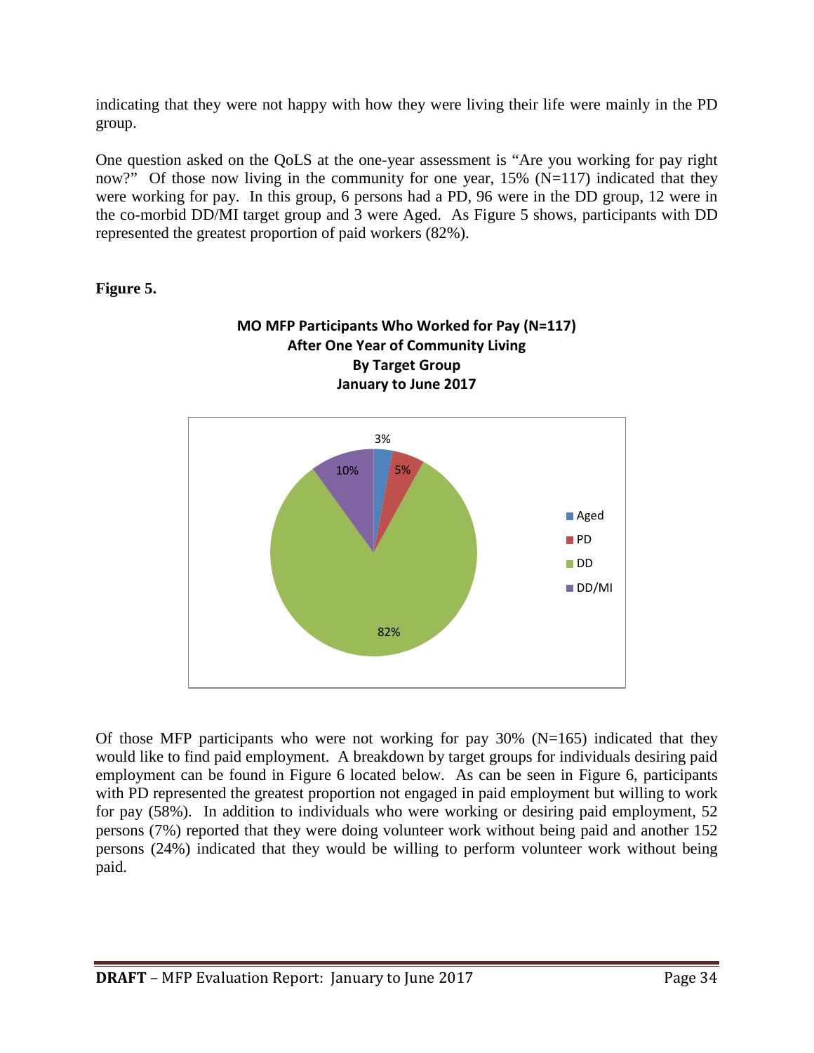indicating that they were not happy with how they were living their life were mainly in the PD group.

One question asked on the QoLS at the one-year assessment is "Are you working for pay right now?" Of those now living in the community for one year, 15% (N=117) indicated that they were working for pay. In this group, 6 persons had a PD, 96 were in the DD group, 12 were in the co-morbid DD/MI target group and 3 were Aged. As Figure 5 shows, participants with DD represented the greatest proportion of paid workers (82%).

**Figure 5.**

**MO MFP Participants Who Worked for Pay (N=117) After One Year of Community Living By Target Group January to June 2017**

| Target Group | Percent |
|---|---|
| Aged | 3% |
| PD | 5% |
| DD | 82% |
| DD/MI | 10% |

Of those MFP participants who were not working for pay 30% (N=165) indicated that they would like to find paid employment. A breakdown by target groups for individuals desiring paid employment can be found in Figure 6 located below. As can be seen in Figure 6, participants with PD represented the greatest proportion not engaged in paid employment but willing to work for pay (58%). In addition to individuals who were working or desiring paid employment, 52 persons (7%) reported that they were doing volunteer work without being paid and another 152 persons (24%) indicated that they would be willing to perform volunteer work without being paid.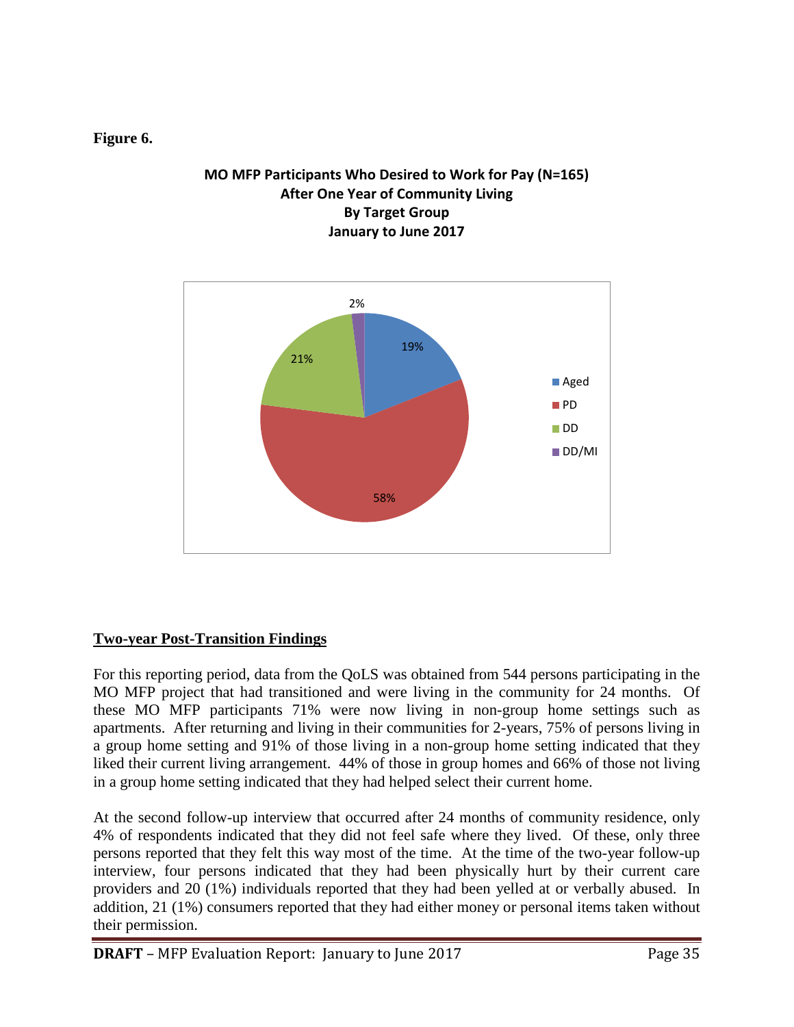**Figure 6.**

**MO MFP Participants Who Desired to Work for Pay (N=165)**
**After One Year of Community Living**
**By Target Group**
**January to June 2017**

| Target Group | Percent |
|---|---|
| Aged | 19% |
| PD | 58% |
| DD | 21% |
| DD/MI | 2% |

## Two-year Post-Transition Findings

For this reporting period, data from the QoLS was obtained from 544 persons participating in the MO MFP project that had transitioned and were living in the community for 24 months. Of these MO MFP participants 71% were now living in non-group home settings such as apartments. After returning and living in their communities for 2-years, 75% of persons living in a group home setting and 91% of those living in a non-group home setting indicated that they liked their current living arrangement. 44% of those in group homes and 66% of those not living in a group home setting indicated that they had helped select their current home.

At the second follow-up interview that occurred after 24 months of community residence, only 4% of respondents indicated that they did not feel safe where they lived. Of these, only three persons reported that they felt this way most of the time. At the time of the two-year follow-up interview, four persons indicated that they had been physically hurt by their current care providers and 20 (1%) individuals reported that they had been yelled at or verbally abused. In addition, 21 (1%) consumers reported that they had either money or personal items taken without their permission.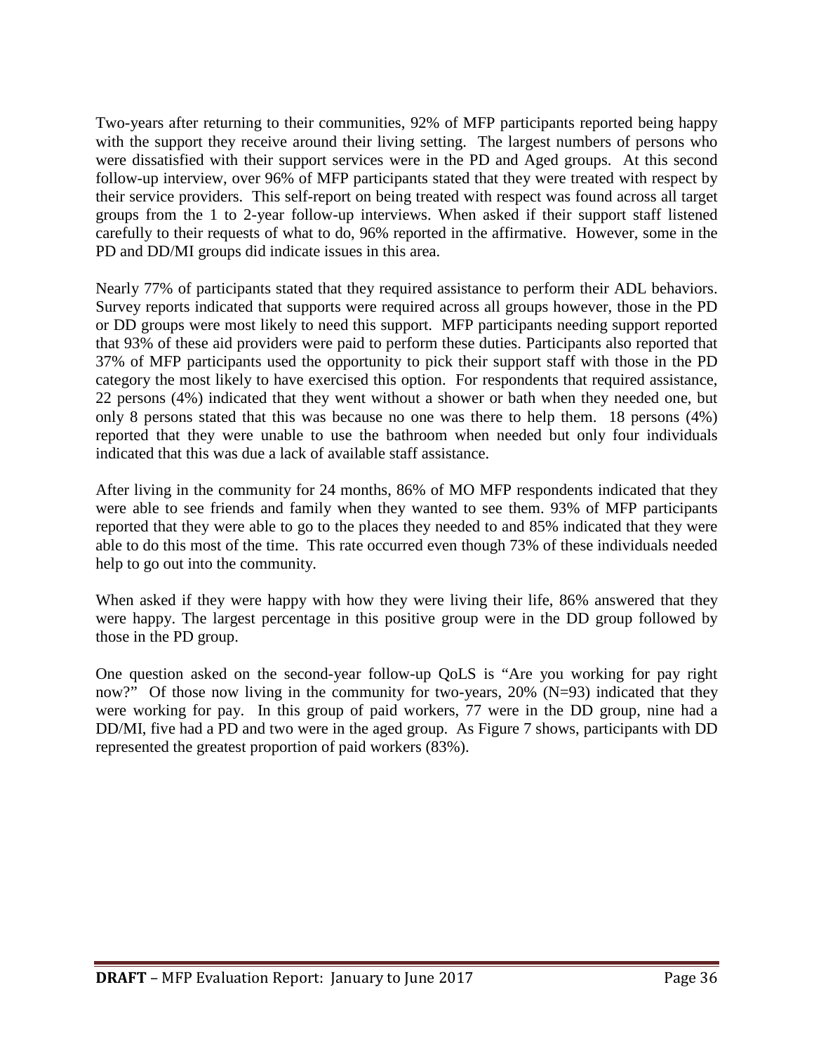Two-years after returning to their communities, 92% of MFP participants reported being happy with the support they receive around their living setting. The largest numbers of persons who were dissatisfied with their support services were in the PD and Aged groups. At this second follow-up interview, over 96% of MFP participants stated that they were treated with respect by their service providers. This self-report on being treated with respect was found across all target groups from the 1 to 2-year follow-up interviews. When asked if their support staff listened carefully to their requests of what to do, 96% reported in the affirmative. However, some in the PD and DD/MI groups did indicate issues in this area.

Nearly 77% of participants stated that they required assistance to perform their ADL behaviors. Survey reports indicated that supports were required across all groups however, those in the PD or DD groups were most likely to need this support. MFP participants needing support reported that 93% of these aid providers were paid to perform these duties. Participants also reported that 37% of MFP participants used the opportunity to pick their support staff with those in the PD category the most likely to have exercised this option. For respondents that required assistance, 22 persons (4%) indicated that they went without a shower or bath when they needed one, but only 8 persons stated that this was because no one was there to help them. 18 persons (4%) reported that they were unable to use the bathroom when needed but only four individuals indicated that this was due a lack of available staff assistance.

After living in the community for 24 months, 86% of MO MFP respondents indicated that they were able to see friends and family when they wanted to see them. 93% of MFP participants reported that they were able to go to the places they needed to and 85% indicated that they were able to do this most of the time. This rate occurred even though 73% of these individuals needed help to go out into the community.

When asked if they were happy with how they were living their life, 86% answered that they were happy. The largest percentage in this positive group were in the DD group followed by those in the PD group.

One question asked on the second-year follow-up QoLS is "Are you working for pay right now?" Of those now living in the community for two-years, 20% (N=93) indicated that they were working for pay. In this group of paid workers, 77 were in the DD group, nine had a DD/MI, five had a PD and two were in the aged group. As Figure 7 shows, participants with DD represented the greatest proportion of paid workers (83%).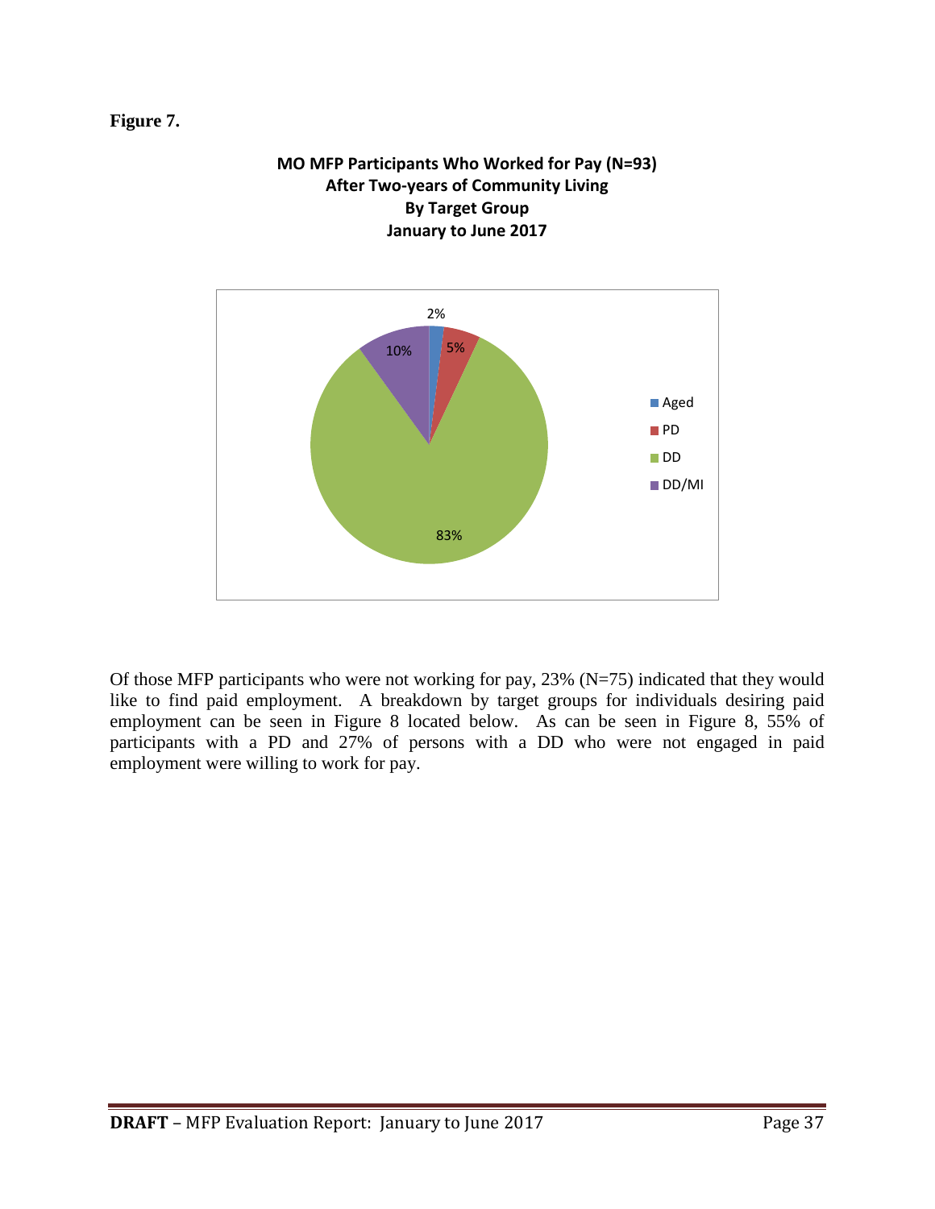**Figure 7.**

**MO MFP Participants Who Worked for Pay (N=93)**
**After Two-years of Community Living**
**By Target Group**
**January to June 2017**

| Target Group | Percent |
|---|---|
| Aged | 2% |
| PD | 5% |
| DD | 83% |
| DD/MI | 10% |

Of those MFP participants who were not working for pay, 23% (N=75) indicated that they would like to find paid employment. A breakdown by target groups for individuals desiring paid employment can be seen in Figure 8 located below. As can be seen in Figure 8, 55% of participants with a PD and 27% of persons with a DD who were not engaged in paid employment were willing to work for pay.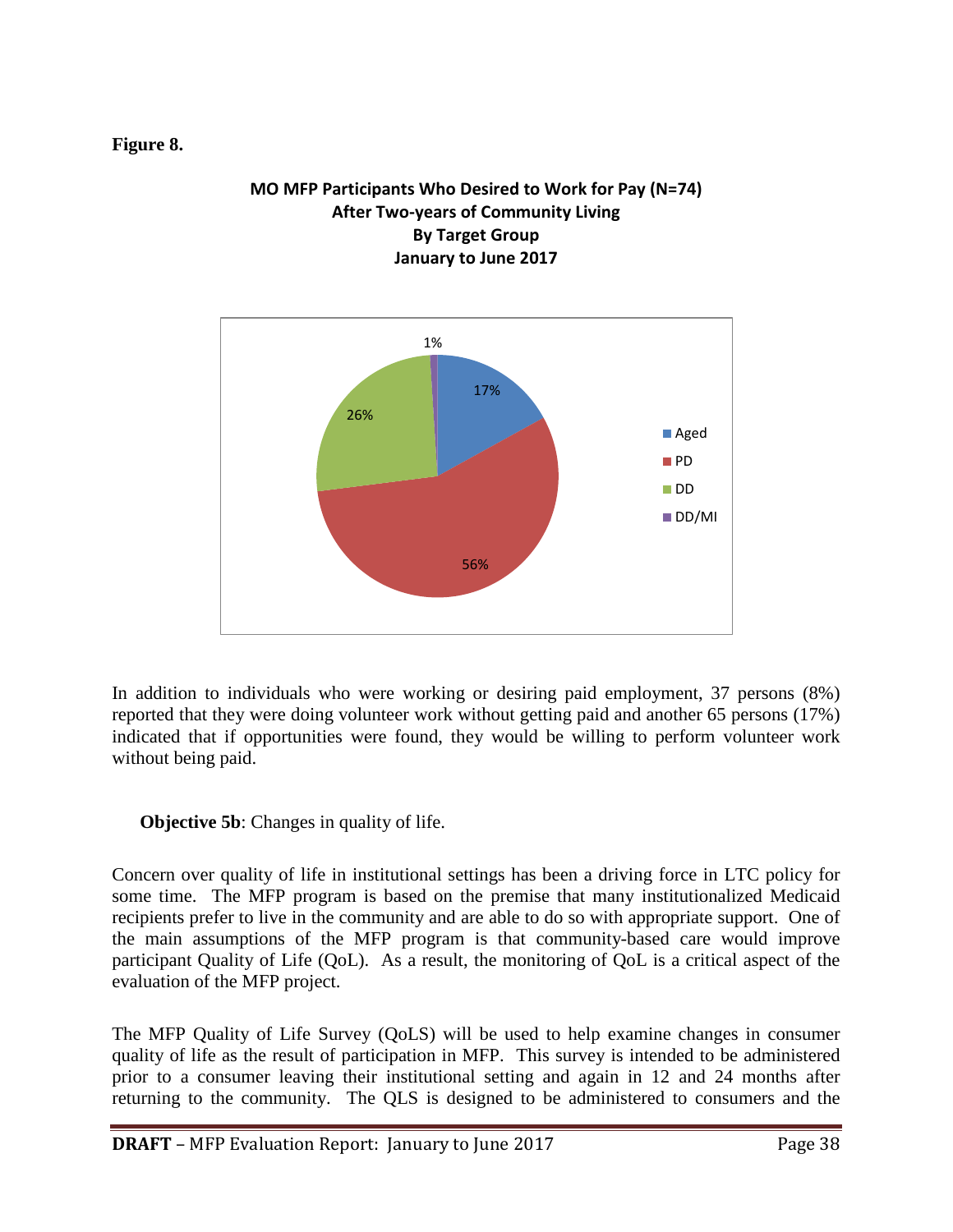**Figure 8.**

**MO MFP Participants Who Desired to Work for Pay (N=74)**
**After Two-years of Community Living**
**By Target Group**
**January to June 2017**

| Target Group | Percent |
|---|---|
| Aged | 17% |
| PD | 56% |
| DD | 26% |
| DD/MI | 1% |

In addition to individuals who were working or desiring paid employment, 37 persons (8%) reported that they were doing volunteer work without getting paid and another 65 persons (17%) indicated that if opportunities were found, they would be willing to perform volunteer work without being paid.

**Objective 5b**: Changes in quality of life.

Concern over quality of life in institutional settings has been a driving force in LTC policy for some time. The MFP program is based on the premise that many institutionalized Medicaid recipients prefer to live in the community and are able to do so with appropriate support. One of the main assumptions of the MFP program is that community-based care would improve participant Quality of Life (QoL). As a result, the monitoring of QoL is a critical aspect of the evaluation of the MFP project.

The MFP Quality of Life Survey (QoLS) will be used to help examine changes in consumer quality of life as the result of participation in MFP. This survey is intended to be administered prior to a consumer leaving their institutional setting and again in 12 and 24 months after returning to the community. The QLS is designed to be administered to consumers and the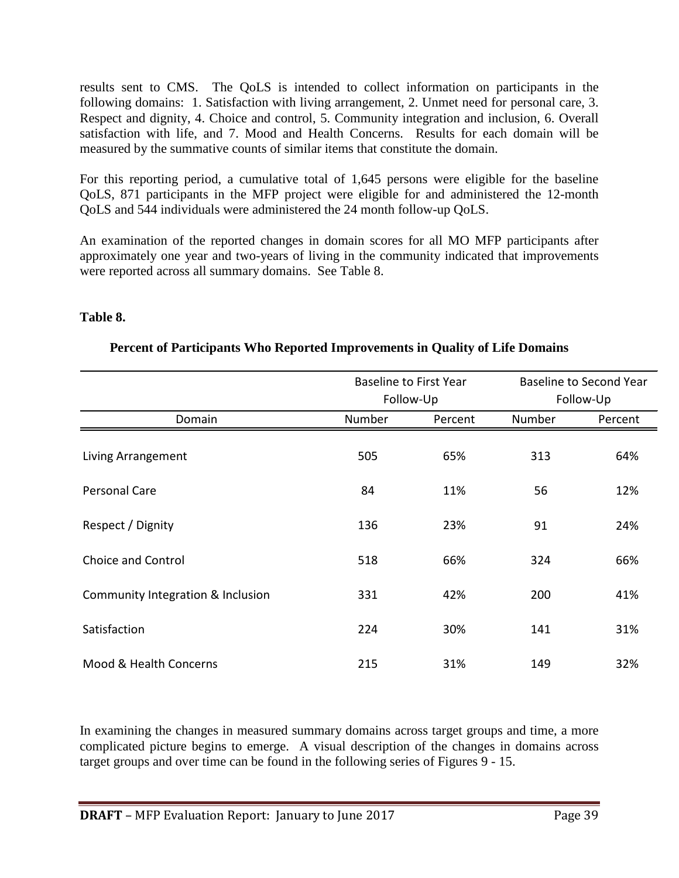results sent to CMS. The QoLS is intended to collect information on participants in the following domains: 1. Satisfaction with living arrangement, 2. Unmet need for personal care, 3. Respect and dignity, 4. Choice and control, 5. Community integration and inclusion, 6. Overall satisfaction with life, and 7. Mood and Health Concerns. Results for each domain will be measured by the summative counts of similar items that constitute the domain.

For this reporting period, a cumulative total of 1,645 persons were eligible for the baseline QoLS, 871 participants in the MFP project were eligible for and administered the 12-month QoLS and 544 individuals were administered the 24 month follow-up QoLS.

An examination of the reported changes in domain scores for all MO MFP participants after approximately one year and two-years of living in the community indicated that improvements were reported across all summary domains. See Table 8.

**Table 8.**

**Percent of Participants Who Reported Improvements in Quality of Life Domains**

| | Baseline to First Year Follow-Up | | Baseline to Second Year Follow-Up | |
|---|---|---|---|---|
| Domain | Number | Percent | Number | Percent |
| Living Arrangement | 505 | 65% | 313 | 64% |
| Personal Care | 84 | 11% | 56 | 12% |
| Respect / Dignity | 136 | 23% | 91 | 24% |
| Choice and Control | 518 | 66% | 324 | 66% |
| Community Integration & Inclusion | 331 | 42% | 200 | 41% |
| Satisfaction | 224 | 30% | 141 | 31% |
| Mood & Health Concerns | 215 | 31% | 149 | 32% |

In examining the changes in measured summary domains across target groups and time, a more complicated picture begins to emerge. A visual description of the changes in domains across target groups and over time can be found in the following series of Figures 9 - 15.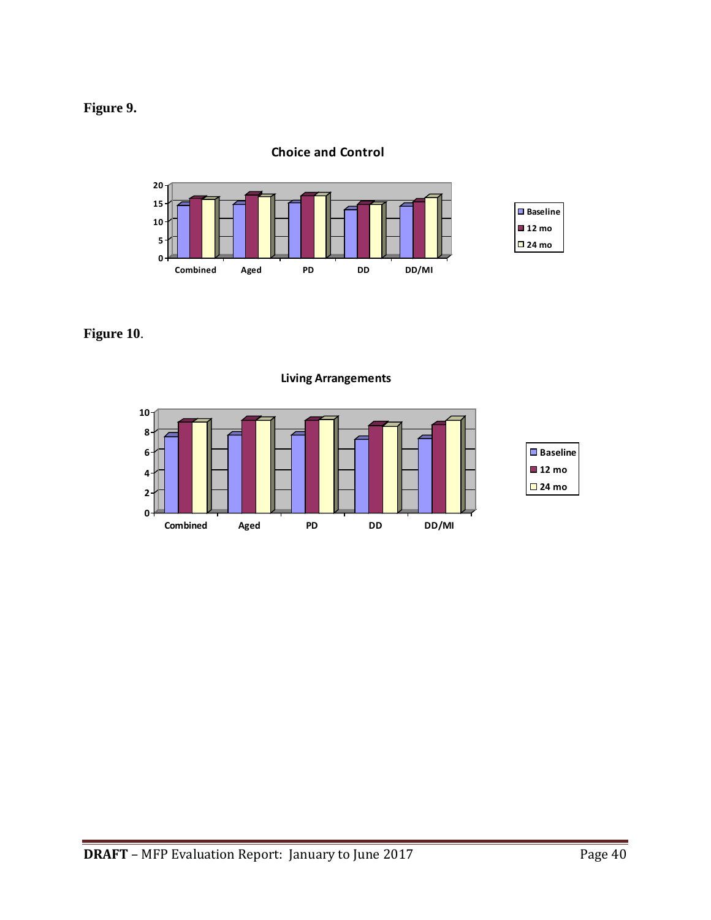**Figure 9.**

**Choice and Control**

**Figure 10.**

**Living Arrangements**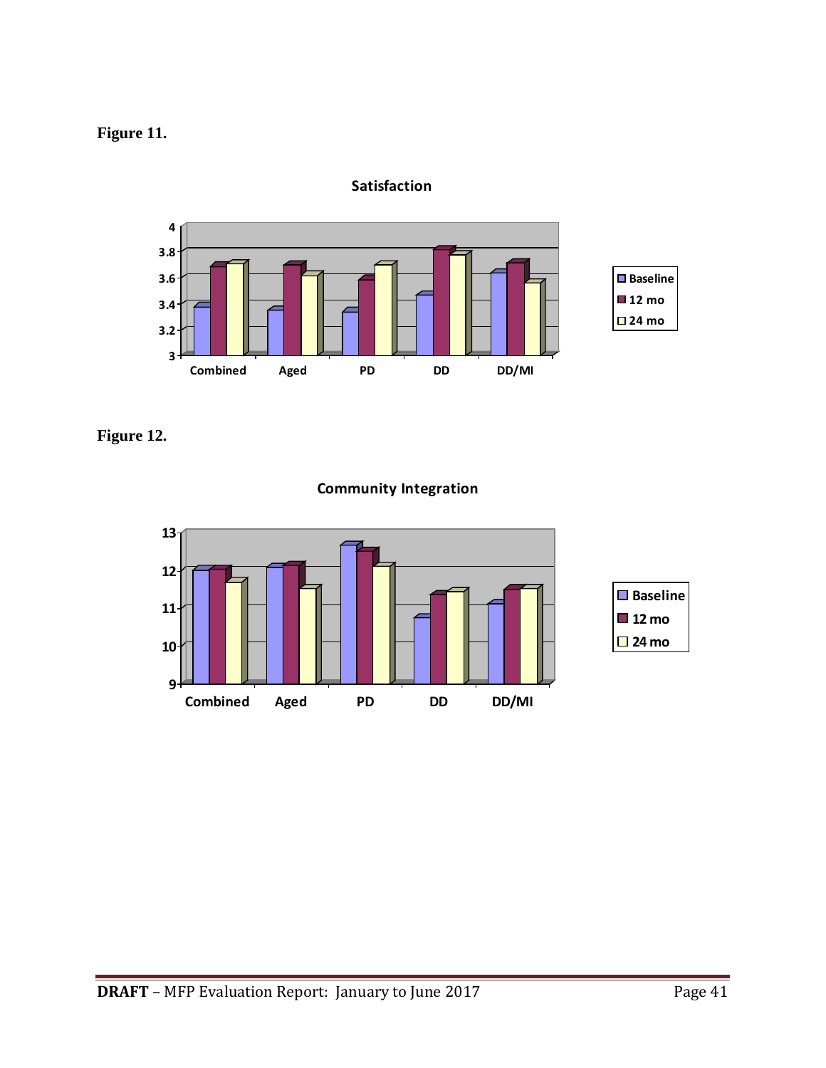**Figure 11.**

**Satisfaction**

**Figure 12.**

**Community Integration**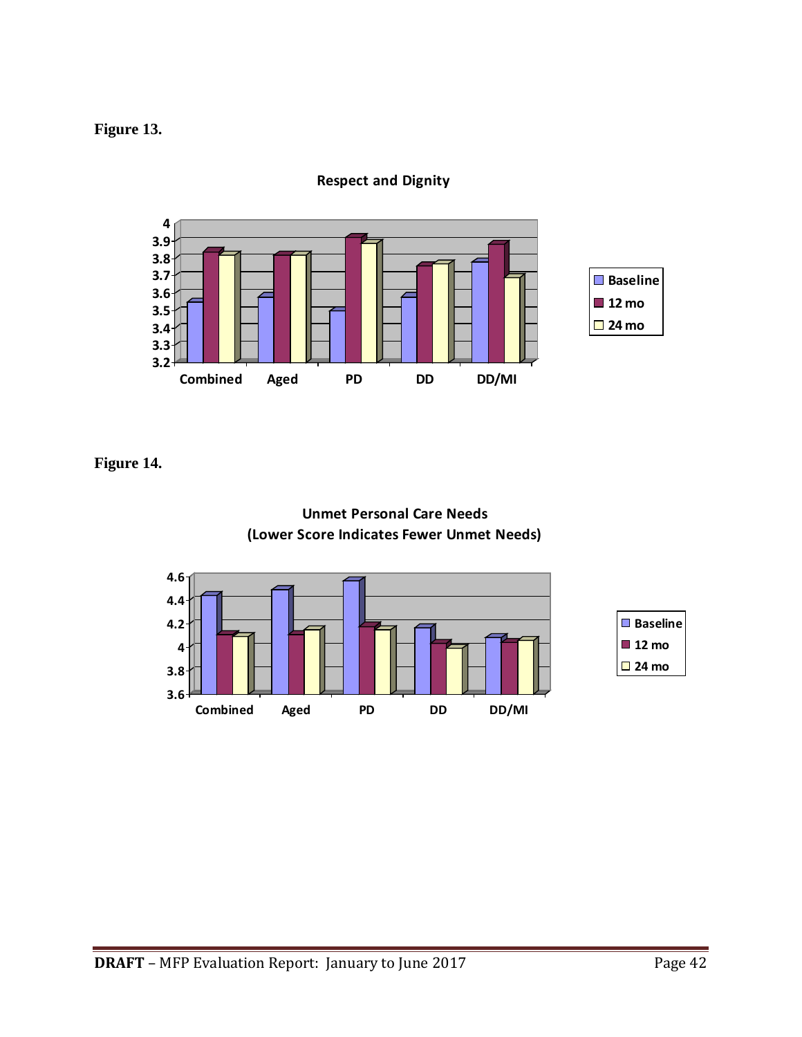**Figure 13.**

**Respect and Dignity**

**Figure 14.**

**Unmet Personal Care Needs (Lower Score Indicates Fewer Unmet Needs)**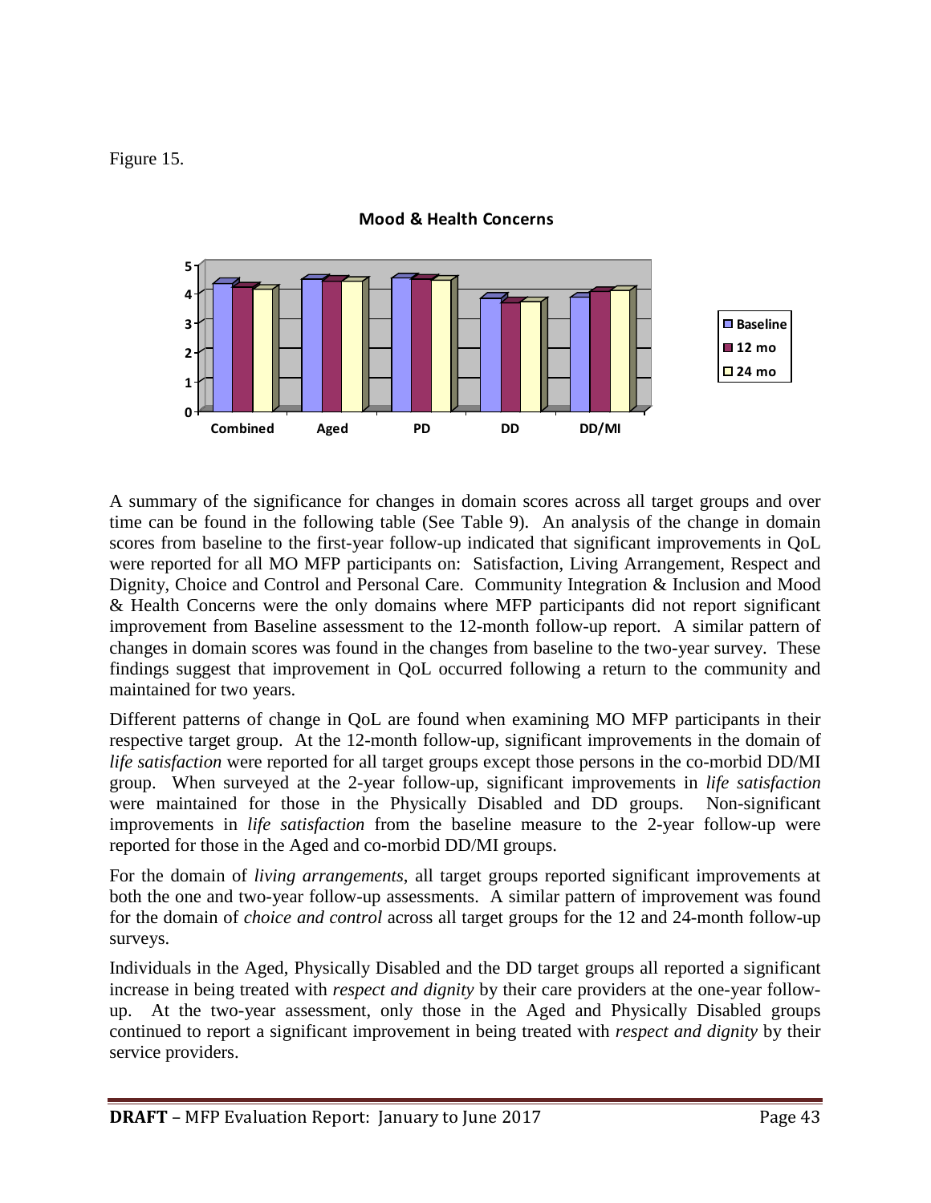Figure 15.

**Mood & Health Concerns**

A summary of the significance for changes in domain scores across all target groups and over time can be found in the following table (See Table 9). An analysis of the change in domain scores from baseline to the first-year follow-up indicated that significant improvements in QoL were reported for all MO MFP participants on: Satisfaction, Living Arrangement, Respect and Dignity, Choice and Control and Personal Care. Community Integration & Inclusion and Mood & Health Concerns were the only domains where MFP participants did not report significant improvement from Baseline assessment to the 12-month follow-up report. A similar pattern of changes in domain scores was found in the changes from baseline to the two-year survey. These findings suggest that improvement in QoL occurred following a return to the community and maintained for two years.

Different patterns of change in QoL are found when examining MO MFP participants in their respective target group. At the 12-month follow-up, significant improvements in the domain of *life satisfaction* were reported for all target groups except those persons in the co-morbid DD/MI group. When surveyed at the 2-year follow-up, significant improvements in *life satisfaction* were maintained for those in the Physically Disabled and DD groups. Non-significant improvements in *life satisfaction* from the baseline measure to the 2-year follow-up were reported for those in the Aged and co-morbid DD/MI groups.

For the domain of *living arrangements*, all target groups reported significant improvements at both the one and two-year follow-up assessments. A similar pattern of improvement was found for the domain of *choice and control* across all target groups for the 12 and 24-month follow-up surveys.

Individuals in the Aged, Physically Disabled and the DD target groups all reported a significant increase in being treated with *respect and dignity* by their care providers at the one-year follow-up. At the two-year assessment, only those in the Aged and Physically Disabled groups continued to report a significant improvement in being treated with *respect and dignity* by their service providers.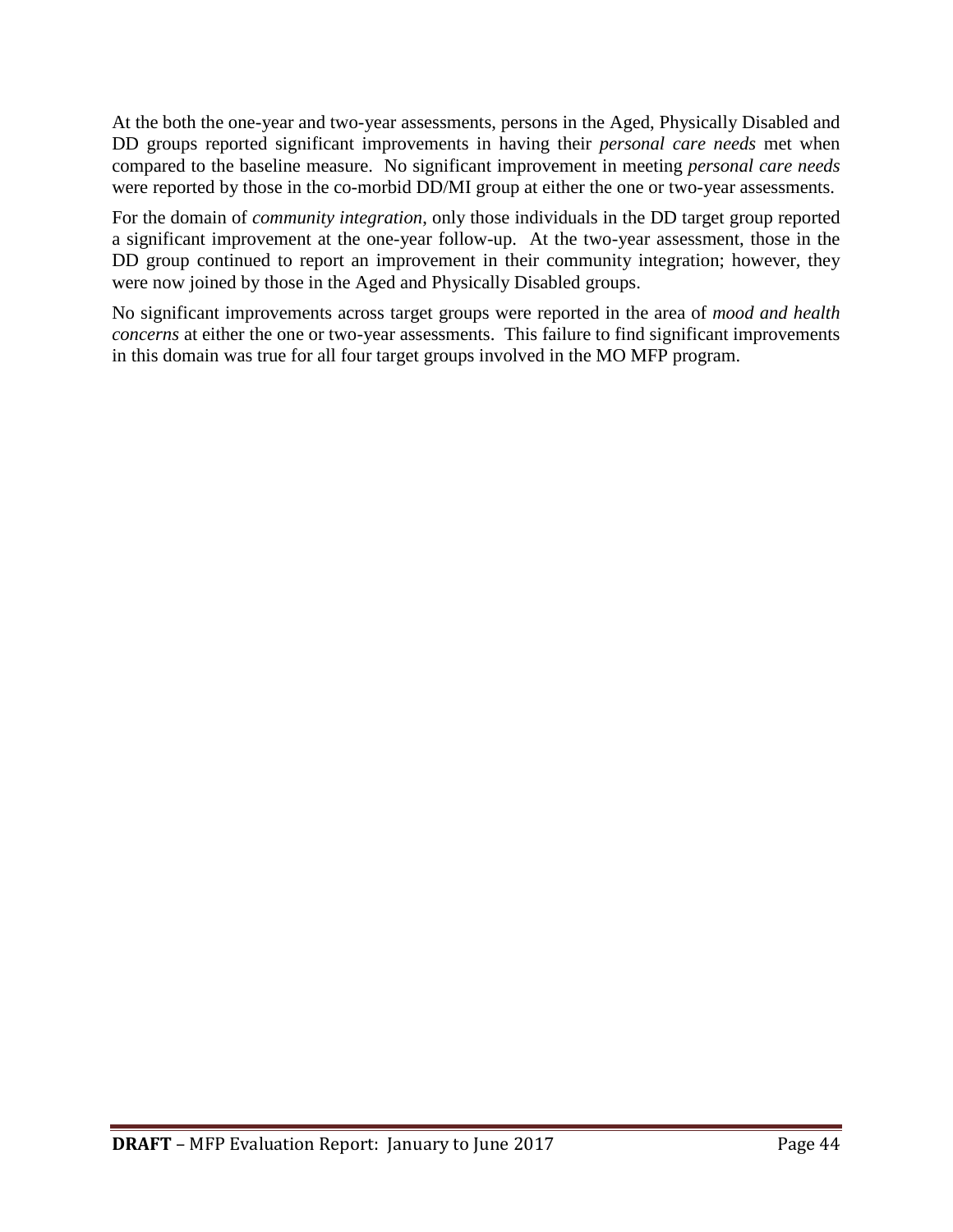At the both the one-year and two-year assessments, persons in the Aged, Physically Disabled and DD groups reported significant improvements in having their *personal care needs* met when compared to the baseline measure. No significant improvement in meeting *personal care needs* were reported by those in the co-morbid DD/MI group at either the one or two-year assessments.

For the domain of *community integration*, only those individuals in the DD target group reported a significant improvement at the one-year follow-up. At the two-year assessment, those in the DD group continued to report an improvement in their community integration; however, they were now joined by those in the Aged and Physically Disabled groups.

No significant improvements across target groups were reported in the area of *mood and health concerns* at either the one or two-year assessments. This failure to find significant improvements in this domain was true for all four target groups involved in the MO MFP program.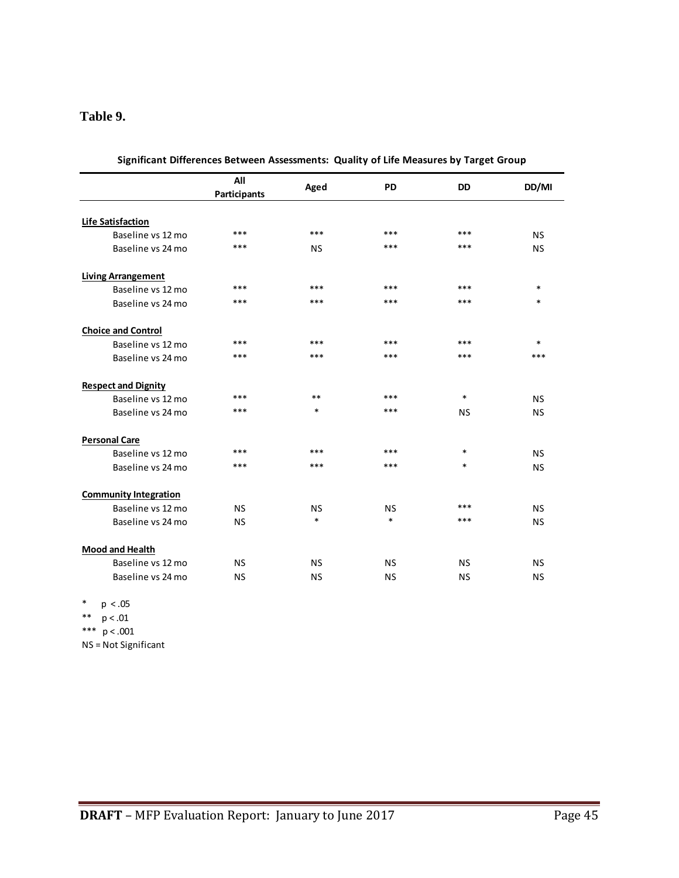**Table 9.**

**Significant Differences Between Assessments: Quality of Life Measures by Target Group**

| | All Participants | Aged | PD | DD | DD/MI |
|---|---|---|---|---|---|
| **Life Satisfaction** | | | | | |
| Baseline vs 12 mo | *** | *** | *** | *** | NS |
| Baseline vs 24 mo | *** | NS | *** | *** | NS |
| **Living Arrangement** | | | | | |
| Baseline vs 12 mo | *** | *** | *** | *** | * |
| Baseline vs 24 mo | *** | *** | *** | *** | * |
| **Choice and Control** | | | | | |
| Baseline vs 12 mo | *** | *** | *** | *** | * |
| Baseline vs 24 mo | *** | *** | *** | *** | *** |
| **Respect and Dignity** | | | | | |
| Baseline vs 12 mo | *** | ** | *** | * | NS |
| Baseline vs 24 mo | *** | * | *** | NS | NS |
| **Personal Care** | | | | | |
| Baseline vs 12 mo | *** | *** | *** | * | NS |
| Baseline vs 24 mo | *** | *** | *** | * | NS |
| **Community Integration** | | | | | |
| Baseline vs 12 mo | NS | NS | NS | *** | NS |
| Baseline vs 24 mo | NS | * | * | *** | NS |
| **Mood and Health** | | | | | |
| Baseline vs 12 mo | NS | NS | NS | NS | NS |
| Baseline vs 24 mo | NS | NS | NS | NS | NS |

\* $p < .05$  
\** $p < .01$  
\*** $p < .001$  
NS = Not Significant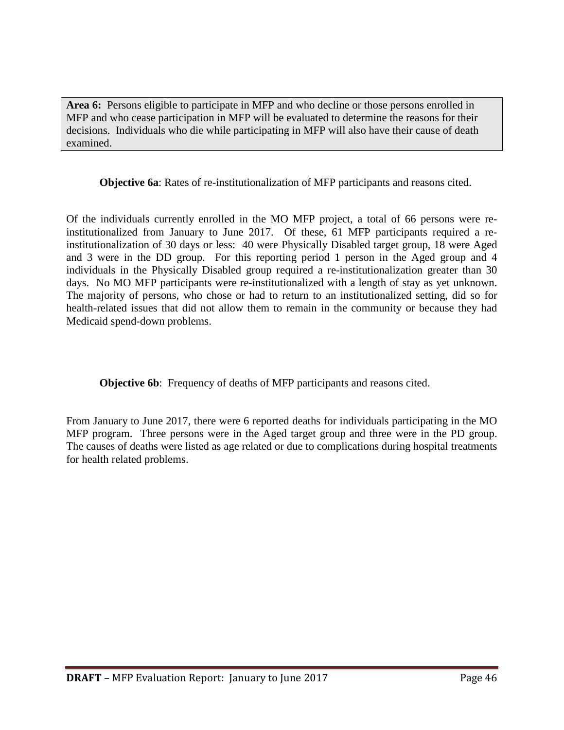**Area 6:** Persons eligible to participate in MFP and who decline or those persons enrolled in MFP and who cease participation in MFP will be evaluated to determine the reasons for their decisions. Individuals who die while participating in MFP will also have their cause of death examined.

**Objective 6a**: Rates of re-institutionalization of MFP participants and reasons cited.

Of the individuals currently enrolled in the MO MFP project, a total of 66 persons were re-institutionalized from January to June 2017. Of these, 61 MFP participants required a re-institutionalization of 30 days or less: 40 were Physically Disabled target group, 18 were Aged and 3 were in the DD group. For this reporting period 1 person in the Aged group and 4 individuals in the Physically Disabled group required a re-institutionalization greater than 30 days. No MO MFP participants were re-institutionalized with a length of stay as yet unknown. The majority of persons, who chose or had to return to an institutionalized setting, did so for health-related issues that did not allow them to remain in the community or because they had Medicaid spend-down problems.

**Objective 6b**: Frequency of deaths of MFP participants and reasons cited.

From January to June 2017, there were 6 reported deaths for individuals participating in the MO MFP program. Three persons were in the Aged target group and three were in the PD group. The causes of deaths were listed as age related or due to complications during hospital treatments for health related problems.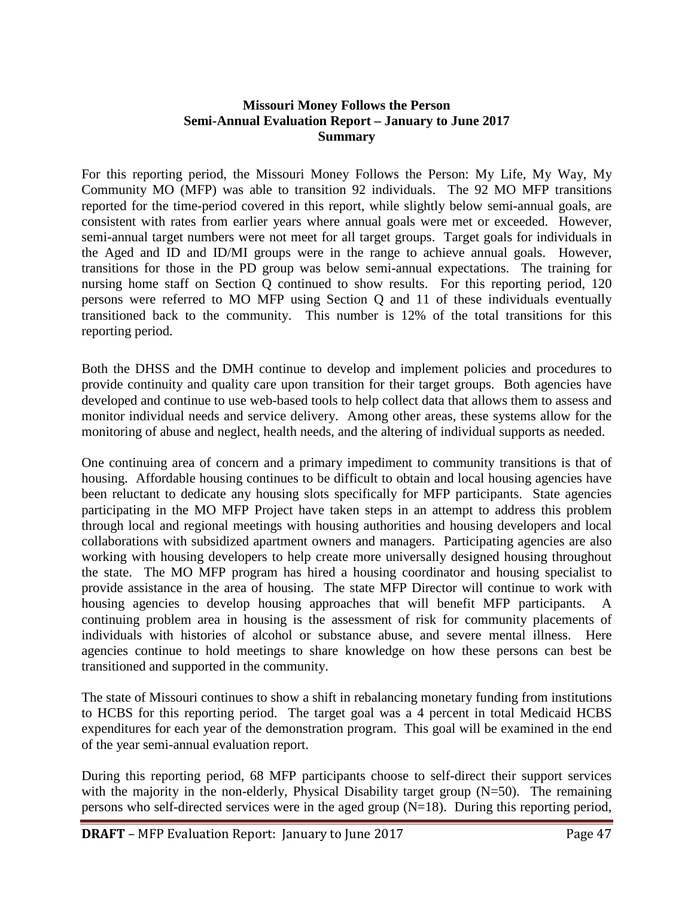**Missouri Money Follows the Person**
**Semi-Annual Evaluation Report – January to June 2017**
**Summary**

For this reporting period, the Missouri Money Follows the Person: My Life, My Way, My Community MO (MFP) was able to transition 92 individuals. The 92 MO MFP transitions reported for the time-period covered in this report, while slightly below semi-annual goals, are consistent with rates from earlier years where annual goals were met or exceeded. However, semi-annual target numbers were not meet for all target groups. Target goals for individuals in the Aged and ID and ID/MI groups were in the range to achieve annual goals. However, transitions for those in the PD group was below semi-annual expectations. The training for nursing home staff on Section Q continued to show results. For this reporting period, 120 persons were referred to MO MFP using Section Q and 11 of these individuals eventually transitioned back to the community. This number is 12% of the total transitions for this reporting period.

Both the DHSS and the DMH continue to develop and implement policies and procedures to provide continuity and quality care upon transition for their target groups. Both agencies have developed and continue to use web-based tools to help collect data that allows them to assess and monitor individual needs and service delivery. Among other areas, these systems allow for the monitoring of abuse and neglect, health needs, and the altering of individual supports as needed.

One continuing area of concern and a primary impediment to community transitions is that of housing. Affordable housing continues to be difficult to obtain and local housing agencies have been reluctant to dedicate any housing slots specifically for MFP participants. State agencies participating in the MO MFP Project have taken steps in an attempt to address this problem through local and regional meetings with housing authorities and housing developers and local collaborations with subsidized apartment owners and managers. Participating agencies are also working with housing developers to help create more universally designed housing throughout the state. The MO MFP program has hired a housing coordinator and housing specialist to provide assistance in the area of housing. The state MFP Director will continue to work with housing agencies to develop housing approaches that will benefit MFP participants. A continuing problem area in housing is the assessment of risk for community placements of individuals with histories of alcohol or substance abuse, and severe mental illness. Here agencies continue to hold meetings to share knowledge on how these persons can best be transitioned and supported in the community.

The state of Missouri continues to show a shift in rebalancing monetary funding from institutions to HCBS for this reporting period. The target goal was a 4 percent in total Medicaid HCBS expenditures for each year of the demonstration program. This goal will be examined in the end of the year semi-annual evaluation report.

During this reporting period, 68 MFP participants choose to self-direct their support services with the majority in the non-elderly, Physical Disability target group (N=50). The remaining persons who self-directed services were in the aged group (N=18). During this reporting period,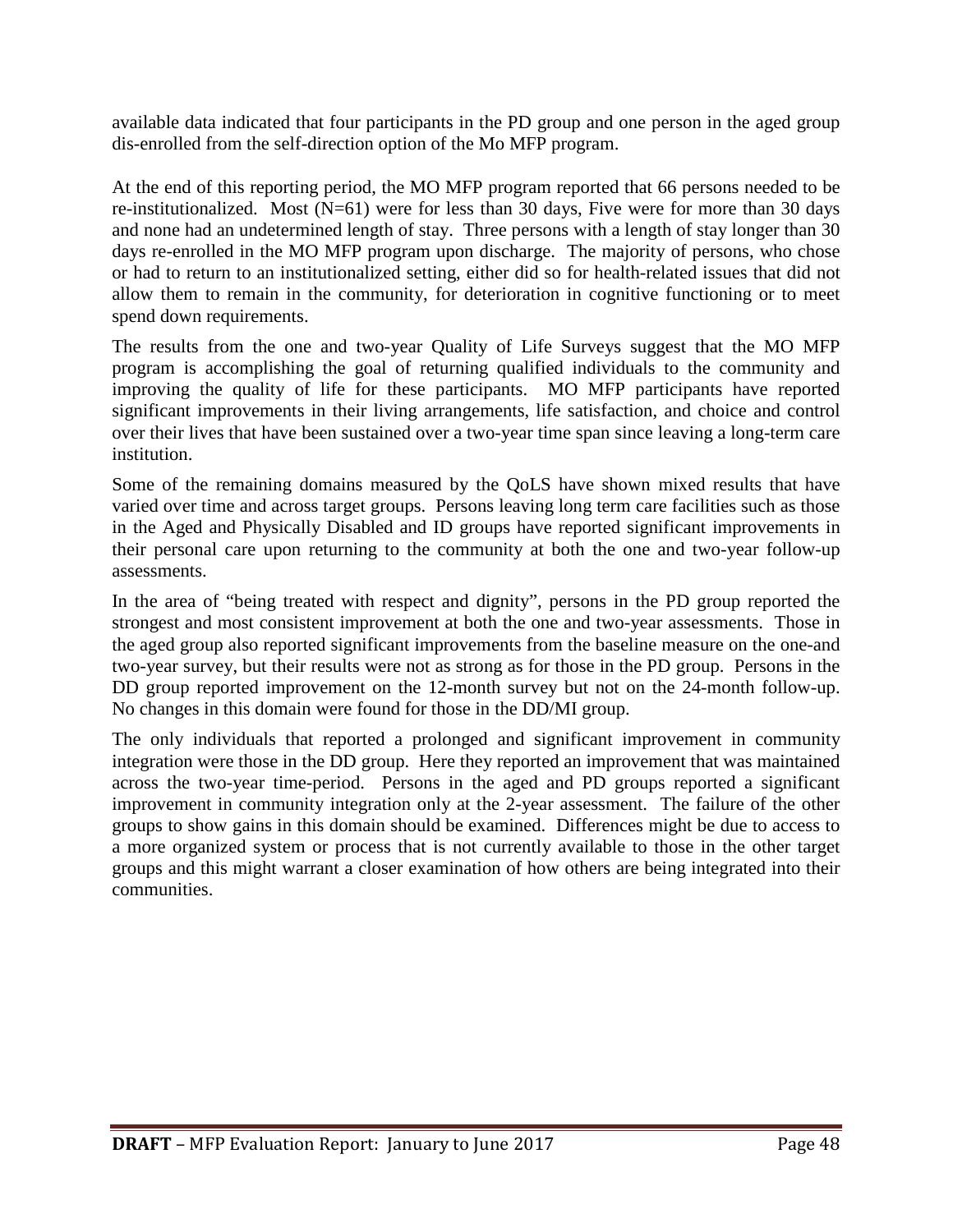available data indicated that four participants in the PD group and one person in the aged group dis-enrolled from the self-direction option of the Mo MFP program.

At the end of this reporting period, the MO MFP program reported that 66 persons needed to be re-institutionalized. Most (N=61) were for less than 30 days, Five were for more than 30 days and none had an undetermined length of stay. Three persons with a length of stay longer than 30 days re-enrolled in the MO MFP program upon discharge. The majority of persons, who chose or had to return to an institutionalized setting, either did so for health-related issues that did not allow them to remain in the community, for deterioration in cognitive functioning or to meet spend down requirements.

The results from the one and two-year Quality of Life Surveys suggest that the MO MFP program is accomplishing the goal of returning qualified individuals to the community and improving the quality of life for these participants. MO MFP participants have reported significant improvements in their living arrangements, life satisfaction, and choice and control over their lives that have been sustained over a two-year time span since leaving a long-term care institution.

Some of the remaining domains measured by the QoLS have shown mixed results that have varied over time and across target groups. Persons leaving long term care facilities such as those in the Aged and Physically Disabled and ID groups have reported significant improvements in their personal care upon returning to the community at both the one and two-year follow-up assessments.

In the area of "being treated with respect and dignity", persons in the PD group reported the strongest and most consistent improvement at both the one and two-year assessments. Those in the aged group also reported significant improvements from the baseline measure on the one-and two-year survey, but their results were not as strong as for those in the PD group. Persons in the DD group reported improvement on the 12-month survey but not on the 24-month follow-up. No changes in this domain were found for those in the DD/MI group.

The only individuals that reported a prolonged and significant improvement in community integration were those in the DD group. Here they reported an improvement that was maintained across the two-year time-period. Persons in the aged and PD groups reported a significant improvement in community integration only at the 2-year assessment. The failure of the other groups to show gains in this domain should be examined. Differences might be due to access to a more organized system or process that is not currently available to those in the other target groups and this might warrant a closer examination of how others are being integrated into their communities.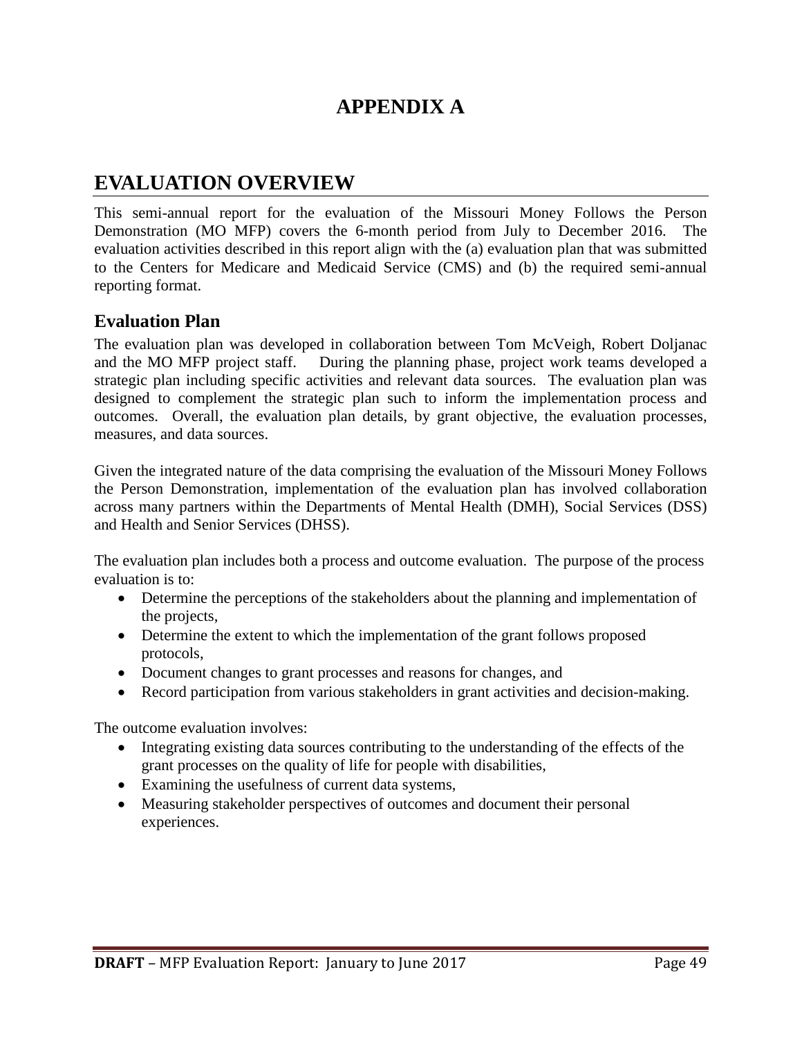# APPENDIX A

## EVALUATION OVERVIEW

This semi-annual report for the evaluation of the Missouri Money Follows the Person Demonstration (MO MFP) covers the 6-month period from July to December 2016. The evaluation activities described in this report align with the (a) evaluation plan that was submitted to the Centers for Medicare and Medicaid Service (CMS) and (b) the required semi-annual reporting format.

### Evaluation Plan

The evaluation plan was developed in collaboration between Tom McVeigh, Robert Doljanac and the MO MFP project staff. During the planning phase, project work teams developed a strategic plan including specific activities and relevant data sources. The evaluation plan was designed to complement the strategic plan such to inform the implementation process and outcomes. Overall, the evaluation plan details, by grant objective, the evaluation processes, measures, and data sources.

Given the integrated nature of the data comprising the evaluation of the Missouri Money Follows the Person Demonstration, implementation of the evaluation plan has involved collaboration across many partners within the Departments of Mental Health (DMH), Social Services (DSS) and Health and Senior Services (DHSS).

The evaluation plan includes both a process and outcome evaluation. The purpose of the process evaluation is to:

- Determine the perceptions of the stakeholders about the planning and implementation of the projects,
- Determine the extent to which the implementation of the grant follows proposed protocols,
- Document changes to grant processes and reasons for changes, and
- Record participation from various stakeholders in grant activities and decision-making.

The outcome evaluation involves:

- Integrating existing data sources contributing to the understanding of the effects of the grant processes on the quality of life for people with disabilities,
- Examining the usefulness of current data systems,
- Measuring stakeholder perspectives of outcomes and document their personal experiences.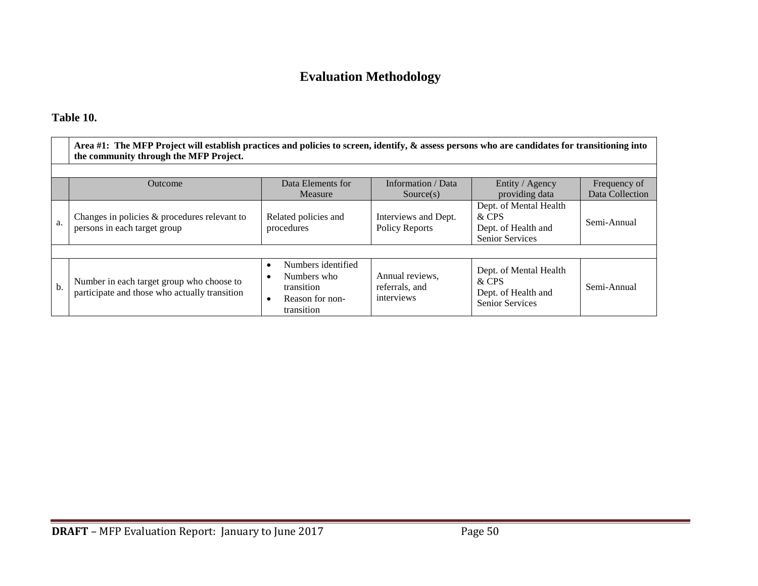# Evaluation Methodology

**Table 10.**

| | **Area #1: The MFP Project will establish practices and policies to screen, identify, & assess persons who are candidates for transitioning into the community through the MFP Project.** | | | | |
|---|---|---|---|---|---|
| | Outcome | Data Elements for Measure | Information / Data Source(s) | Entity / Agency providing data | Frequency of Data Collection |
| a. | Changes in policies & procedures relevant to persons in each target group | Related policies and procedures | Interviews and Dept. Policy Reports | Dept. of Mental Health & CPS<br>Dept. of Health and Senior Services | Semi-Annual |
| b. | Number in each target group who choose to participate and those who actually transition | • Numbers identified<br>• Numbers who transition<br>• Reason for non-transition | Annual reviews, referrals, and interviews | Dept. of Mental Health & CPS<br>Dept. of Health and Senior Services | Semi-Annual |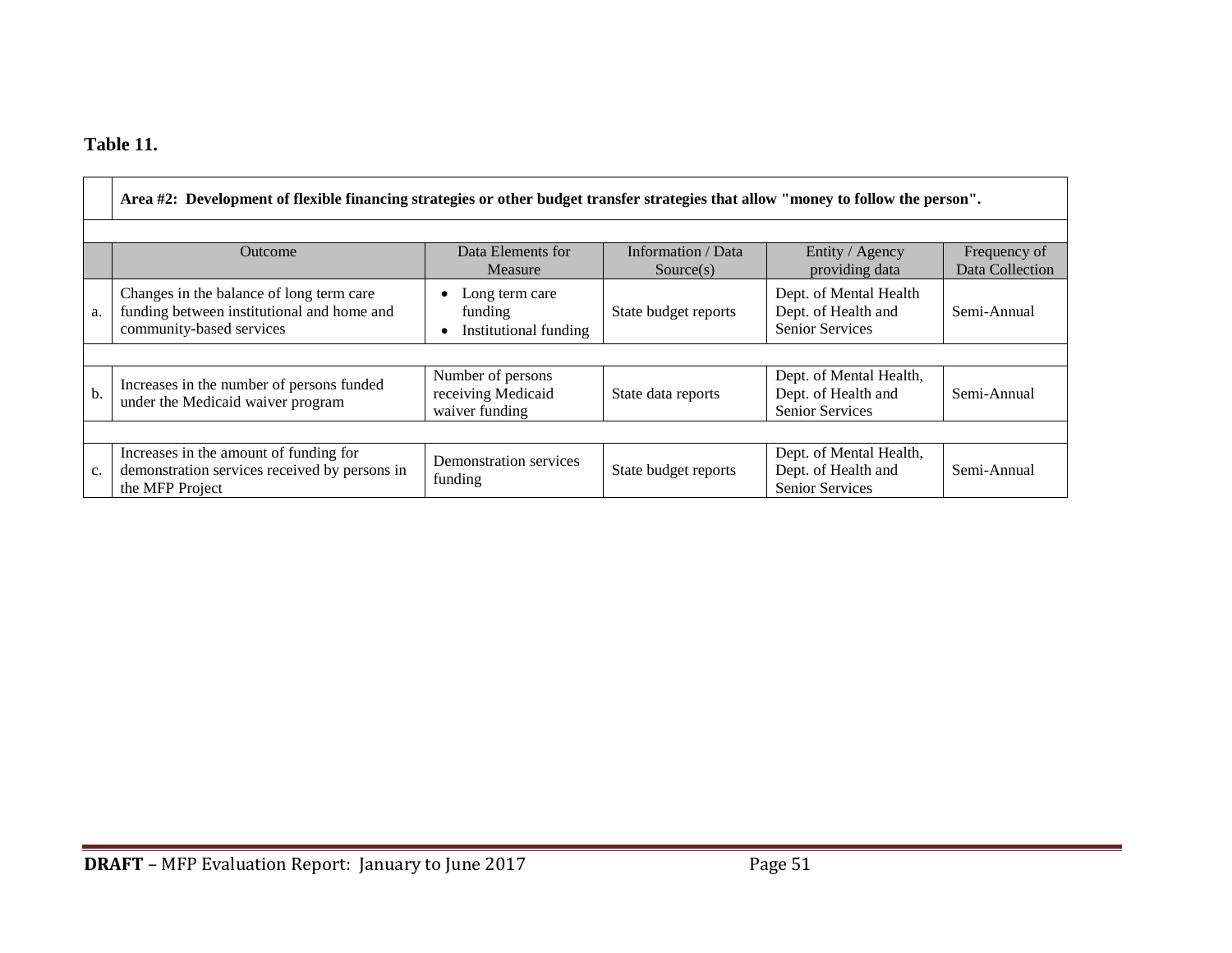**Table 11.**

| | Area #2: Development of flexible financing strategies or other budget transfer strategies that allow "money to follow the person". | | | | |
|---|---|---|---|---|---|
| | **Outcome** | **Data Elements for Measure** | **Information / Data Source(s)** | **Entity / Agency providing data** | **Frequency of Data Collection** |
| a. | Changes in the balance of long term care funding between institutional and home and community-based services | • Long term care funding<br>• Institutional funding | State budget reports | Dept. of Mental Health Dept. of Health and Senior Services | Semi-Annual |
| b. | Increases in the number of persons funded under the Medicaid waiver program | Number of persons receiving Medicaid waiver funding | State data reports | Dept. of Mental Health, Dept. of Health and Senior Services | Semi-Annual |
| c. | Increases in the amount of funding for demonstration services received by persons in the MFP Project | Demonstration services funding | State budget reports | Dept. of Mental Health, Dept. of Health and Senior Services | Semi-Annual |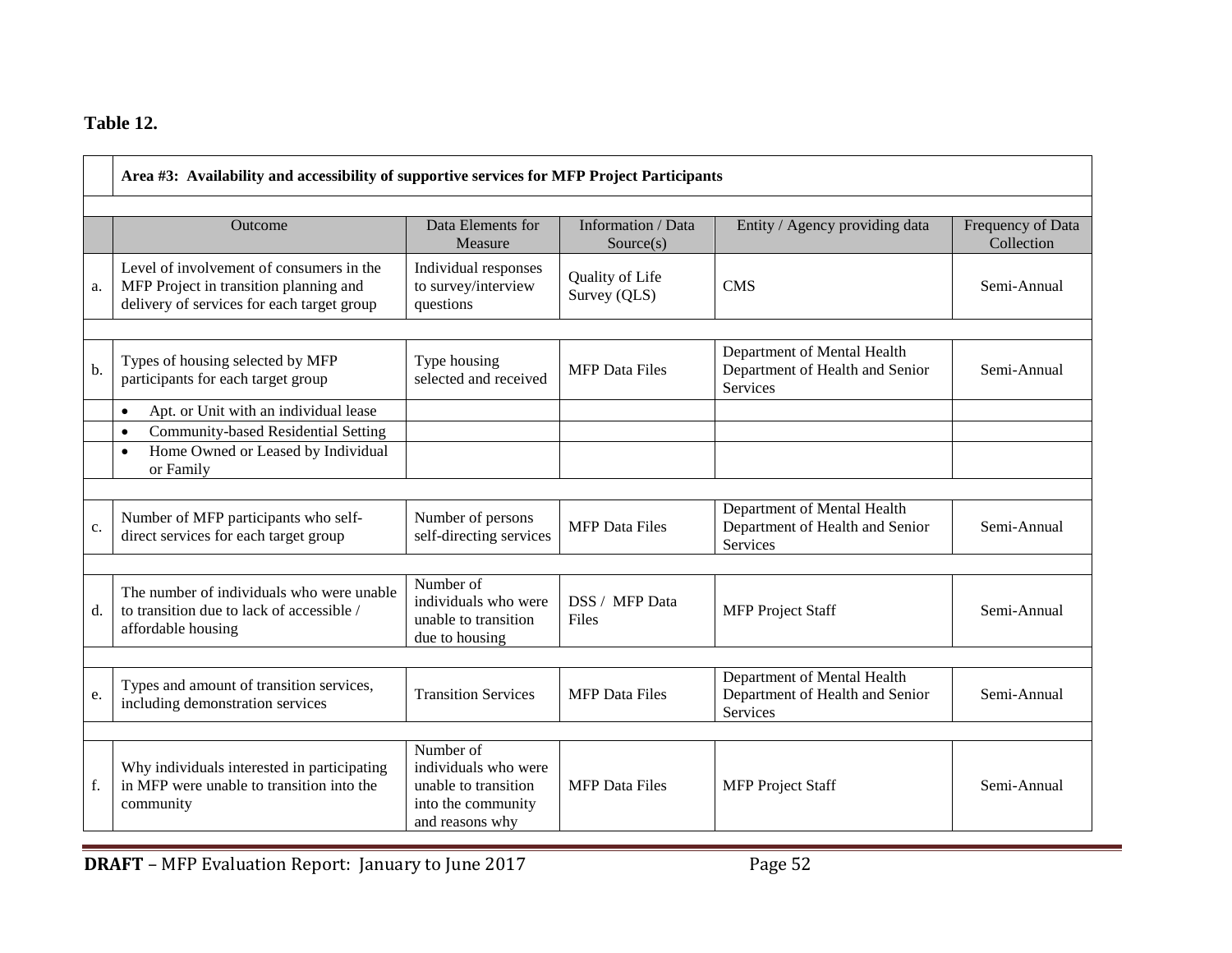**Table 12.**

| | Area #3: Availability and accessibility of supportive services for MFP Project Participants | | | | |
|---|---|---|---|---|---|
| | Outcome | Data Elements for Measure | Information / Data Source(s) | Entity / Agency providing data | Frequency of Data Collection |
| a. | Level of involvement of consumers in the MFP Project in transition planning and delivery of services for each target group | Individual responses to survey/interview questions | Quality of Life Survey (QLS) | CMS | Semi-Annual |
| b. | Types of housing selected by MFP participants for each target group | Type housing selected and received | MFP Data Files | Department of Mental Health Department of Health and Senior Services | Semi-Annual |
| | • Apt. or Unit with an individual lease | | | | |
| | • Community-based Residential Setting | | | | |
| | • Home Owned or Leased by Individual or Family | | | | |
| c. | Number of MFP participants who self-direct services for each target group | Number of persons self-directing services | MFP Data Files | Department of Mental Health Department of Health and Senior Services | Semi-Annual |
| d. | The number of individuals who were unable to transition due to lack of accessible / affordable housing | Number of individuals who were unable to transition due to housing | DSS / MFP Data Files | MFP Project Staff | Semi-Annual |
| e. | Types and amount of transition services, including demonstration services | Transition Services | MFP Data Files | Department of Mental Health Department of Health and Senior Services | Semi-Annual |
| f. | Why individuals interested in participating in MFP were unable to transition into the community | Number of individuals who were unable to transition into the community and reasons why | MFP Data Files | MFP Project Staff | Semi-Annual |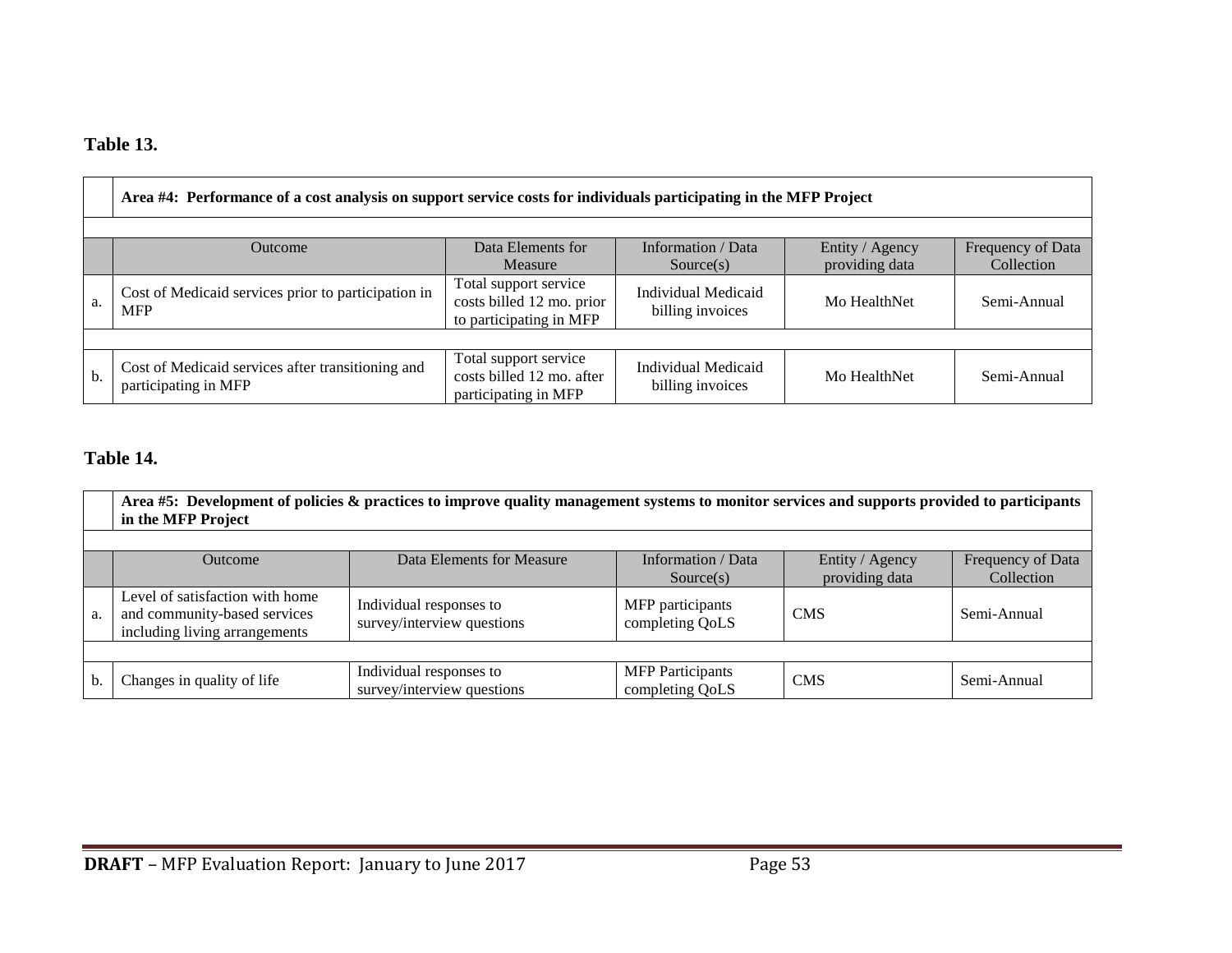**Table 13.**

| | Area #4: Performance of a cost analysis on support service costs for individuals participating in the MFP Project | | | | |
|---|---|---|---|---|---|
| | Outcome | Data Elements for Measure | Information / Data Source(s) | Entity / Agency providing data | Frequency of Data Collection |
| a. | Cost of Medicaid services prior to participation in MFP | Total support service costs billed 12 mo. prior to participating in MFP | Individual Medicaid billing invoices | Mo HealthNet | Semi-Annual |
| b. | Cost of Medicaid services after transitioning and participating in MFP | Total support service costs billed 12 mo. after participating in MFP | Individual Medicaid billing invoices | Mo HealthNet | Semi-Annual |

**Table 14.**

| | Area #5: Development of policies & practices to improve quality management systems to monitor services and supports provided to participants in the MFP Project | | | | |
|---|---|---|---|---|---|
| | Outcome | Data Elements for Measure | Information / Data Source(s) | Entity / Agency providing data | Frequency of Data Collection |
| a. | Level of satisfaction with home and community-based services including living arrangements | Individual responses to survey/interview questions | MFP participants completing QoLS | CMS | Semi-Annual |
| b. | Changes in quality of life | Individual responses to survey/interview questions | MFP Participants completing QoLS | CMS | Semi-Annual |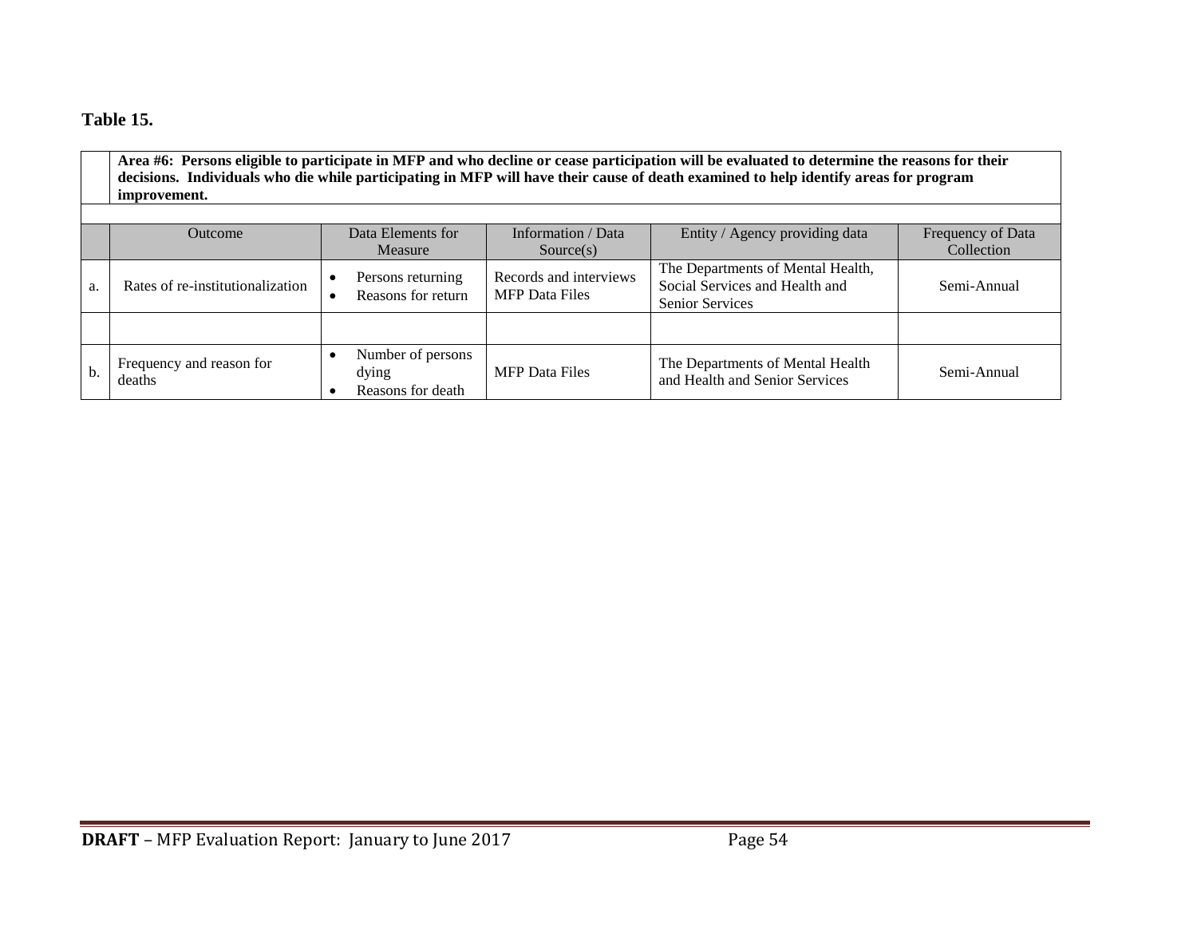**Table 15.**

| | Area #6: Persons eligible to participate in MFP and who decline or cease participation will be evaluated to determine the reasons for their decisions. Individuals who die while participating in MFP will have their cause of death examined to help identify areas for program improvement. | | | | |
|---|---|---|---|---|---|
| | | | | | |
| | Outcome | Data Elements for Measure | Information / Data Source(s) | Entity / Agency providing data | Frequency of Data Collection |
| a. | Rates of re-institutionalization | • Persons returning<br>• Reasons for return | Records and interviews MFP Data Files | The Departments of Mental Health, Social Services and Health and Senior Services | Semi-Annual |
| | | | | | |
| b. | Frequency and reason for deaths | • Number of persons dying<br>• Reasons for death | MFP Data Files | The Departments of Mental Health and Health and Senior Services | Semi-Annual |